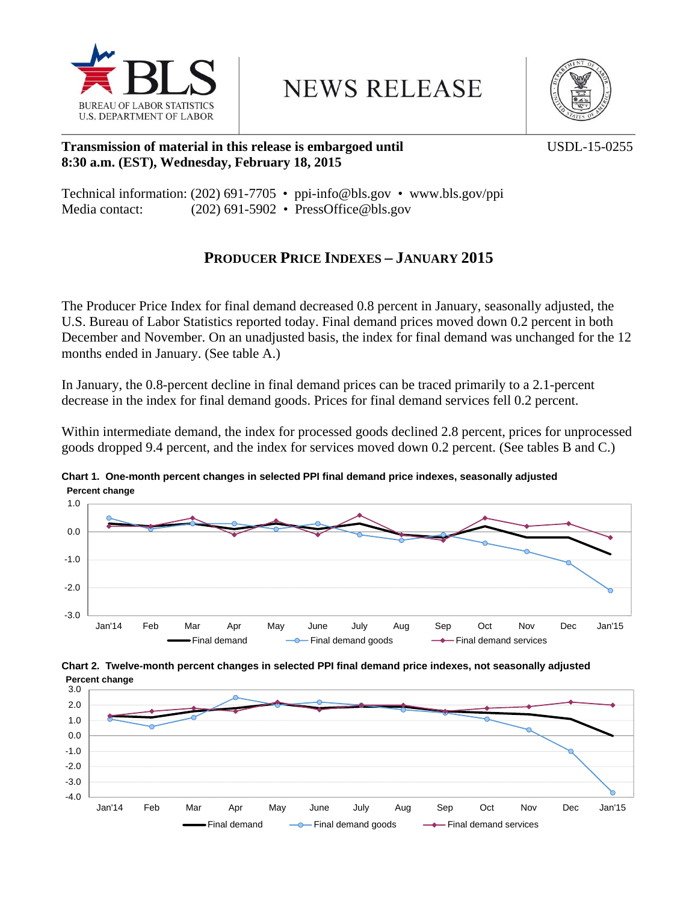BLS
BUREAU OF LABOR STATISTICS
U.S. DEPARTMENT OF LABOR

NEWS RELEASE

**Transmission of material in this release is embargoed until 8:30 a.m. (EST), Wednesday, February 18, 2015**

USDL-15-0255

Technical information: (202) 691-7705 • ppi-info@bls.gov • www.bls.gov/ppi
Media contact: (202) 691-5902 • PressOffice@bls.gov

# PRODUCER PRICE INDEXES – JANUARY 2015

The Producer Price Index for final demand decreased 0.8 percent in January, seasonally adjusted, the U.S. Bureau of Labor Statistics reported today. Final demand prices moved down 0.2 percent in both December and November. On an unadjusted basis, the index for final demand was unchanged for the 12 months ended in January. (See table A.)

In January, the 0.8-percent decline in final demand prices can be traced primarily to a 2.1-percent decrease in the index for final demand goods. Prices for final demand services fell 0.2 percent.

Within intermediate demand, the index for processed goods declined 2.8 percent, prices for unprocessed goods dropped 9.4 percent, and the index for services moved down 0.2 percent. (See tables B and C.)

**Chart 1. One-month percent changes in selected PPI final demand price indexes, seasonally adjusted**

**Chart 2. Twelve-month percent changes in selected PPI final demand price indexes, not seasonally adjusted**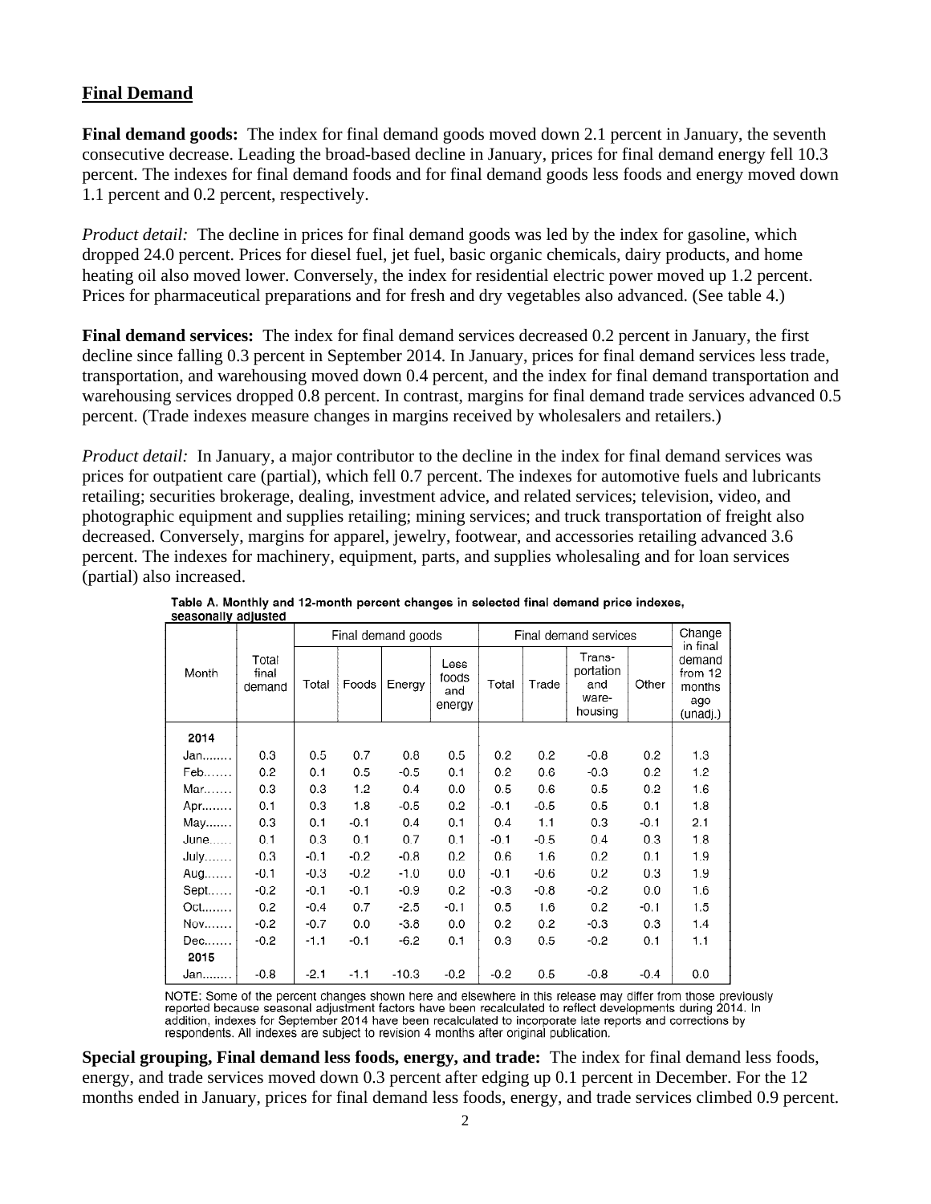## Final Demand

**Final demand goods:** The index for final demand goods moved down 2.1 percent in January, the seventh consecutive decrease. Leading the broad-based decline in January, prices for final demand energy fell 10.3 percent. The indexes for final demand foods and for final demand goods less foods and energy moved down 1.1 percent and 0.2 percent, respectively.

*Product detail:* The decline in prices for final demand goods was led by the index for gasoline, which dropped 24.0 percent. Prices for diesel fuel, jet fuel, basic organic chemicals, dairy products, and home heating oil also moved lower. Conversely, the index for residential electric power moved up 1.2 percent. Prices for pharmaceutical preparations and for fresh and dry vegetables also advanced. (See table 4.)

**Final demand services:** The index for final demand services decreased 0.2 percent in January, the first decline since falling 0.3 percent in September 2014. In January, prices for final demand services less trade, transportation, and warehousing moved down 0.4 percent, and the index for final demand transportation and warehousing services dropped 0.8 percent. In contrast, margins for final demand trade services advanced 0.5 percent. (Trade indexes measure changes in margins received by wholesalers and retailers.)

*Product detail:* In January, a major contributor to the decline in the index for final demand services was prices for outpatient care (partial), which fell 0.7 percent. The indexes for automotive fuels and lubricants retailing; securities brokerage, dealing, investment advice, and related services; television, video, and photographic equipment and supplies retailing; mining services; and truck transportation of freight also decreased. Conversely, margins for apparel, jewelry, footwear, and accessories retailing advanced 3.6 percent. The indexes for machinery, equipment, parts, and supplies wholesaling and for loan services (partial) also increased.

**Table A. Monthly and 12-month percent changes in selected final demand price indexes, seasonally adjusted**

| Month | Total final demand | Final demand goods | | | | Final demand services | | | | Change in final demand from 12 months ago (unadj.) |
|---|---|---|---|---|---|---|---|---|---|---|
| | | Total | Foods | Energy | Less foods and energy | Total | Trade | Transportation and warehousing | Other | |
| **2014** | | | | | | | | | | |
| Jan........ | 0.3 | 0.5 | 0.7 | 0.8 | 0.5 | 0.2 | 0.2 | -0.8 | 0.2 | 1.3 |
| Feb....... | 0.2 | 0.1 | 0.5 | -0.5 | 0.1 | 0.2 | 0.6 | -0.3 | 0.2 | 1.2 |
| Mar....... | 0.3 | 0.3 | 1.2 | 0.4 | 0.0 | 0.5 | 0.6 | 0.5 | 0.2 | 1.6 |
| Apr........ | 0.1 | 0.3 | 1.8 | -0.5 | 0.2 | -0.1 | -0.5 | 0.5 | 0.1 | 1.8 |
| May....... | 0.3 | 0.1 | -0.1 | 0.4 | 0.1 | 0.4 | 1.1 | 0.3 | -0.1 | 2.1 |
| June...... | 0.1 | 0.3 | 0.1 | 0.7 | 0.1 | -0.1 | -0.5 | 0.4 | 0.3 | 1.8 |
| July....... | 0.3 | -0.1 | -0.2 | -0.8 | 0.2 | 0.6 | 1.6 | 0.2 | 0.1 | 1.9 |
| Aug....... | -0.1 | -0.3 | -0.2 | -1.0 | 0.0 | -0.1 | -0.6 | 0.2 | 0.3 | 1.9 |
| Sept...... | -0.2 | -0.1 | -0.1 | -0.9 | 0.2 | -0.3 | -0.8 | -0.2 | 0.0 | 1.6 |
| Oct........ | 0.2 | -0.4 | 0.7 | -2.5 | -0.1 | 0.5 | 1.6 | 0.2 | -0.1 | 1.5 |
| Nov....... | -0.2 | -0.7 | 0.0 | -3.8 | 0.0 | 0.2 | 0.2 | -0.3 | 0.3 | 1.4 |
| Dec....... | -0.2 | -1.1 | -0.1 | -6.2 | 0.1 | 0.3 | 0.5 | -0.2 | 0.1 | 1.1 |
| **2015** | | | | | | | | | | |
| Jan........ | -0.8 | -2.1 | -1.1 | -10.3 | -0.2 | -0.2 | 0.5 | -0.8 | -0.4 | 0.0 |

NOTE: Some of the percent changes shown here and elsewhere in this release may differ from those previously reported because seasonal adjustment factors have been recalculated to reflect developments during 2014. In addition, indexes for September 2014 have been recalculated to incorporate late reports and corrections by respondents. All indexes are subject to revision 4 months after original publication.

**Special grouping, Final demand less foods, energy, and trade:** The index for final demand less foods, energy, and trade services moved down 0.3 percent after edging up 0.1 percent in December. For the 12 months ended in January, prices for final demand less foods, energy, and trade services climbed 0.9 percent.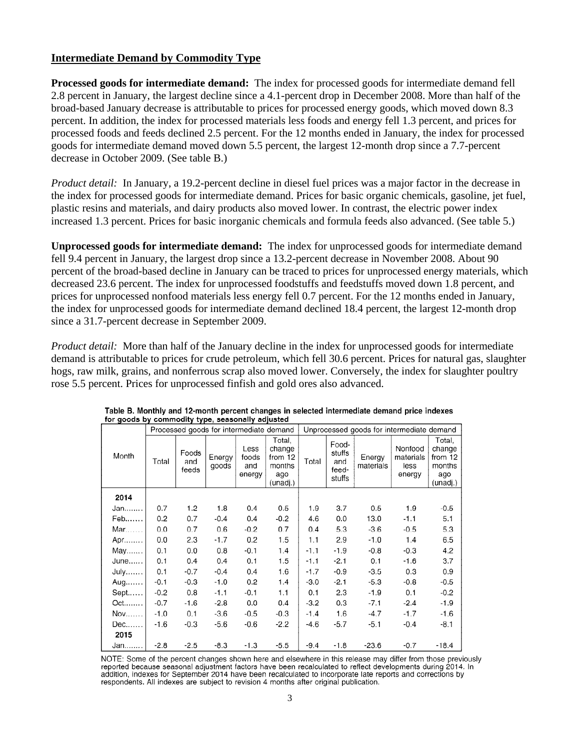## Intermediate Demand by Commodity Type

**Processed goods for intermediate demand:** The index for processed goods for intermediate demand fell 2.8 percent in January, the largest decline since a 4.1-percent drop in December 2008. More than half of the broad-based January decrease is attributable to prices for processed energy goods, which moved down 8.3 percent. In addition, the index for processed materials less foods and energy fell 1.3 percent, and prices for processed foods and feeds declined 2.5 percent. For the 12 months ended in January, the index for processed goods for intermediate demand moved down 5.5 percent, the largest 12-month drop since a 7.7-percent decrease in October 2009. (See table B.)

*Product detail:* In January, a 19.2-percent decline in diesel fuel prices was a major factor in the decrease in the index for processed goods for intermediate demand. Prices for basic organic chemicals, gasoline, jet fuel, plastic resins and materials, and dairy products also moved lower. In contrast, the electric power index increased 1.3 percent. Prices for basic inorganic chemicals and formula feeds also advanced. (See table 5.)

**Unprocessed goods for intermediate demand:** The index for unprocessed goods for intermediate demand fell 9.4 percent in January, the largest drop since a 13.2-percent decrease in November 2008. About 90 percent of the broad-based decline in January can be traced to prices for unprocessed energy materials, which decreased 23.6 percent. The index for unprocessed foodstuffs and feedstuffs moved down 1.8 percent, and prices for unprocessed nonfood materials less energy fell 0.7 percent. For the 12 months ended in January, the index for unprocessed goods for intermediate demand declined 18.4 percent, the largest 12-month drop since a 31.7-percent decrease in September 2009.

*Product detail:* More than half of the January decline in the index for unprocessed goods for intermediate demand is attributable to prices for crude petroleum, which fell 30.6 percent. Prices for natural gas, slaughter hogs, raw milk, grains, and nonferrous scrap also moved lower. Conversely, the index for slaughter poultry rose 5.5 percent. Prices for unprocessed finfish and gold ores also advanced.

Table B. Monthly and 12-month percent changes in selected intermediate demand price indexes for goods by commodity type, seasonally adjusted

| Month | Processed goods for intermediate demand | | | | | Unprocessed goods for intermediate demand | | | | |
|---|---|---|---|---|---|---|---|---|---|---|
| | Total | Foods and feeds | Energy goods | Less foods and energy | Total, change from 12 months ago (unadj.) | Total | Foodstuffs and feedstuffs | Energy materials | Nonfood materials less energy | Total, change from 12 months ago (unadj.) |
| **2014** | | | | | | | | | | |
| Jan........ | 0.7 | 1.2 | 1.8 | 0.4 | 0.5 | 1.9 | 3.7 | 0.5 | 1.9 | -0.5 |
| Feb........ | 0.2 | 0.7 | -0.4 | 0.4 | -0.2 | 4.6 | 0.0 | 13.0 | -1.1 | 5.1 |
| Mar........ | 0.0 | 0.7 | 0.6 | -0.2 | 0.7 | 0.4 | 5.3 | -3.6 | -0.5 | 5.3 |
| Apr........ | 0.0 | 2.3 | -1.7 | 0.2 | 1.5 | 1.1 | 2.9 | -1.0 | 1.4 | 6.5 |
| May........ | 0.1 | 0.0 | 0.8 | -0.1 | 1.4 | -1.1 | -1.9 | -0.8 | -0.3 | 4.2 |
| June........ | 0.1 | 0.4 | 0.4 | 0.1 | 1.5 | -1.1 | -2.1 | 0.1 | -1.6 | 3.7 |
| July........ | 0.1 | -0.7 | -0.4 | 0.4 | 1.6 | -1.7 | -0.9 | -3.5 | 0.3 | 0.9 |
| Aug........ | -0.1 | -0.3 | -1.0 | 0.2 | 1.4 | -3.0 | -2.1 | -5.3 | -0.8 | -0.5 |
| Sept........ | -0.2 | 0.8 | -1.1 | -0.1 | 1.1 | 0.1 | 2.3 | -1.9 | 0.1 | -0.2 |
| Oct........ | -0.7 | -1.6 | -2.8 | 0.0 | 0.4 | -3.2 | 0.3 | -7.1 | -2.4 | -1.9 |
| Nov........ | -1.0 | 0.1 | -3.6 | -0.5 | -0.3 | -1.4 | 1.6 | -4.7 | -1.7 | -1.6 |
| Dec........ | -1.6 | -0.3 | -5.6 | -0.6 | -2.2 | -4.6 | -5.7 | -5.1 | -0.4 | -8.1 |
| **2015** | | | | | | | | | | |
| Jan........ | -2.8 | -2.5 | -8.3 | -1.3 | -5.5 | -9.4 | -1.8 | -23.6 | -0.7 | -18.4 |

NOTE: Some of the percent changes shown here and elsewhere in this release may differ from those previously reported because seasonal adjustment factors have been recalculated to reflect developments during 2014. In addition, indexes for September 2014 have been recalculated to incorporate late reports and corrections by respondents. All indexes are subject to revision 4 months after original publication.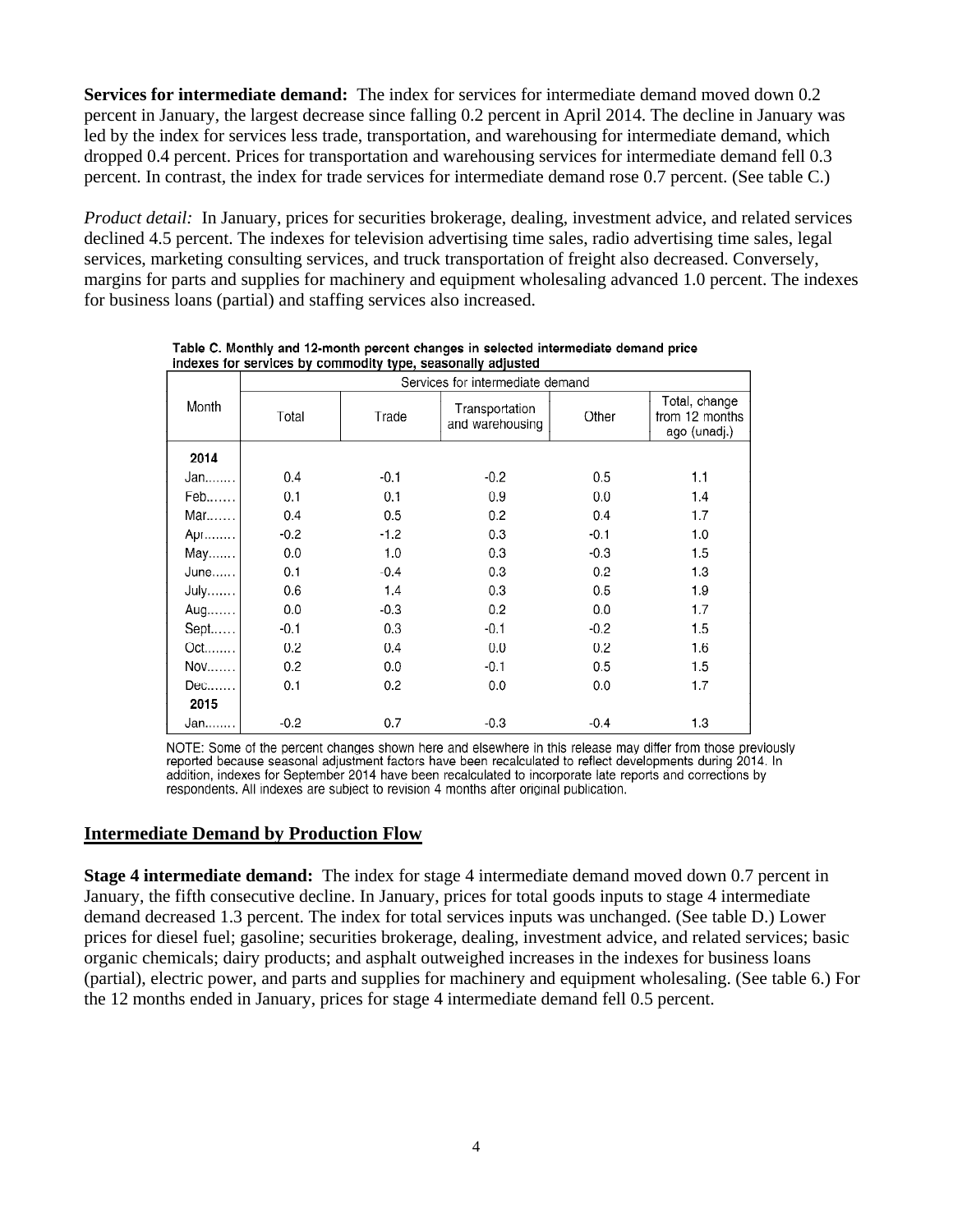**Services for intermediate demand:** The index for services for intermediate demand moved down 0.2 percent in January, the largest decrease since falling 0.2 percent in April 2014. The decline in January was led by the index for services less trade, transportation, and warehousing for intermediate demand, which dropped 0.4 percent. Prices for transportation and warehousing services for intermediate demand fell 0.3 percent. In contrast, the index for trade services for intermediate demand rose 0.7 percent. (See table C.)

*Product detail:* In January, prices for securities brokerage, dealing, investment advice, and related services declined 4.5 percent. The indexes for television advertising time sales, radio advertising time sales, legal services, marketing consulting services, and truck transportation of freight also decreased. Conversely, margins for parts and supplies for machinery and equipment wholesaling advanced 1.0 percent. The indexes for business loans (partial) and staffing services also increased.

Table C. Monthly and 12-month percent changes in selected intermediate demand price indexes for services by commodity type, seasonally adjusted

| Month | Services for intermediate demand | | | | |
|---|---|---|---|---|---|
| | Total | Trade | Transportation and warehousing | Other | Total, change from 12 months ago (unadj.) |
| **2014** | | | | | |
| Jan........ | 0.4 | -0.1 | -0.2 | 0.5 | 1.1 |
| Feb........ | 0.1 | 0.1 | 0.9 | 0.0 | 1.4 |
| Mar........ | 0.4 | 0.5 | 0.2 | 0.4 | 1.7 |
| Apr........ | -0.2 | -1.2 | 0.3 | -0.1 | 1.0 |
| May........ | 0.0 | 1.0 | 0.3 | -0.3 | 1.5 |
| June...... | 0.1 | -0.4 | 0.3 | 0.2 | 1.3 |
| July........ | 0.6 | 1.4 | 0.3 | 0.5 | 1.9 |
| Aug........ | 0.0 | -0.3 | 0.2 | 0.0 | 1.7 |
| Sept...... | -0.1 | 0.3 | -0.1 | -0.2 | 1.5 |
| Oct........ | 0.2 | 0.4 | 0.0 | 0.2 | 1.6 |
| Nov........ | 0.2 | 0.0 | -0.1 | 0.5 | 1.5 |
| Dec........ | 0.1 | 0.2 | 0.0 | 0.0 | 1.7 |
| **2015** | | | | | |
| Jan........ | -0.2 | 0.7 | -0.3 | -0.4 | 1.3 |

NOTE: Some of the percent changes shown here and elsewhere in this release may differ from those previously reported because seasonal adjustment factors have been recalculated to reflect developments during 2014. In addition, indexes for September 2014 have been recalculated to incorporate late reports and corrections by respondents. All indexes are subject to revision 4 months after original publication.

## Intermediate Demand by Production Flow

**Stage 4 intermediate demand:** The index for stage 4 intermediate demand moved down 0.7 percent in January, the fifth consecutive decline. In January, prices for total goods inputs to stage 4 intermediate demand decreased 1.3 percent. The index for total services inputs was unchanged. (See table D.) Lower prices for diesel fuel; gasoline; securities brokerage, dealing, investment advice, and related services; basic organic chemicals; dairy products; and asphalt outweighed increases in the indexes for business loans (partial), electric power, and parts and supplies for machinery and equipment wholesaling. (See table 6.) For the 12 months ended in January, prices for stage 4 intermediate demand fell 0.5 percent.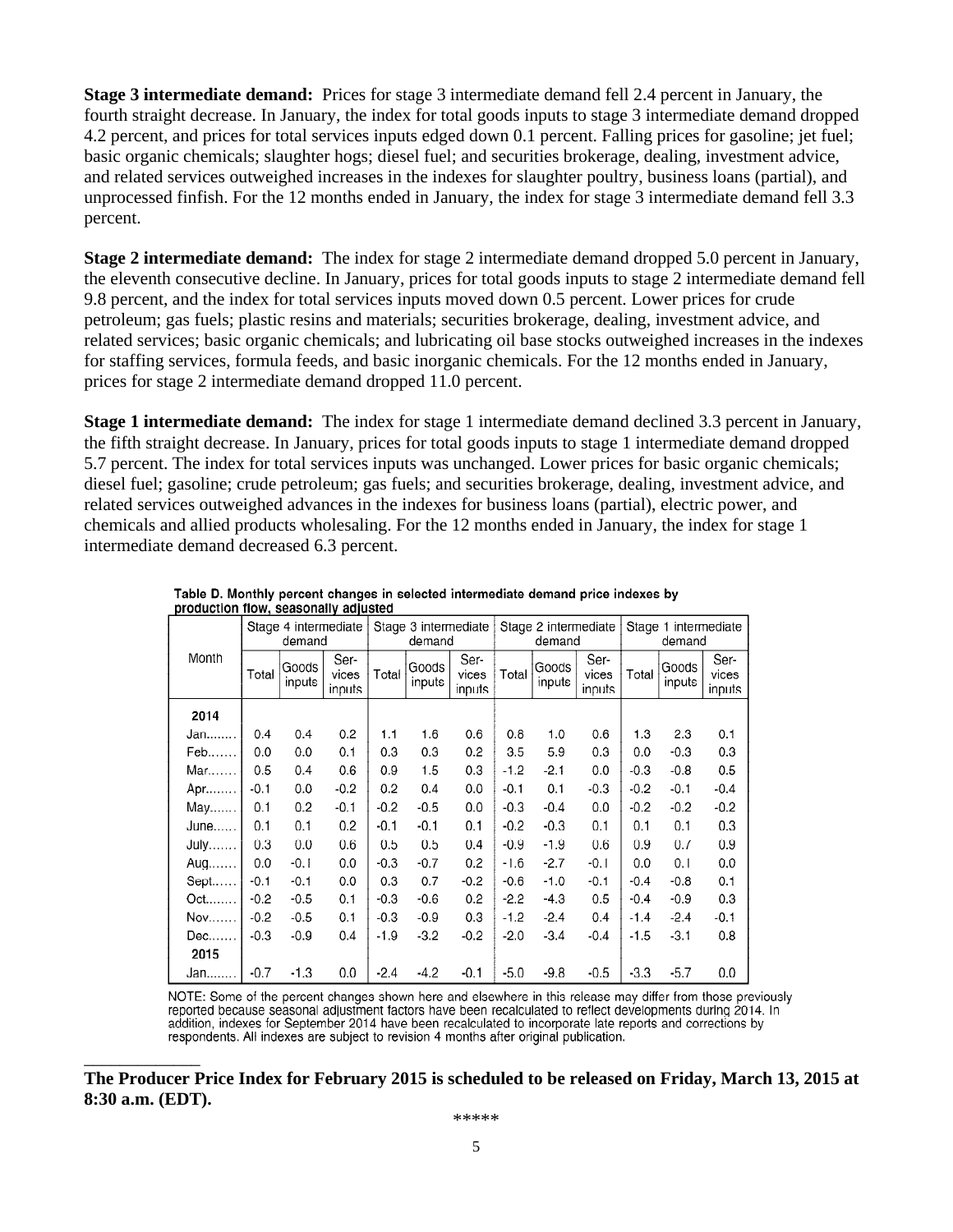**Stage 3 intermediate demand:** Prices for stage 3 intermediate demand fell 2.4 percent in January, the fourth straight decrease. In January, the index for total goods inputs to stage 3 intermediate demand dropped 4.2 percent, and prices for total services inputs edged down 0.1 percent. Falling prices for gasoline; jet fuel; basic organic chemicals; slaughter hogs; diesel fuel; and securities brokerage, dealing, investment advice, and related services outweighed increases in the indexes for slaughter poultry, business loans (partial), and unprocessed finfish. For the 12 months ended in January, the index for stage 3 intermediate demand fell 3.3 percent.

**Stage 2 intermediate demand:** The index for stage 2 intermediate demand dropped 5.0 percent in January, the eleventh consecutive decline. In January, prices for total goods inputs to stage 2 intermediate demand fell 9.8 percent, and the index for total services inputs moved down 0.5 percent. Lower prices for crude petroleum; gas fuels; plastic resins and materials; securities brokerage, dealing, investment advice, and related services; basic organic chemicals; and lubricating oil base stocks outweighed increases in the indexes for staffing services, formula feeds, and basic inorganic chemicals. For the 12 months ended in January, prices for stage 2 intermediate demand dropped 11.0 percent.

**Stage 1 intermediate demand:** The index for stage 1 intermediate demand declined 3.3 percent in January, the fifth straight decrease. In January, prices for total goods inputs to stage 1 intermediate demand dropped 5.7 percent. The index for total services inputs was unchanged. Lower prices for basic organic chemicals; diesel fuel; gasoline; crude petroleum; gas fuels; and securities brokerage, dealing, investment advice, and related services outweighed advances in the indexes for business loans (partial), electric power, and chemicals and allied products wholesaling. For the 12 months ended in January, the index for stage 1 intermediate demand decreased 6.3 percent.

**Table D. Monthly percent changes in selected intermediate demand price indexes by production flow, seasonally adjusted**

| Month | Stage 4 intermediate demand | | | Stage 3 intermediate demand | | | Stage 2 intermediate demand | | | Stage 1 intermediate demand | | |
|---|---|---|---|---|---|---|---|---|---|---|---|---|
| | Total | Goods inputs | Services inputs | Total | Goods inputs | Services inputs | Total | Goods inputs | Services inputs | Total | Goods inputs | Services inputs |
| **2014** | | | | | | | | | | | | |
| Jan........ | 0.4 | 0.4 | 0.2 | 1.1 | 1.6 | 0.6 | 0.8 | 1.0 | 0.6 | 1.3 | 2.3 | 0.1 |
| Feb....... | 0.0 | 0.0 | 0.1 | 0.3 | 0.3 | 0.2 | 3.5 | 5.9 | 0.3 | 0.0 | -0.3 | 0.3 |
| Mar....... | 0.5 | 0.4 | 0.6 | 0.9 | 1.5 | 0.3 | -1.2 | -2.1 | 0.0 | -0.3 | -0.8 | 0.5 |
| Apr........ | -0.1 | 0.0 | -0.2 | 0.2 | 0.4 | 0.0 | -0.1 | 0.1 | -0.3 | -0.2 | -0.1 | -0.4 |
| May....... | 0.1 | 0.2 | -0.1 | -0.2 | -0.5 | 0.0 | -0.3 | -0.4 | 0.0 | -0.2 | -0.2 | -0.2 |
| June...... | 0.1 | 0.1 | 0.2 | -0.1 | -0.1 | 0.1 | -0.2 | -0.3 | 0.1 | 0.1 | 0.1 | 0.3 |
| July....... | 0.3 | 0.0 | 0.6 | 0.5 | 0.5 | 0.4 | -0.9 | -1.9 | 0.6 | 0.9 | 0.7 | 0.9 |
| Aug....... | 0.0 | -0.1 | 0.0 | -0.3 | -0.7 | 0.2 | -1.6 | -2.7 | -0.1 | 0.0 | 0.1 | 0.0 |
| Sept...... | -0.1 | -0.1 | 0.0 | 0.3 | 0.7 | -0.2 | -0.6 | -1.0 | -0.1 | -0.4 | -0.8 | 0.1 |
| Oct........ | -0.2 | -0.5 | 0.1 | -0.3 | -0.6 | 0.2 | -2.2 | -4.3 | 0.5 | -0.4 | -0.9 | 0.3 |
| Nov....... | -0.2 | -0.5 | 0.1 | -0.3 | -0.9 | 0.3 | -1.2 | -2.4 | 0.4 | -1.4 | -2.4 | -0.1 |
| Dec....... | -0.3 | -0.9 | 0.4 | -1.9 | -3.2 | -0.2 | -2.0 | -3.4 | -0.4 | -1.5 | -3.1 | 0.8 |
| **2015** | | | | | | | | | | | | |
| Jan........ | -0.7 | -1.3 | 0.0 | -2.4 | -4.2 | -0.1 | -5.0 | -9.8 | -0.5 | -3.3 | -5.7 | 0.0 |

NOTE: Some of the percent changes shown here and elsewhere in this release may differ from those previously reported because seasonal adjustment factors have been recalculated to reflect developments during 2014. In addition, indexes for September 2014 have been recalculated to incorporate late reports and corrections by respondents. All indexes are subject to revision 4 months after original publication.

---

**The Producer Price Index for February 2015 is scheduled to be released on Friday, March 13, 2015 at 8:30 a.m. (EDT).**

*****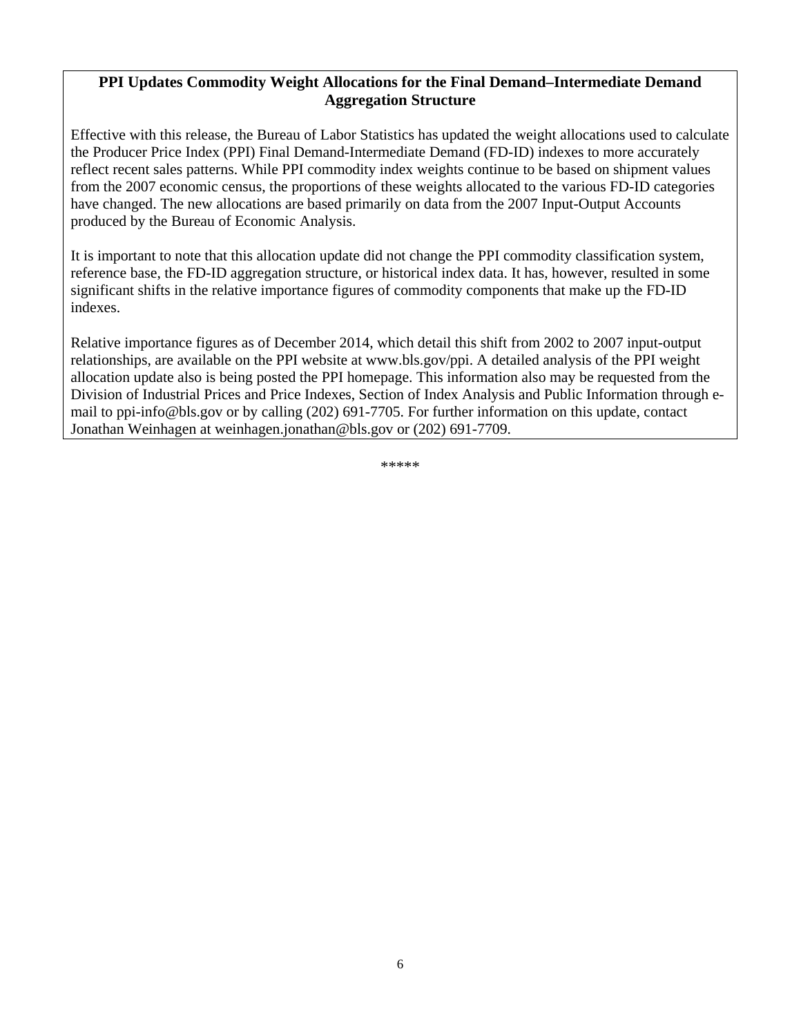**PPI Updates Commodity Weight Allocations for the Final Demand–Intermediate Demand Aggregation Structure**

Effective with this release, the Bureau of Labor Statistics has updated the weight allocations used to calculate the Producer Price Index (PPI) Final Demand-Intermediate Demand (FD-ID) indexes to more accurately reflect recent sales patterns. While PPI commodity index weights continue to be based on shipment values from the 2007 economic census, the proportions of these weights allocated to the various FD-ID categories have changed. The new allocations are based primarily on data from the 2007 Input-Output Accounts produced by the Bureau of Economic Analysis.

It is important to note that this allocation update did not change the PPI commodity classification system, reference base, the FD-ID aggregation structure, or historical index data. It has, however, resulted in some significant shifts in the relative importance figures of commodity components that make up the FD-ID indexes.

Relative importance figures as of December 2014, which detail this shift from 2002 to 2007 input-output relationships, are available on the PPI website at www.bls.gov/ppi. A detailed analysis of the PPI weight allocation update also is being posted the PPI homepage. This information also may be requested from the Division of Industrial Prices and Price Indexes, Section of Index Analysis and Public Information through e-mail to ppi-info@bls.gov or by calling (202) 691-7705. For further information on this update, contact Jonathan Weinhagen at weinhagen.jonathan@bls.gov or (202) 691-7709.

*****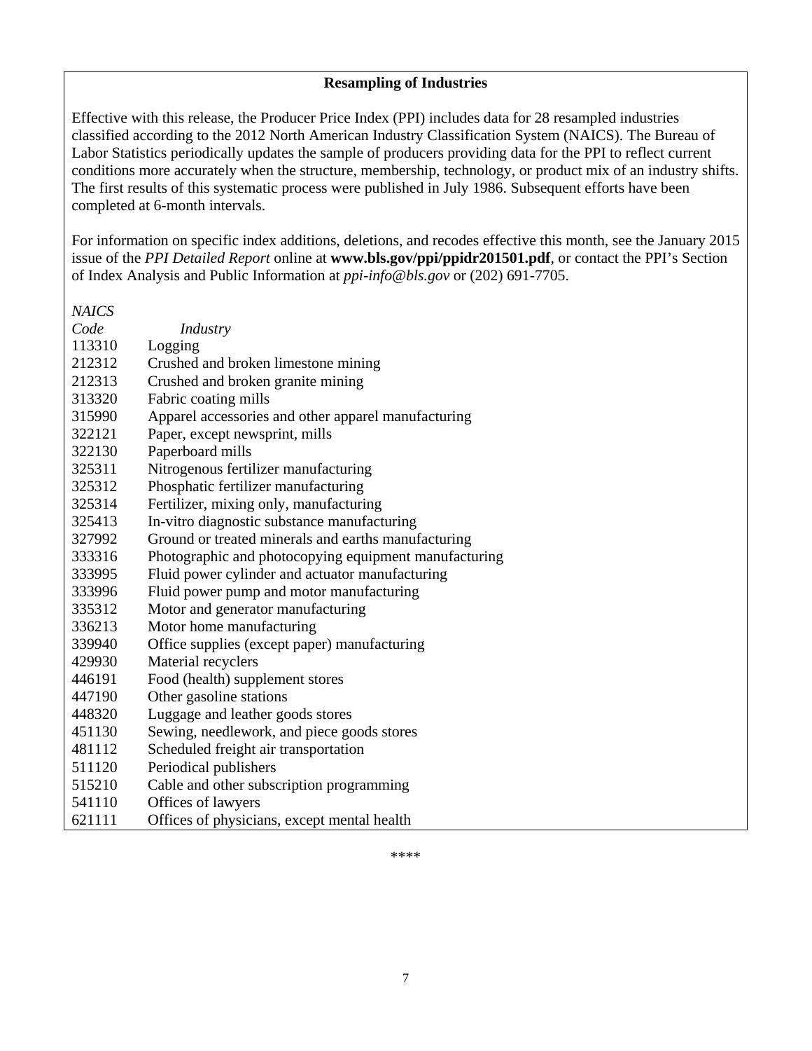## Resampling of Industries

Effective with this release, the Producer Price Index (PPI) includes data for 28 resampled industries classified according to the 2012 North American Industry Classification System (NAICS). The Bureau of Labor Statistics periodically updates the sample of producers providing data for the PPI to reflect current conditions more accurately when the structure, membership, technology, or product mix of an industry shifts. The first results of this systematic process were published in July 1986. Subsequent efforts have been completed at 6-month intervals.

For information on specific index additions, deletions, and recodes effective this month, see the January 2015 issue of the *PPI Detailed Report* online at **www.bls.gov/ppi/ppidr201501.pdf**, or contact the PPI's Section of Index Analysis and Public Information at *ppi-info@bls.gov* or (202) 691-7705.

| *NAICS Code* | *Industry* |
|---|---|
| 113310 | Logging |
| 212312 | Crushed and broken limestone mining |
| 212313 | Crushed and broken granite mining |
| 313320 | Fabric coating mills |
| 315990 | Apparel accessories and other apparel manufacturing |
| 322121 | Paper, except newsprint, mills |
| 322130 | Paperboard mills |
| 325311 | Nitrogenous fertilizer manufacturing |
| 325312 | Phosphatic fertilizer manufacturing |
| 325314 | Fertilizer, mixing only, manufacturing |
| 325413 | In-vitro diagnostic substance manufacturing |
| 327992 | Ground or treated minerals and earths manufacturing |
| 333316 | Photographic and photocopying equipment manufacturing |
| 333995 | Fluid power cylinder and actuator manufacturing |
| 333996 | Fluid power pump and motor manufacturing |
| 335312 | Motor and generator manufacturing |
| 336213 | Motor home manufacturing |
| 339940 | Office supplies (except paper) manufacturing |
| 429930 | Material recyclers |
| 446191 | Food (health) supplement stores |
| 447190 | Other gasoline stations |
| 448320 | Luggage and leather goods stores |
| 451130 | Sewing, needlework, and piece goods stores |
| 481112 | Scheduled freight air transportation |
| 511120 | Periodical publishers |
| 515210 | Cable and other subscription programming |
| 541110 | Offices of lawyers |
| 621111 | Offices of physicians, except mental health |

****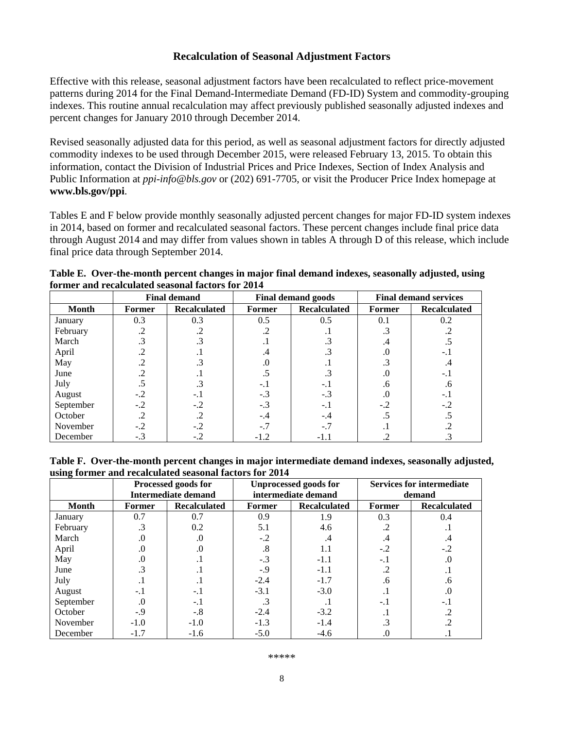## Recalculation of Seasonal Adjustment Factors

Effective with this release, seasonal adjustment factors have been recalculated to reflect price-movement patterns during 2014 for the Final Demand-Intermediate Demand (FD-ID) System and commodity-grouping indexes. This routine annual recalculation may affect previously published seasonally adjusted indexes and percent changes for January 2010 through December 2014.

Revised seasonally adjusted data for this period, as well as seasonal adjustment factors for directly adjusted commodity indexes to be used through December 2015, were released February 13, 2015. To obtain this information, contact the Division of Industrial Prices and Price Indexes, Section of Index Analysis and Public Information at *ppi-info@bls.gov* or (202) 691-7705, or visit the Producer Price Index homepage at **www.bls.gov/ppi**.

Tables E and F below provide monthly seasonally adjusted percent changes for major FD-ID system indexes in 2014, based on former and recalculated seasonal factors. These percent changes include final price data through August 2014 and may differ from values shown in tables A through D of this release, which include final price data through September 2014.

**Table E. Over-the-month percent changes in major final demand indexes, seasonally adjusted, using former and recalculated seasonal factors for 2014**

| | Final demand | | Final demand goods | | Final demand services | |
|---|---|---|---|---|---|---|
| **Month** | **Former** | **Recalculated** | **Former** | **Recalculated** | **Former** | **Recalculated** |
| January | 0.3 | 0.3 | 0.5 | 0.5 | 0.1 | 0.2 |
| February | .2 | .2 | .2 | .1 | .3 | .2 |
| March | .3 | .3 | .1 | .3 | .4 | .5 |
| April | .2 | .1 | .4 | .3 | .0 | -.1 |
| May | .2 | .3 | .0 | .1 | .3 | .4 |
| June | .2 | .1 | .5 | .3 | .0 | -.1 |
| July | .5 | .3 | -.1 | -.1 | .6 | .6 |
| August | -.2 | -.1 | -.3 | -.3 | .0 | -.1 |
| September | -.2 | -.2 | -.3 | -.1 | -.2 | -.2 |
| October | .2 | .2 | -.4 | -.4 | .5 | .5 |
| November | -.2 | -.2 | -.7 | -.7 | .1 | .2 |
| December | -.3 | -.2 | -1.2 | -1.1 | .2 | .3 |

**Table F. Over-the-month percent changes in major intermediate demand indexes, seasonally adjusted, using former and recalculated seasonal factors for 2014**

| | Processed goods for Intermediate demand | | Unprocessed goods for intermediate demand | | Services for intermediate demand | |
|---|---|---|---|---|---|---|
| **Month** | **Former** | **Recalculated** | **Former** | **Recalculated** | **Former** | **Recalculated** |
| January | 0.7 | 0.7 | 0.9 | 1.9 | 0.3 | 0.4 |
| February | .3 | 0.2 | 5.1 | 4.6 | .2 | .1 |
| March | .0 | .0 | -.2 | .4 | .4 | .4 |
| April | .0 | .0 | .8 | 1.1 | -.2 | -.2 |
| May | .0 | .1 | -.3 | -1.1 | -.1 | .0 |
| June | .3 | .1 | -.9 | -1.1 | .2 | .1 |
| July | .1 | .1 | -2.4 | -1.7 | .6 | .6 |
| August | -.1 | -.1 | -3.1 | -3.0 | .1 | .0 |
| September | .0 | -.1 | .3 | .1 | -.1 | -.1 |
| October | -.9 | -.8 | -2.4 | -3.2 | .1 | .2 |
| November | -1.0 | -1.0 | -1.3 | -1.4 | .3 | .2 |
| December | -1.7 | -1.6 | -5.0 | -4.6 | .0 | .1 |

*****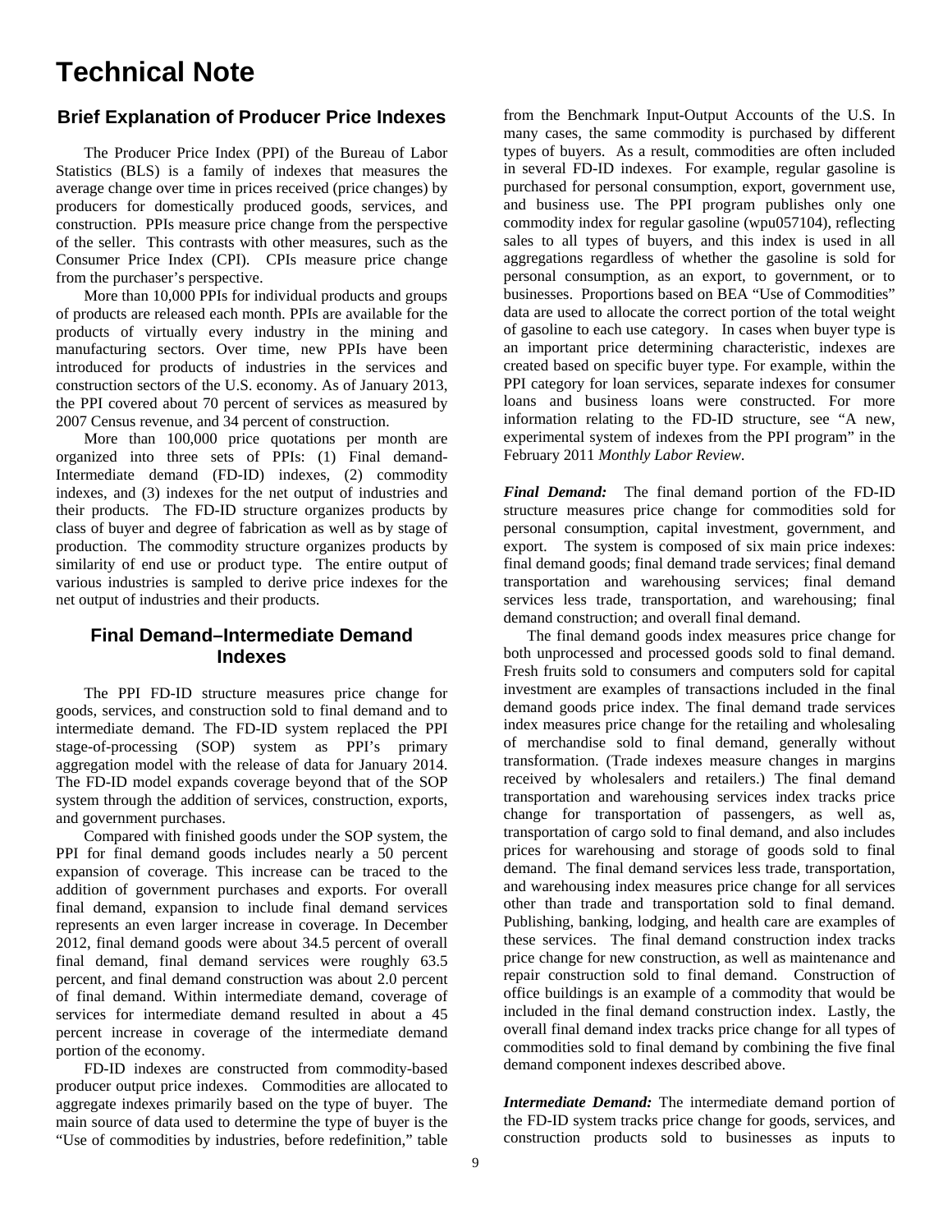# Technical Note

## Brief Explanation of Producer Price Indexes

The Producer Price Index (PPI) of the Bureau of Labor Statistics (BLS) is a family of indexes that measures the average change over time in prices received (price changes) by producers for domestically produced goods, services, and construction. PPIs measure price change from the perspective of the seller. This contrasts with other measures, such as the Consumer Price Index (CPI). CPIs measure price change from the purchaser's perspective.

More than 10,000 PPIs for individual products and groups of products are released each month. PPIs are available for the products of virtually every industry in the mining and manufacturing sectors. Over time, new PPIs have been introduced for products of industries in the services and construction sectors of the U.S. economy. As of January 2013, the PPI covered about 70 percent of services as measured by 2007 Census revenue, and 34 percent of construction.

More than 100,000 price quotations per month are organized into three sets of PPIs: (1) Final demand-Intermediate demand (FD-ID) indexes, (2) commodity indexes, and (3) indexes for the net output of industries and their products. The FD-ID structure organizes products by class of buyer and degree of fabrication as well as by stage of production. The commodity structure organizes products by similarity of end use or product type. The entire output of various industries is sampled to derive price indexes for the net output of industries and their products.

## Final Demand–Intermediate Demand Indexes

The PPI FD-ID structure measures price change for goods, services, and construction sold to final demand and to intermediate demand. The FD-ID system replaced the PPI stage-of-processing (SOP) system as PPI's primary aggregation model with the release of data for January 2014. The FD-ID model expands coverage beyond that of the SOP system through the addition of services, construction, exports, and government purchases.

Compared with finished goods under the SOP system, the PPI for final demand goods includes nearly a 50 percent expansion of coverage. This increase can be traced to the addition of government purchases and exports. For overall final demand, expansion to include final demand services represents an even larger increase in coverage. In December 2012, final demand goods were about 34.5 percent of overall final demand, final demand services were roughly 63.5 percent, and final demand construction was about 2.0 percent of final demand. Within intermediate demand, coverage of services for intermediate demand resulted in about a 45 percent increase in coverage of the intermediate demand portion of the economy.

FD-ID indexes are constructed from commodity-based producer output price indexes. Commodities are allocated to aggregate indexes primarily based on the type of buyer. The main source of data used to determine the type of buyer is the "Use of commodities by industries, before redefinition," table from the Benchmark Input-Output Accounts of the U.S. In many cases, the same commodity is purchased by different types of buyers. As a result, commodities are often included in several FD-ID indexes. For example, regular gasoline is purchased for personal consumption, export, government use, and business use. The PPI program publishes only one commodity index for regular gasoline (wpu057104), reflecting sales to all types of buyers, and this index is used in all aggregations regardless of whether the gasoline is sold for personal consumption, as an export, to government, or to businesses. Proportions based on BEA "Use of Commodities" data are used to allocate the correct portion of the total weight of gasoline to each use category. In cases when buyer type is an important price determining characteristic, indexes are created based on specific buyer type. For example, within the PPI category for loan services, separate indexes for consumer loans and business loans were constructed. For more information relating to the FD-ID structure, see "A new, experimental system of indexes from the PPI program" in the February 2011 *Monthly Labor Review*.

***Final Demand:*** The final demand portion of the FD-ID structure measures price change for commodities sold for personal consumption, capital investment, government, and export. The system is composed of six main price indexes: final demand goods; final demand trade services; final demand transportation and warehousing services; final demand services less trade, transportation, and warehousing; final demand construction; and overall final demand.

The final demand goods index measures price change for both unprocessed and processed goods sold to final demand. Fresh fruits sold to consumers and computers sold for capital investment are examples of transactions included in the final demand goods price index. The final demand trade services index measures price change for the retailing and wholesaling of merchandise sold to final demand, generally without transformation. (Trade indexes measure changes in margins received by wholesalers and retailers.) The final demand transportation and warehousing services index tracks price change for transportation of passengers, as well as, transportation of cargo sold to final demand, and also includes prices for warehousing and storage of goods sold to final demand. The final demand services less trade, transportation, and warehousing index measures price change for all services other than trade and transportation sold to final demand. Publishing, banking, lodging, and health care are examples of these services. The final demand construction index tracks price change for new construction, as well as maintenance and repair construction sold to final demand. Construction of office buildings is an example of a commodity that would be included in the final demand construction index. Lastly, the overall final demand index tracks price change for all types of commodities sold to final demand by combining the five final demand component indexes described above.

***Intermediate Demand:*** The intermediate demand portion of the FD-ID system tracks price change for goods, services, and construction products sold to businesses as inputs to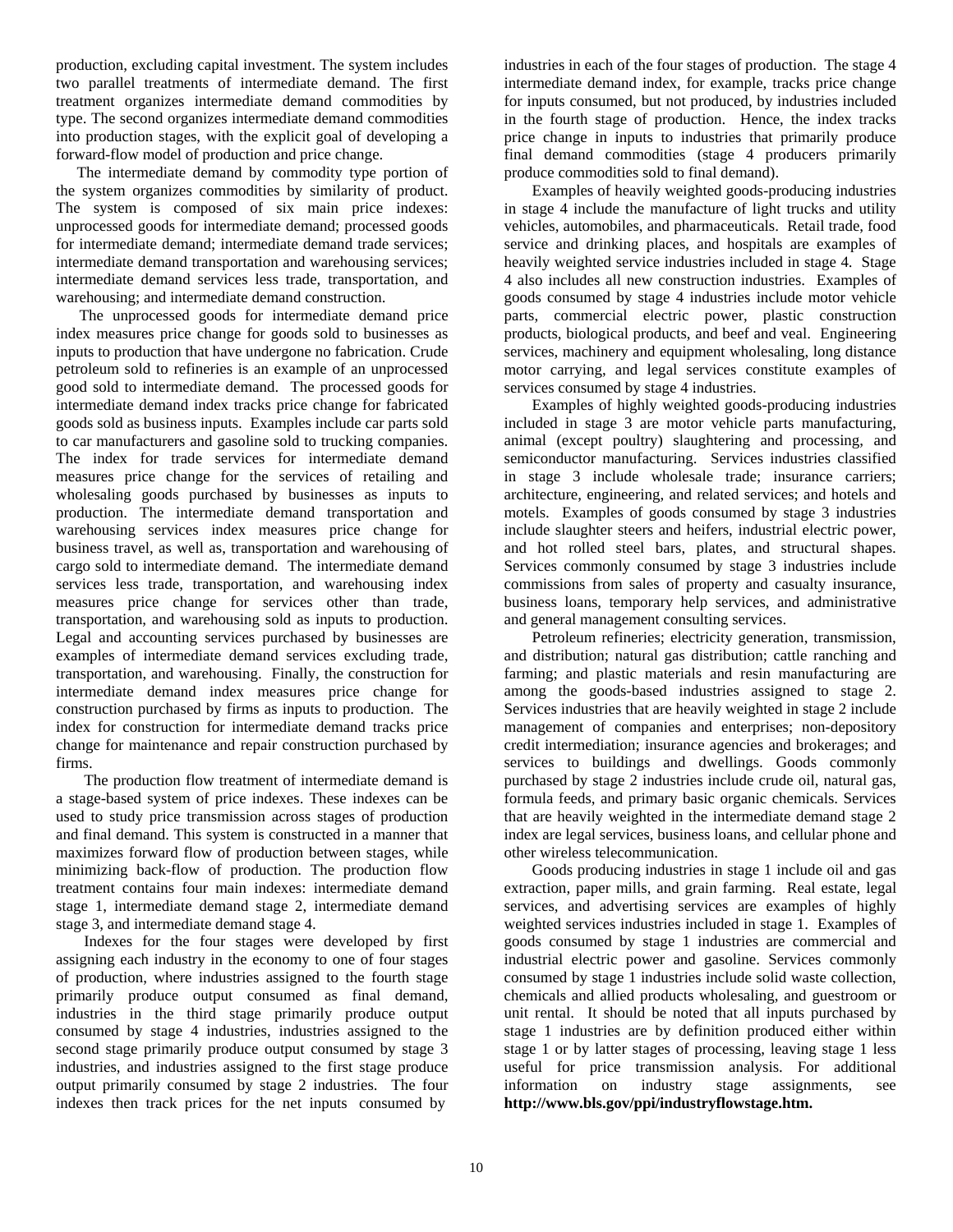production, excluding capital investment. The system includes two parallel treatments of intermediate demand. The first treatment organizes intermediate demand commodities by type. The second organizes intermediate demand commodities into production stages, with the explicit goal of developing a forward-flow model of production and price change.

The intermediate demand by commodity type portion of the system organizes commodities by similarity of product. The system is composed of six main price indexes: unprocessed goods for intermediate demand; processed goods for intermediate demand; intermediate demand trade services; intermediate demand transportation and warehousing services; intermediate demand services less trade, transportation, and warehousing; and intermediate demand construction.

The unprocessed goods for intermediate demand price index measures price change for goods sold to businesses as inputs to production that have undergone no fabrication. Crude petroleum sold to refineries is an example of an unprocessed good sold to intermediate demand. The processed goods for intermediate demand index tracks price change for fabricated goods sold as business inputs. Examples include car parts sold to car manufacturers and gasoline sold to trucking companies. The index for trade services for intermediate demand measures price change for the services of retailing and wholesaling goods purchased by businesses as inputs to production. The intermediate demand transportation and warehousing services index measures price change for business travel, as well as, transportation and warehousing of cargo sold to intermediate demand. The intermediate demand services less trade, transportation, and warehousing index measures price change for services other than trade, transportation, and warehousing sold as inputs to production. Legal and accounting services purchased by businesses are examples of intermediate demand services excluding trade, transportation, and warehousing. Finally, the construction for intermediate demand index measures price change for construction purchased by firms as inputs to production. The index for construction for intermediate demand tracks price change for maintenance and repair construction purchased by firms.

The production flow treatment of intermediate demand is a stage-based system of price indexes. These indexes can be used to study price transmission across stages of production and final demand. This system is constructed in a manner that maximizes forward flow of production between stages, while minimizing back-flow of production. The production flow treatment contains four main indexes: intermediate demand stage 1, intermediate demand stage 2, intermediate demand stage 3, and intermediate demand stage 4.

Indexes for the four stages were developed by first assigning each industry in the economy to one of four stages of production, where industries assigned to the fourth stage primarily produce output consumed as final demand, industries in the third stage primarily produce output consumed by stage 4 industries, industries assigned to the second stage primarily produce output consumed by stage 3 industries, and industries assigned to the first stage produce output primarily consumed by stage 2 industries. The four indexes then track prices for the net inputs consumed by industries in each of the four stages of production. The stage 4 intermediate demand index, for example, tracks price change for inputs consumed, but not produced, by industries included in the fourth stage of production. Hence, the index tracks price change in inputs to industries that primarily produce final demand commodities (stage 4 producers primarily produce commodities sold to final demand).

Examples of heavily weighted goods-producing industries in stage 4 include the manufacture of light trucks and utility vehicles, automobiles, and pharmaceuticals. Retail trade, food service and drinking places, and hospitals are examples of heavily weighted service industries included in stage 4. Stage 4 also includes all new construction industries. Examples of goods consumed by stage 4 industries include motor vehicle parts, commercial electric power, plastic construction products, biological products, and beef and veal. Engineering services, machinery and equipment wholesaling, long distance motor carrying, and legal services constitute examples of services consumed by stage 4 industries.

Examples of highly weighted goods-producing industries included in stage 3 are motor vehicle parts manufacturing, animal (except poultry) slaughtering and processing, and semiconductor manufacturing. Services industries classified in stage 3 include wholesale trade; insurance carriers; architecture, engineering, and related services; and hotels and motels. Examples of goods consumed by stage 3 industries include slaughter steers and heifers, industrial electric power, and hot rolled steel bars, plates, and structural shapes. Services commonly consumed by stage 3 industries include commissions from sales of property and casualty insurance, business loans, temporary help services, and administrative and general management consulting services.

Petroleum refineries; electricity generation, transmission, and distribution; natural gas distribution; cattle ranching and farming; and plastic materials and resin manufacturing are among the goods-based industries assigned to stage 2. Services industries that are heavily weighted in stage 2 include management of companies and enterprises; non-depository credit intermediation; insurance agencies and brokerages; and services to buildings and dwellings. Goods commonly purchased by stage 2 industries include crude oil, natural gas, formula feeds, and primary basic organic chemicals. Services that are heavily weighted in the intermediate demand stage 2 index are legal services, business loans, and cellular phone and other wireless telecommunication.

Goods producing industries in stage 1 include oil and gas extraction, paper mills, and grain farming. Real estate, legal services, and advertising services are examples of highly weighted services industries included in stage 1. Examples of goods consumed by stage 1 industries are commercial and industrial electric power and gasoline. Services commonly consumed by stage 1 industries include solid waste collection, chemicals and allied products wholesaling, and guestroom or unit rental. It should be noted that all inputs purchased by stage 1 industries are by definition produced either within stage 1 or by latter stages of processing, leaving stage 1 less useful for price transmission analysis. For additional information on industry stage assignments, see **http://www.bls.gov/ppi/industryflowstage.htm.**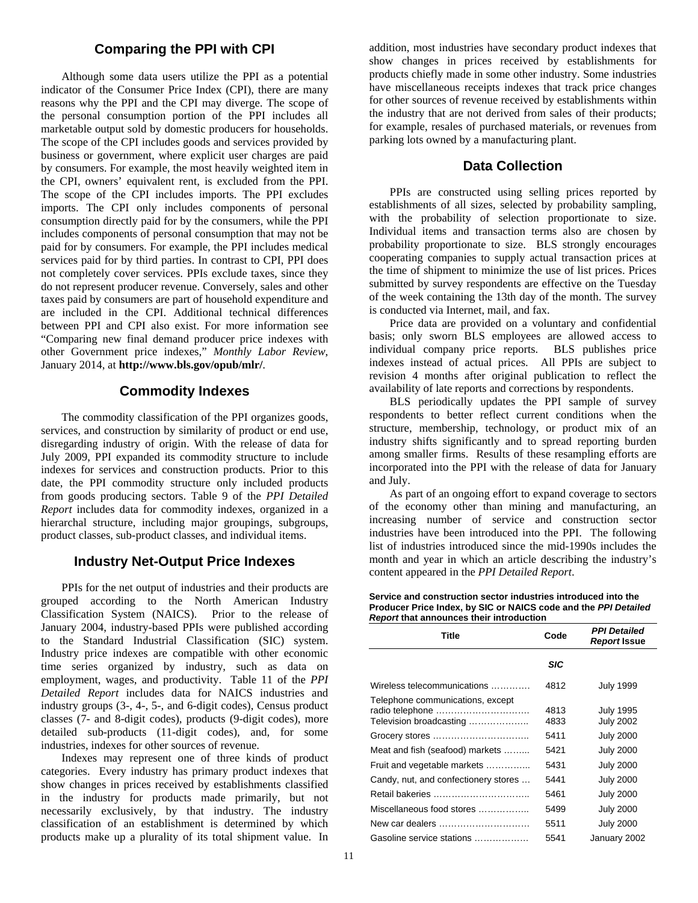## Comparing the PPI with CPI

Although some data users utilize the PPI as a potential indicator of the Consumer Price Index (CPI), there are many reasons why the PPI and the CPI may diverge. The scope of the personal consumption portion of the PPI includes all marketable output sold by domestic producers for households. The scope of the CPI includes goods and services provided by business or government, where explicit user charges are paid by consumers. For example, the most heavily weighted item in the CPI, owners' equivalent rent, is excluded from the PPI. The scope of the CPI includes imports. The PPI excludes imports. The CPI only includes components of personal consumption directly paid for by the consumers, while the PPI includes components of personal consumption that may not be paid for by consumers. For example, the PPI includes medical services paid for by third parties. In contrast to CPI, PPI does not completely cover services. PPIs exclude taxes, since they do not represent producer revenue. Conversely, sales and other taxes paid by consumers are part of household expenditure and are included in the CPI. Additional technical differences between PPI and CPI also exist. For more information see "Comparing new final demand producer price indexes with other Government price indexes," *Monthly Labor Review*, January 2014, at **http://www.bls.gov/opub/mlr/**.

## Commodity Indexes

The commodity classification of the PPI organizes goods, services, and construction by similarity of product or end use, disregarding industry of origin. With the release of data for July 2009, PPI expanded its commodity structure to include indexes for services and construction products. Prior to this date, the PPI commodity structure only included products from goods producing sectors. Table 9 of the *PPI Detailed Report* includes data for commodity indexes, organized in a hierarchal structure, including major groupings, subgroups, product classes, sub-product classes, and individual items.

## Industry Net-Output Price Indexes

PPIs for the net output of industries and their products are grouped according to the North American Industry Classification System (NAICS). Prior to the release of January 2004, industry-based PPIs were published according to the Standard Industrial Classification (SIC) system. Industry price indexes are compatible with other economic time series organized by industry, such as data on employment, wages, and productivity. Table 11 of the *PPI Detailed Report* includes data for NAICS industries and industry groups (3-, 4-, 5-, and 6-digit codes), Census product classes (7- and 8-digit codes), products (9-digit codes), more detailed sub-products (11-digit codes), and, for some industries, indexes for other sources of revenue.

Indexes may represent one of three kinds of product categories. Every industry has primary product indexes that show changes in prices received by establishments classified in the industry for products made primarily, but not necessarily exclusively, by that industry. The industry classification of an establishment is determined by which products make up a plurality of its total shipment value. In addition, most industries have secondary product indexes that show changes in prices received by establishments for products chiefly made in some other industry. Some industries have miscellaneous receipts indexes that track price changes for other sources of revenue received by establishments within the industry that are not derived from sales of their products; for example, resales of purchased materials, or revenues from parking lots owned by a manufacturing plant.

## Data Collection

PPIs are constructed using selling prices reported by establishments of all sizes, selected by probability sampling, with the probability of selection proportionate to size. Individual items and transaction terms also are chosen by probability proportionate to size. BLS strongly encourages cooperating companies to supply actual transaction prices at the time of shipment to minimize the use of list prices. Prices submitted by survey respondents are effective on the Tuesday of the week containing the 13th day of the month. The survey is conducted via Internet, mail, and fax.

Price data are provided on a voluntary and confidential basis; only sworn BLS employees are allowed access to individual company price reports. BLS publishes price indexes instead of actual prices. All PPIs are subject to revision 4 months after original publication to reflect the availability of late reports and corrections by respondents.

BLS periodically updates the PPI sample of survey respondents to better reflect current conditions when the structure, membership, technology, or product mix of an industry shifts significantly and to spread reporting burden among smaller firms. Results of these resampling efforts are incorporated into the PPI with the release of data for January and July.

As part of an ongoing effort to expand coverage to sectors of the economy other than mining and manufacturing, an increasing number of service and construction sector industries have been introduced into the PPI. The following list of industries introduced since the mid-1990s includes the month and year in which an article describing the industry's content appeared in the *PPI Detailed Report*.

**Service and construction sector industries introduced into the Producer Price Index, by SIC or NAICS code and the *PPI Detailed Report* that announces their introduction**

| Title | Code | *PPI Detailed Report* Issue |
|---|---|---|
| | ***SIC*** | |
| Wireless telecommunications ………… | 4812 | July 1999 |
| Telephone communications, except radio telephone ………………………… | 4813 | July 1995 |
| Television broadcasting ………………. | 4833 | July 2002 |
| Grocery stores ………………………….. | 5411 | July 2000 |
| Meat and fish (seafood) markets …….. | 5421 | July 2000 |
| Fruit and vegetable markets ………….. | 5431 | July 2000 |
| Candy, nut, and confectionery stores … | 5441 | July 2000 |
| Retail bakeries ………………………….. | 5461 | July 2000 |
| Miscellaneous food stores …………….. | 5499 | July 2000 |
| New car dealers ………………………… | 5511 | July 2000 |
| Gasoline service stations ……………… | 5541 | January 2002 |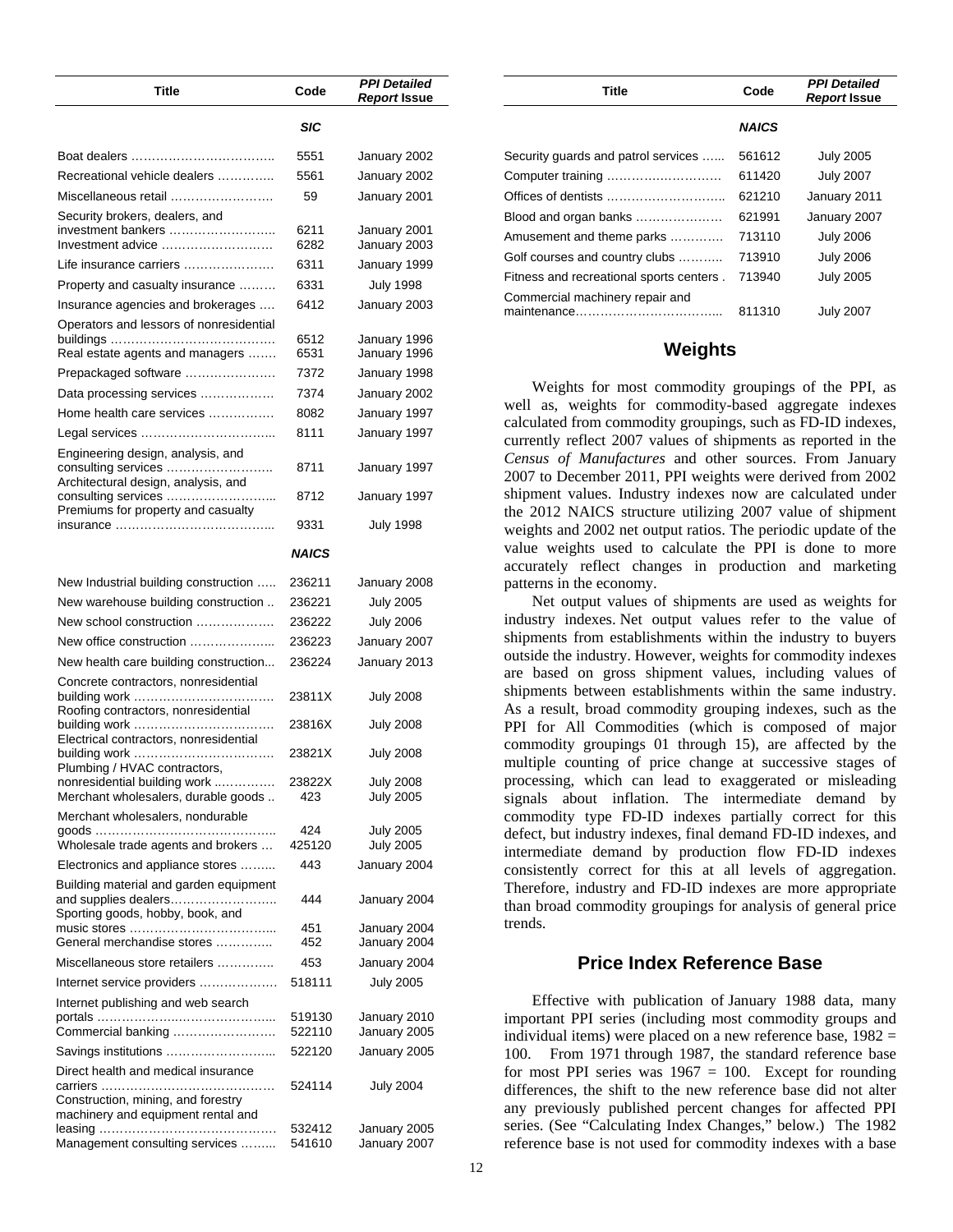| Title | Code | *PPI Detailed Report* Issue |
|---|---|---|
| | ***SIC*** | |
| Boat dealers …………………………….. | 5551 | January 2002 |
| Recreational vehicle dealers ………….. | 5561 | January 2002 |
| Miscellaneous retail ……………………. | 59 | January 2001 |
| Security brokers, dealers, and investment bankers …………………….. | 6211 | January 2001 |
| Investment advice ……………………… | 6282 | January 2003 |
| Life insurance carriers ………………… | 6311 | January 1999 |
| Property and casualty insurance ……… | 6331 | July 1998 |
| Insurance agencies and brokerages …. | 6412 | January 2003 |
| Operators and lessors of nonresidential buildings ………………………………… | 6512 | January 1996 |
| Real estate agents and managers ……. | 6531 | January 1996 |
| Prepackaged software ………………… | 7372 | January 1998 |
| Data processing services ……………… | 7374 | January 2002 |
| Home health care services …………… | 8082 | January 1997 |
| Legal services ………………………….. | 8111 | January 1997 |
| Engineering design, analysis, and consulting services …………………….. | 8711 | January 1997 |
| Architectural design, analysis, and consulting services …………………….. | 8712 | January 1997 |
| Premiums for property and casualty insurance ……………………………….. | 9331 | July 1998 |
| | ***NAICS*** | |
| New Industrial building construction ….. | 236211 | January 2008 |
| New warehouse building construction .. | 236221 | July 2005 |
| New school construction ……………… | 236222 | July 2006 |
| New office construction ……………….. | 236223 | January 2007 |
| New health care building construction... | 236224 | January 2013 |
| Concrete contractors, nonresidential building work …………………………… | 23811X | July 2008 |
| Roofing contractors, nonresidential building work …………………………… | 23816X | July 2008 |
| Electrical contractors, nonresidential building work …………………………… | 23821X | July 2008 |
| Plumbing / HVAC contractors, nonresidential building work ..………… | 23822X | July 2008 |
| Merchant wholesalers, durable goods .. | 423 | July 2005 |
| Merchant wholesalers, nondurable goods …………………………………….. | 424 | July 2005 |
| Wholesale trade agents and brokers … | 425120 | July 2005 |
| Electronics and appliance stores …….. | 443 | January 2004 |
| Building material and garden equipment and supplies dealers…………………….. | 444 | January 2004 |
| Sporting goods, hobby, book, and music stores ……………………………... | 451 | January 2004 |
| General merchandise stores …………. | 452 | January 2004 |
| Miscellaneous store retailers …………. | 453 | January 2004 |
| Internet service providers ……………… | 518111 | July 2005 |
| Internet publishing and web search portals ……………..………………….. | 519130 | January 2010 |
| Commercial banking …………………… | 522110 | January 2005 |
| Savings institutions ……………………... | 522120 | January 2005 |
| Direct health and medical insurance carriers …………………………………… | 524114 | July 2004 |
| Construction, mining, and forestry machinery and equipment rental and leasing …………………………………… | 532412 | January 2005 |
| Management consulting services …….. | 541610 | January 2007 |
| Security guards and patrol services …... | 561612 | July 2005 |
| Computer training ……………………… | 611420 | July 2007 |
| Offices of dentists ……………………….. | 621210 | January 2011 |
| Blood and organ banks ………………… | 621991 | January 2007 |
| Amusement and theme parks ………… | 713110 | July 2006 |
| Golf courses and country clubs ……….. | 713910 | July 2006 |
| Fitness and recreational sports centers . | 713940 | July 2005 |
| Commercial machinery repair and maintenance……………………………... | 811310 | July 2007 |

## Weights

Weights for most commodity groupings of the PPI, as well as, weights for commodity-based aggregate indexes calculated from commodity groupings, such as FD-ID indexes, currently reflect 2007 values of shipments as reported in the *Census of Manufactures* and other sources. From January 2007 to December 2011, PPI weights were derived from 2002 shipment values. Industry indexes now are calculated under the 2012 NAICS structure utilizing 2007 value of shipment weights and 2002 net output ratios. The periodic update of the value weights used to calculate the PPI is done to more accurately reflect changes in production and marketing patterns in the economy.

Net output values of shipments are used as weights for industry indexes. Net output values refer to the value of shipments from establishments within the industry to buyers outside the industry. However, weights for commodity indexes are based on gross shipment values, including values of shipments between establishments within the same industry. As a result, broad commodity grouping indexes, such as the PPI for All Commodities (which is composed of major commodity groupings 01 through 15), are affected by the multiple counting of price change at successive stages of processing, which can lead to exaggerated or misleading signals about inflation. The intermediate demand by commodity type FD-ID indexes partially correct for this defect, but industry indexes, final demand FD-ID indexes, and intermediate demand by production flow FD-ID indexes consistently correct for this at all levels of aggregation. Therefore, industry and FD-ID indexes are more appropriate than broad commodity groupings for analysis of general price trends.

## Price Index Reference Base

Effective with publication of January 1988 data, many important PPI series (including most commodity groups and individual items) were placed on a new reference base, 1982 = 100. From 1971 through 1987, the standard reference base for most PPI series was 1967 = 100. Except for rounding differences, the shift to the new reference base did not alter any previously published percent changes for affected PPI series. (See "Calculating Index Changes," below.) The 1982 reference base is not used for commodity indexes with a base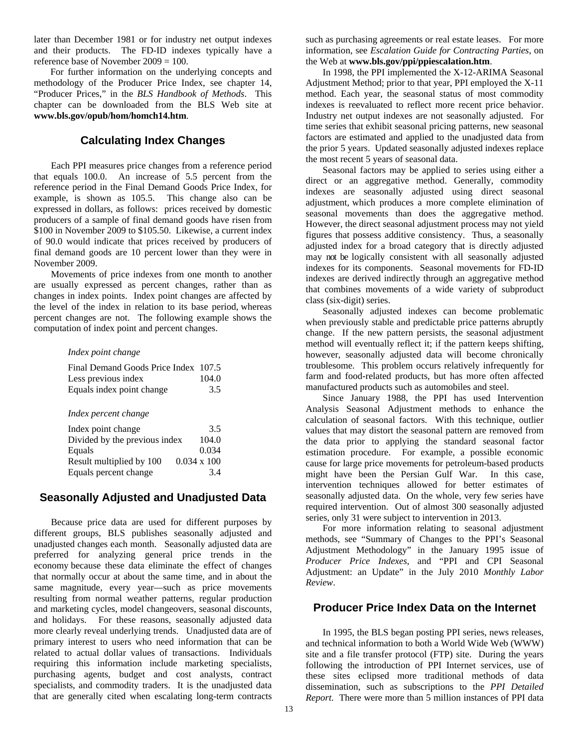later than December 1981 or for industry net output indexes and their products. The FD-ID indexes typically have a reference base of November 2009 = 100.

For further information on the underlying concepts and methodology of the Producer Price Index, see chapter 14, "Producer Prices," in the *BLS Handbook of Methods*. This chapter can be downloaded from the BLS Web site at **www.bls.gov/opub/hom/homch14.htm**.

## Calculating Index Changes

Each PPI measures price changes from a reference period that equals 100.0. An increase of 5.5 percent from the reference period in the Final Demand Goods Price Index, for example, is shown as 105.5. This change also can be expressed in dollars, as follows: prices received by domestic producers of a sample of final demand goods have risen from $100 in November 2009 to $105.50. Likewise, a current index of 90.0 would indicate that prices received by producers of final demand goods are 10 percent lower than they were in November 2009.

Movements of price indexes from one month to another are usually expressed as percent changes, rather than as changes in index points. Index point changes are affected by the level of the index in relation to its base period, whereas percent changes are not. The following example shows the computation of index point and percent changes.

*Index point change*

| | |
|---|---|
| Final Demand Goods Price Index | 107.5 |
| Less previous index | 104.0 |
| Equals index point change | 3.5 |

*Index percent change*

| | |
|---|---|
| Index point change | 3.5 |
| Divided by the previous index | 104.0 |
| Equals | 0.034 |
| Result multiplied by 100 | 0.034 x 100 |
| Equals percent change | 3.4 |

## Seasonally Adjusted and Unadjusted Data

Because price data are used for different purposes by different groups, BLS publishes seasonally adjusted and unadjusted changes each month. Seasonally adjusted data are preferred for analyzing general price trends in the economy because these data eliminate the effect of changes that normally occur at about the same time, and in about the same magnitude, every year—such as price movements resulting from normal weather patterns, regular production and marketing cycles, model changeovers, seasonal discounts, and holidays. For these reasons, seasonally adjusted data more clearly reveal underlying trends. Unadjusted data are of primary interest to users who need information that can be related to actual dollar values of transactions. Individuals requiring this information include marketing specialists, purchasing agents, budget and cost analysts, contract specialists, and commodity traders. It is the unadjusted data that are generally cited when escalating long-term contracts such as purchasing agreements or real estate leases. For more information, see *Escalation Guide for Contracting Parties*, on the Web at **www.bls.gov/ppi/ppiescalation.htm**.

In 1998, the PPI implemented the X-12-ARIMA Seasonal Adjustment Method; prior to that year, PPI employed the X-11 method. Each year, the seasonal status of most commodity indexes is reevaluated to reflect more recent price behavior. Industry net output indexes are not seasonally adjusted. For time series that exhibit seasonal pricing patterns, new seasonal factors are estimated and applied to the unadjusted data from the prior 5 years. Updated seasonally adjusted indexes replace the most recent 5 years of seasonal data.

Seasonal factors may be applied to series using either a direct or an aggregative method. Generally, commodity indexes are seasonally adjusted using direct seasonal adjustment, which produces a more complete elimination of seasonal movements than does the aggregative method. However, the direct seasonal adjustment process may not yield figures that possess additive consistency. Thus, a seasonally adjusted index for a broad category that is directly adjusted may not be logically consistent with all seasonally adjusted indexes for its components. Seasonal movements for FD-ID indexes are derived indirectly through an aggregative method that combines movements of a wide variety of subproduct class (six-digit) series.

Seasonally adjusted indexes can become problematic when previously stable and predictable price patterns abruptly change. If the new pattern persists, the seasonal adjustment method will eventually reflect it; if the pattern keeps shifting, however, seasonally adjusted data will become chronically troublesome. This problem occurs relatively infrequently for farm and food-related products, but has more often affected manufactured products such as automobiles and steel.

Since January 1988, the PPI has used Intervention Analysis Seasonal Adjustment methods to enhance the calculation of seasonal factors. With this technique, outlier values that may distort the seasonal pattern are removed from the data prior to applying the standard seasonal factor estimation procedure. For example, a possible economic cause for large price movements for petroleum-based products might have been the Persian Gulf War. In this case, intervention techniques allowed for better estimates of seasonally adjusted data. On the whole, very few series have required intervention. Out of almost 300 seasonally adjusted series, only 31 were subject to intervention in 2013.

For more information relating to seasonal adjustment methods, see "Summary of Changes to the PPI's Seasonal Adjustment Methodology" in the January 1995 issue of *Producer Price Indexes*, and "PPI and CPI Seasonal Adjustment: an Update" in the July 2010 *Monthly Labor Review*.

## Producer Price Index Data on the Internet

In 1995, the BLS began posting PPI series, news releases, and technical information to both a World Wide Web (WWW) site and a file transfer protocol (FTP) site. During the years following the introduction of PPI Internet services, use of these sites eclipsed more traditional methods of data dissemination, such as subscriptions to the *PPI Detailed Report*. There were more than 5 million instances of PPI data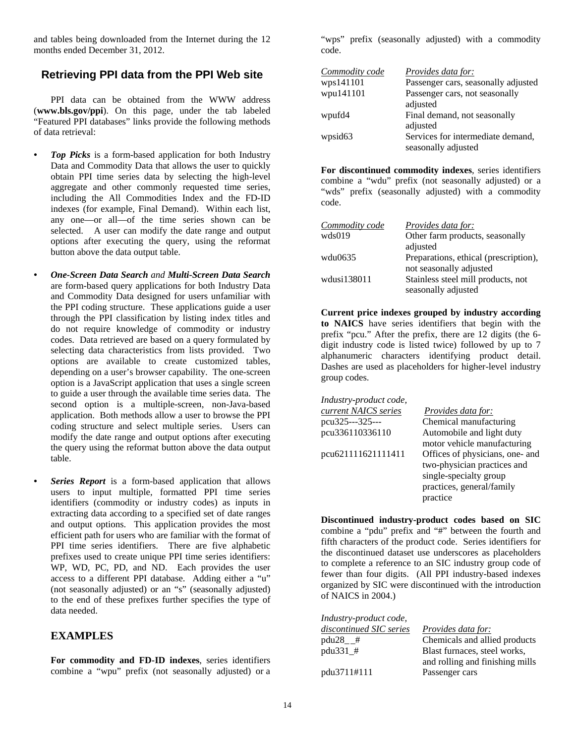and tables being downloaded from the Internet during the 12 months ended December 31, 2012.

## Retrieving PPI data from the PPI Web site

PPI data can be obtained from the WWW address (**www.bls.gov/ppi**). On this page, under the tab labeled "Featured PPI databases" links provide the following methods of data retrieval:

- ***Top Picks*** is a form-based application for both Industry Data and Commodity Data that allows the user to quickly obtain PPI time series data by selecting the high-level aggregate and other commonly requested time series, including the All Commodities Index and the FD-ID indexes (for example, Final Demand). Within each list, any one—or all—of the time series shown can be selected. A user can modify the date range and output options after executing the query, using the reformat button above the data output table.

- ***One-Screen Data Search*** *and* ***Multi-Screen Data Search*** are form-based query applications for both Industry Data and Commodity Data designed for users unfamiliar with the PPI coding structure. These applications guide a user through the PPI classification by listing index titles and do not require knowledge of commodity or industry codes. Data retrieved are based on a query formulated by selecting data characteristics from lists provided. Two options are available to create customized tables, depending on a user's browser capability. The one-screen option is a JavaScript application that uses a single screen to guide a user through the available time series data. The second option is a multiple-screen, non-Java-based application. Both methods allow a user to browse the PPI coding structure and select multiple series. Users can modify the date range and output options after executing the query using the reformat button above the data output table.

- ***Series Report*** is a form-based application that allows users to input multiple, formatted PPI time series identifiers (commodity or industry codes) as inputs in extracting data according to a specified set of date ranges and output options. This application provides the most efficient path for users who are familiar with the format of PPI time series identifiers. There are five alphabetic prefixes used to create unique PPI time series identifiers: WP, WD, PC, PD, and ND. Each provides the user access to a different PPI database. Adding either a "u" (not seasonally adjusted) or an "s" (seasonally adjusted) to the end of these prefixes further specifies the type of data needed.

## EXAMPLES

**For commodity and FD-ID indexes**, series identifiers combine a "wpu" prefix (not seasonally adjusted) or a "wps" prefix (seasonally adjusted) with a commodity code.

| *Commodity code* | *Provides data for:* |
|---|---|
| wps141101 | Passenger cars, seasonally adjusted |
| wpu141101 | Passenger cars, not seasonally adjusted |
| wpufd4 | Final demand, not seasonally adjusted |
| wpsid63 | Services for intermediate demand, seasonally adjusted |

**For discontinued commodity indexes**, series identifiers combine a "wdu" prefix (not seasonally adjusted) or a "wds" prefix (seasonally adjusted) with a commodity code.

| *Commodity code* | *Provides data for:* |
|---|---|
| wds019 | Other farm products, seasonally adjusted |
| wdu0635 | Preparations, ethical (prescription), not seasonally adjusted |
| wdusi138011 | Stainless steel mill products, not seasonally adjusted |

**Current price indexes grouped by industry according to NAICS** have series identifiers that begin with the prefix "pcu." After the prefix, there are 12 digits (the 6-digit industry code is listed twice) followed by up to 7 alphanumeric characters identifying product detail. Dashes are used as placeholders for higher-level industry group codes.

| *Industry-product code, current NAICS series* | *Provides data for:* |
|---|---|
| pcu325---325--- | Chemical manufacturing |
| pcu336110336110 | Automobile and light duty motor vehicle manufacturing |
| pcu621111621111411 | Offices of physicians, one- and two-physician practices and single-specialty group practices, general/family practice |

**Discontinued industry-product codes based on SIC** combine a "pdu" prefix and "#" between the fourth and fifth characters of the product code. Series identifiers for the discontinued dataset use underscores as placeholders to complete a reference to an SIC industry group code of fewer than four digits. (All PPI industry-based indexes organized by SIC were discontinued with the introduction of NAICS in 2004.)

| *Industry-product code, discontinued SIC series* | *Provides data for:* |
|---|---|
| pdu28__# | Chemicals and allied products |
| pdu331_# | Blast furnaces, steel works, and rolling and finishing mills |
| pdu3711#111 | Passenger cars |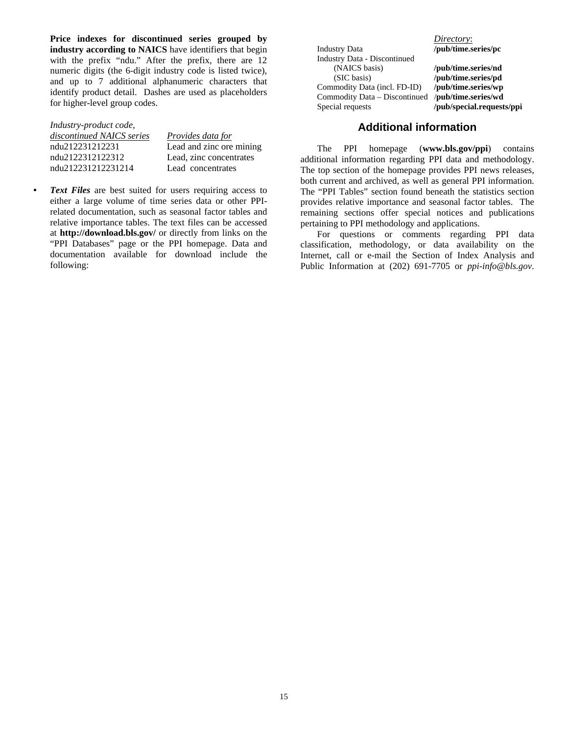**Price indexes for discontinued series grouped by industry according to NAICS** have identifiers that begin with the prefix “ndu.” After the prefix, there are 12 numeric digits (the 6-digit industry code is listed twice), and up to 7 additional alphanumeric characters that identify product detail. Dashes are used as placeholders for higher-level group codes.

| *Industry-product code, discontinued NAICS series* | *Provides data for* |
|---|---|
| ndu212231212231 | Lead and zinc ore mining |
| ndu2122312122312 | Lead, zinc concentrates |
| ndu212231212231214 | Lead concentrates |

- ***Text Files*** are best suited for users requiring access to either a large volume of time series data or other PPI-related documentation, such as seasonal factor tables and relative importance tables. The text files can be accessed at **http://download.bls.gov/** or directly from links on the “PPI Databases” page or the PPI homepage. Data and documentation available for download include the following:

| | *Directory*: |
|---|---|
| Industry Data | **/pub/time.series/pc** |
| Industry Data - Discontinued | |
| (NAICS basis) | **/pub/time.series/nd** |
| (SIC basis) | **/pub/time.series/pd** |
| Commodity Data (incl. FD-ID) | **/pub/time.series/wp** |
| Commodity Data – Discontinued | **/pub/time.series/wd** |
| Special requests | **/pub/special.requests/ppi** |

## Additional information

The PPI homepage (**www.bls.gov/ppi**) contains additional information regarding PPI data and methodology. The top section of the homepage provides PPI news releases, both current and archived, as well as general PPI information. The “PPI Tables” section found beneath the statistics section provides relative importance and seasonal factor tables. The remaining sections offer special notices and publications pertaining to PPI methodology and applications.

For questions or comments regarding PPI data classification, methodology, or data availability on the Internet, call or e-mail the Section of Index Analysis and Public Information at (202) 691-7705 or *ppi-info@bls.gov*.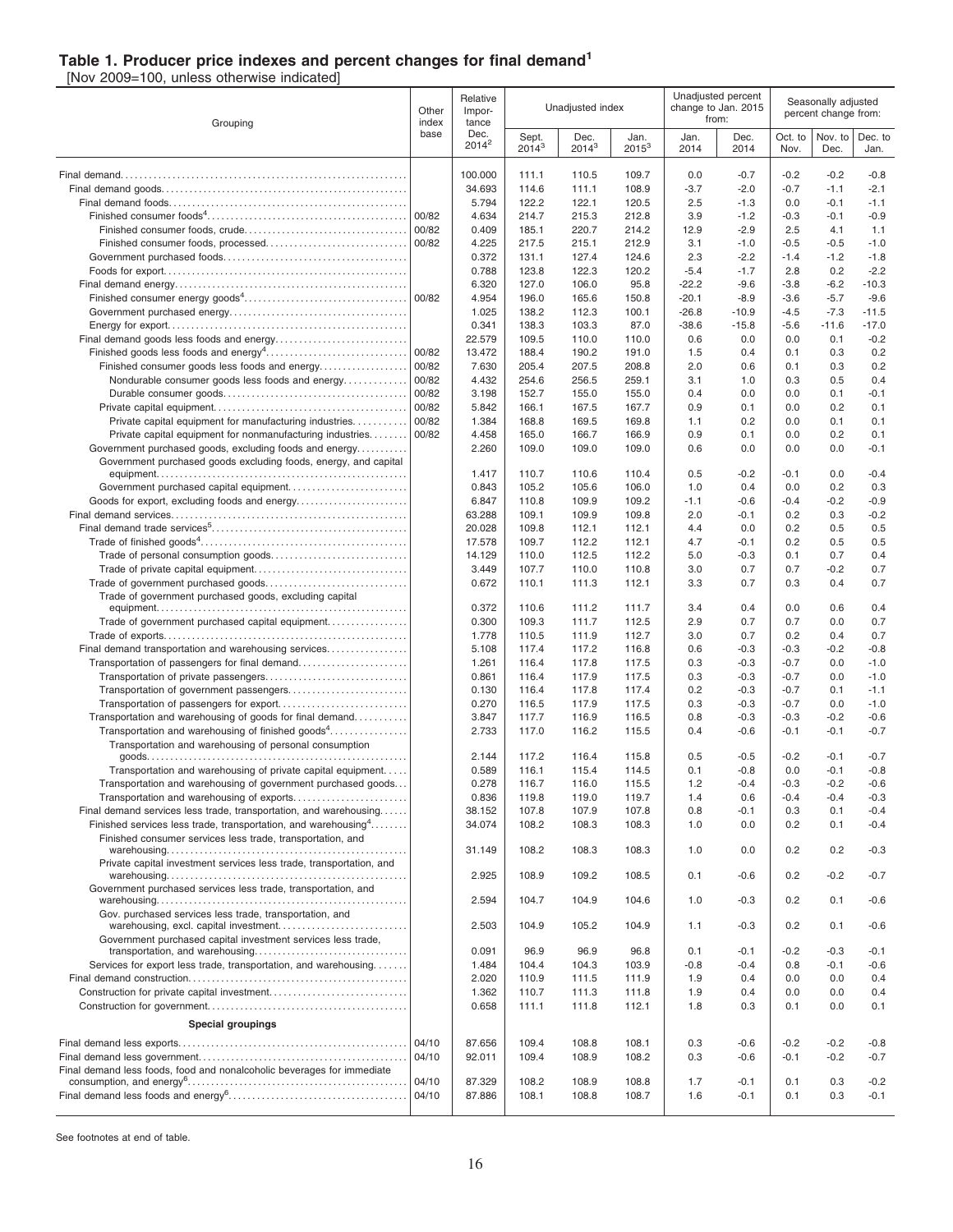# Table 1. Producer price indexes and percent changes for final demand[1]

[Nov 2009=100, unless otherwise indicated]

| Grouping | Other index base | Relative importance Dec. 2014[2] | Unadjusted index | | | Unadjusted percent change to Jan. 2015 from: | | Seasonally adjusted percent change from: | | |
|---|---|---|---|---|---|---|---|---|---|---|
| | | | Sept. 2014[3] | Dec. 2014[3] | Jan. 2015[3] | Jan. 2014 | Dec. 2014 | Oct. to Nov. | Nov. to Dec. | Dec. to Jan. |
| Final demand | | 100.000 | 111.1 | 110.5 | 109.7 | 0.0 | -0.7 | -0.2 | -0.2 | -0.8 |
| Final demand goods | | 34.693 | 114.6 | 111.1 | 108.9 | -3.7 | -2.0 | -0.7 | -1.1 | -2.1 |
| Final demand foods | | 5.794 | 122.2 | 122.1 | 120.5 | 2.5 | -1.3 | 0.0 | -0.1 | -1.1 |
| Finished consumer foods[4] | 00/82 | 4.634 | 214.7 | 215.3 | 212.8 | 3.9 | -1.2 | -0.3 | -0.1 | -0.9 |
| Finished consumer foods, crude | 00/82 | 0.409 | 185.1 | 220.7 | 214.2 | 12.9 | -2.9 | 2.5 | 4.1 | 1.1 |
| Finished consumer foods, processed | 00/82 | 4.225 | 217.5 | 215.1 | 212.9 | 3.1 | -1.0 | -0.5 | -0.5 | -1.0 |
| Government purchased foods | | 0.372 | 131.1 | 127.4 | 124.6 | 2.3 | -2.2 | -1.4 | -1.2 | -1.8 |
| Foods for export | | 0.788 | 123.8 | 122.3 | 120.2 | -5.4 | -1.7 | 2.8 | 0.2 | -2.2 |
| Final demand energy | | 6.320 | 127.0 | 106.0 | 95.8 | -22.2 | -9.6 | -3.8 | -6.2 | -10.3 |
| Finished consumer energy goods[4] | 00/82 | 4.954 | 196.0 | 165.6 | 150.8 | -20.1 | -8.9 | -3.6 | -5.7 | -9.6 |
| Government purchased energy | | 1.025 | 138.2 | 112.3 | 100.1 | -26.8 | -10.9 | -4.5 | -7.3 | -11.5 |
| Energy for export | | 0.341 | 138.3 | 103.3 | 87.0 | -38.6 | -15.8 | -5.6 | -11.6 | -17.0 |
| Final demand goods less foods and energy | | 22.579 | 109.5 | 110.0 | 110.0 | 0.6 | 0.0 | 0.0 | 0.1 | -0.2 |
| Finished goods less foods and energy[4] | 00/82 | 13.472 | 188.4 | 190.2 | 191.0 | 1.5 | 0.4 | 0.1 | 0.3 | 0.2 |
| Finished consumer goods less foods and energy | 00/82 | 7.630 | 205.4 | 207.5 | 208.8 | 2.0 | 0.6 | 0.1 | 0.3 | 0.2 |
| Nondurable consumer goods less foods and energy | 00/82 | 4.432 | 254.6 | 256.5 | 259.1 | 3.1 | 1.0 | 0.3 | 0.5 | 0.4 |
| Durable consumer goods | 00/82 | 3.198 | 152.7 | 155.0 | 155.0 | 0.4 | 0.0 | 0.0 | 0.1 | -0.1 |
| Private capital equipment | 00/82 | 5.842 | 166.1 | 167.5 | 167.7 | 0.9 | 0.1 | 0.0 | 0.2 | 0.1 |
| Private capital equipment for manufacturing industries | 00/82 | 1.384 | 168.8 | 169.5 | 169.8 | 1.1 | 0.2 | 0.0 | 0.1 | 0.1 |
| Private capital equipment for nonmanufacturing industries | 00/82 | 4.458 | 165.0 | 166.7 | 166.9 | 0.9 | 0.1 | 0.0 | 0.2 | 0.1 |
| Government purchased goods, excluding foods and energy | | 2.260 | 109.0 | 109.0 | 109.0 | 0.6 | 0.0 | 0.0 | 0.0 | -0.1 |
| Government purchased goods excluding foods, energy, and capital equipment | | 1.417 | 110.7 | 110.6 | 110.4 | 0.5 | -0.2 | -0.1 | 0.0 | -0.4 |
| Government purchased capital equipment | | 0.843 | 105.2 | 105.6 | 106.0 | 1.0 | 0.4 | 0.0 | 0.2 | 0.3 |
| Goods for export, excluding foods and energy | | 6.847 | 110.8 | 109.9 | 109.2 | -1.1 | -0.6 | -0.4 | -0.2 | -0.9 |
| Final demand services | | 63.288 | 109.1 | 109.9 | 109.8 | 2.0 | -0.1 | 0.2 | 0.3 | -0.2 |
| Final demand trade services[5] | | 20.028 | 109.8 | 112.1 | 112.1 | 4.4 | 0.0 | 0.2 | 0.5 | 0.5 |
| Trade of finished goods[4] | | 17.578 | 109.7 | 112.2 | 112.1 | 4.7 | -0.1 | 0.2 | 0.5 | 0.5 |
| Trade of personal consumption goods | | 14.129 | 110.0 | 112.5 | 112.2 | 5.0 | -0.3 | 0.1 | 0.7 | 0.4 |
| Trade of private capital equipment | | 3.449 | 107.7 | 110.0 | 110.8 | 3.0 | 0.7 | 0.7 | -0.2 | 0.7 |
| Trade of government purchased goods | | 0.672 | 110.1 | 111.3 | 112.1 | 3.3 | 0.7 | 0.3 | 0.4 | 0.7 |
| Trade of government purchased goods, excluding capital equipment | | 0.372 | 110.6 | 111.2 | 111.7 | 3.4 | 0.4 | 0.0 | 0.6 | 0.4 |
| Trade of government purchased capital equipment | | 0.300 | 109.3 | 111.7 | 112.5 | 2.9 | 0.7 | 0.7 | 0.0 | 0.7 |
| Trade of exports | | 1.778 | 110.5 | 111.9 | 112.7 | 3.0 | 0.7 | 0.2 | 0.4 | 0.7 |
| Final demand transportation and warehousing services | | 5.108 | 117.4 | 117.2 | 116.8 | 0.6 | -0.3 | -0.3 | -0.2 | -0.8 |
| Transportation of passengers for final demand | | 1.261 | 116.4 | 117.8 | 117.5 | 0.3 | -0.3 | -0.7 | 0.0 | -1.0 |
| Transportation of private passengers | | 0.861 | 116.4 | 117.9 | 117.5 | 0.3 | -0.3 | -0.7 | 0.0 | -1.0 |
| Transportation of government passengers | | 0.130 | 116.4 | 117.8 | 117.4 | 0.2 | -0.3 | -0.7 | 0.1 | -1.1 |
| Transportation of passengers for export | | 0.270 | 116.5 | 117.9 | 117.5 | 0.3 | -0.3 | -0.7 | 0.0 | -1.0 |
| Transportation and warehousing of goods for final demand | | 3.847 | 117.7 | 116.9 | 116.5 | 0.8 | -0.3 | -0.3 | -0.2 | -0.6 |
| Transportation and warehousing of finished goods[4] | | 2.733 | 117.0 | 116.2 | 115.5 | 0.4 | -0.6 | -0.1 | -0.1 | -0.7 |
| Transportation and warehousing of personal consumption goods | | 2.144 | 117.2 | 116.4 | 115.8 | 0.5 | -0.5 | -0.2 | -0.1 | -0.7 |
| Transportation and warehousing of private capital equipment | | 0.589 | 116.1 | 115.4 | 114.5 | 0.1 | -0.8 | 0.0 | -0.1 | -0.8 |
| Transportation and warehousing of government purchased goods | | 0.278 | 116.7 | 116.0 | 115.5 | 1.2 | -0.4 | -0.3 | -0.2 | -0.6 |
| Transportation and warehousing of exports | | 0.836 | 119.8 | 119.0 | 119.7 | 1.4 | 0.6 | -0.4 | -0.4 | -0.3 |
| Final demand services less trade, transportation, and warehousing | | 38.152 | 107.8 | 107.9 | 107.8 | 0.8 | -0.1 | 0.3 | 0.1 | -0.4 |
| Finished services less trade, transportation, and warehousing[4] | | 34.074 | 108.2 | 108.3 | 108.3 | 1.0 | 0.0 | 0.2 | 0.1 | -0.4 |
| Finished consumer services less trade, transportation, and warehousing | | 31.149 | 108.2 | 108.3 | 108.3 | 1.0 | 0.0 | 0.2 | 0.2 | -0.3 |
| Private capital investment services less trade, transportation, and warehousing | | 2.925 | 108.9 | 109.2 | 108.5 | 0.1 | -0.6 | 0.2 | -0.2 | -0.7 |
| Government purchased services less trade, transportation, and warehousing | | 2.594 | 104.7 | 104.9 | 104.6 | 1.0 | -0.3 | 0.2 | 0.1 | -0.6 |
| Gov. purchased services less trade, transportation, and warehousing, excl. capital investment | | 2.503 | 104.9 | 105.2 | 104.9 | 1.1 | -0.3 | 0.2 | 0.1 | -0.6 |
| Government purchased capital investment services less trade, transportation, and warehousing | | 0.091 | 96.9 | 96.9 | 96.8 | 0.1 | -0.1 | -0.2 | -0.3 | -0.1 |
| Services for export less trade, transportation, and warehousing | | 1.484 | 104.4 | 104.3 | 103.9 | -0.8 | -0.4 | 0.8 | -0.1 | -0.6 |
| Final demand construction | | 2.020 | 110.9 | 111.5 | 111.9 | 1.9 | 0.4 | 0.0 | 0.0 | 0.4 |
| Construction for private capital investment | | 1.362 | 110.7 | 111.3 | 111.8 | 1.9 | 0.4 | 0.0 | 0.0 | 0.4 |
| Construction for government | | 0.658 | 111.1 | 111.8 | 112.1 | 1.8 | 0.3 | 0.1 | 0.0 | 0.1 |
| **Special groupings** | | | | | | | | | | |
| Final demand less exports | 04/10 | 87.656 | 109.4 | 108.8 | 108.1 | 0.3 | -0.6 | -0.2 | -0.2 | -0.8 |
| Final demand less government | 04/10 | 92.011 | 109.4 | 108.9 | 108.2 | 0.3 | -0.6 | -0.1 | -0.2 | -0.7 |
| Final demand less foods, food and nonalcoholic beverages for immediate consumption, and energy[6] | 04/10 | 87.329 | 108.2 | 108.9 | 108.8 | 1.7 | -0.1 | 0.1 | 0.3 | -0.2 |
| Final demand less foods and energy[6] | 04/10 | 87.886 | 108.1 | 108.8 | 108.7 | 1.6 | -0.1 | 0.1 | 0.3 | -0.1 |

See footnotes at end of table.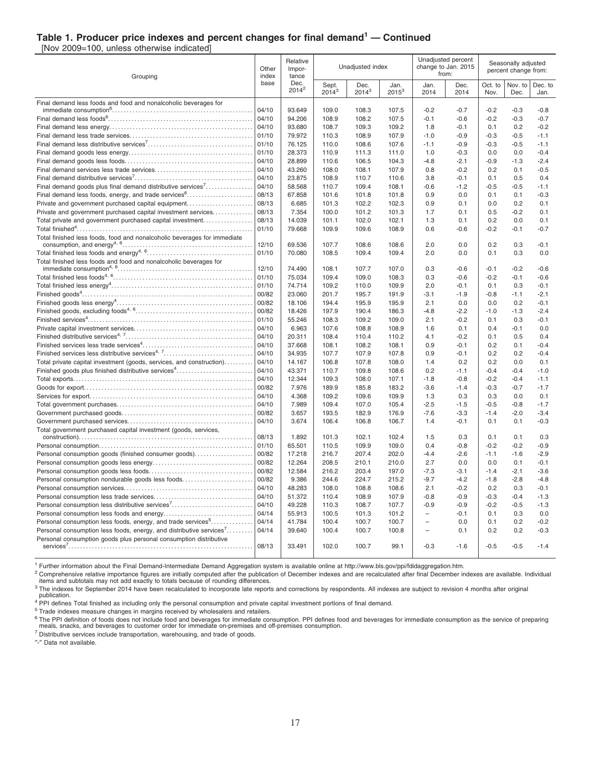## Table 1. Producer price indexes and percent changes for final demand[1] — Continued

[Nov 2009=100, unless otherwise indicated]

| Grouping | Other index base | Relative Importance Dec. 2014[2] | Unadjusted index | | | Unadjusted percent change to Jan. 2015 from: | | Seasonally adjusted percent change from: | | |
|---|---|---|---|---|---|---|---|---|---|---|
| | | | Sept. 2014[3] | Dec. 2014[3] | Jan. 2015[3] | Jan. 2014 | Dec. 2014 | Oct. to Nov. | Nov. to Dec. | Dec. to Jan. |
| Final demand less foods and food and nonalcoholic beverages for immediate consumption[6] | 04/10 | 93.649 | 109.0 | 108.3 | 107.5 | -0.2 | -0.7 | -0.2 | -0.3 | -0.8 |
| Final demand less foods[6] | 04/10 | 94.206 | 108.9 | 108.2 | 107.5 | -0.1 | -0.6 | -0.2 | -0.3 | -0.7 |
| Final demand less energy | 04/10 | 93.680 | 108.7 | 109.3 | 109.2 | 1.8 | -0.1 | 0.1 | 0.2 | -0.2 |
| Final demand less trade services | 01/10 | 79.972 | 110.3 | 108.9 | 107.9 | -1.0 | -0.9 | -0.3 | -0.5 | -1.1 |
| Final demand less distributive services[7] | 01/10 | 76.125 | 110.0 | 108.6 | 107.6 | -1.1 | -0.9 | -0.3 | -0.5 | -1.1 |
| Final demand goods less energy | 01/10 | 28.373 | 110.9 | 111.3 | 111.0 | 1.0 | -0.3 | 0.0 | 0.0 | -0.4 |
| Final demand goods less foods | 04/10 | 28.899 | 110.6 | 106.5 | 104.3 | -4.8 | -2.1 | -0.9 | -1.3 | -2.4 |
| Final demand services less trade services | 04/10 | 43.260 | 108.0 | 108.1 | 107.9 | 0.8 | -0.2 | 0.2 | 0.1 | -0.5 |
| Final demand distributive services[7] | 04/10 | 23.875 | 108.9 | 110.7 | 110.6 | 3.8 | -0.1 | 0.1 | 0.5 | 0.4 |
| Final demand goods plus final demand distributive services[7] | 04/10 | 58.568 | 110.7 | 109.4 | 108.1 | -0.6 | -1.2 | -0.5 | -0.5 | -1.1 |
| Final demand less foods, energy, and trade services[6] | 08/13 | 67.858 | 101.6 | 101.8 | 101.8 | 0.9 | 0.0 | 0.1 | 0.1 | -0.3 |
| Private and government purchased capital equipment | 08/13 | 6.685 | 101.3 | 102.2 | 102.3 | 0.9 | 0.1 | 0.0 | 0.2 | 0.1 |
| Private and government purchased capital investment services | 08/13 | 7.354 | 100.0 | 101.2 | 101.3 | 1.7 | 0.1 | 0.5 | -0.2 | 0.1 |
| Total private and government purchased capital investment | 08/13 | 14.039 | 101.1 | 102.0 | 102.1 | 1.3 | 0.1 | 0.2 | 0.0 | 0.1 |
| Total finished[4] | 01/10 | 79.668 | 109.9 | 109.6 | 108.9 | 0.6 | -0.6 | -0.2 | -0.1 | -0.7 |
| Total finished less foods, food and nonalcoholic beverages for immediate consumption, and energy[4, 6] | 12/10 | 69.536 | 107.7 | 108.6 | 108.6 | 2.0 | 0.0 | 0.2 | 0.3 | -0.1 |
| Total finished less foods and energy[4, 6] | 01/10 | 70.080 | 108.5 | 109.4 | 109.4 | 2.0 | 0.0 | 0.1 | 0.3 | 0.0 |
| Total finished less foods and food and nonalcoholic beverages for immediate consumption[4, 6] | 12/10 | 74.490 | 108.1 | 107.7 | 107.0 | 0.3 | -0.6 | -0.1 | -0.2 | -0.6 |
| Total finished less foods[4, 6] | 01/10 | 75.034 | 109.4 | 109.0 | 108.3 | 0.3 | -0.6 | -0.2 | -0.1 | -0.6 |
| Total finished less energy[4] | 01/10 | 74.714 | 109.2 | 110.0 | 109.9 | 2.0 | -0.1 | 0.1 | 0.3 | -0.1 |
| Finished goods[4] | 00/82 | 23.060 | 201.7 | 195.7 | 191.9 | -3.1 | -1.9 | -0.8 | -1.1 | -2.1 |
| Finished goods less energy[4] | 00/82 | 18.106 | 194.4 | 195.9 | 195.9 | 2.1 | 0.0 | 0.0 | 0.2 | -0.1 |
| Finished goods, excluding foods[4, 6] | 00/82 | 18.426 | 197.9 | 190.4 | 186.3 | -4.8 | -2.2 | -1.0 | -1.3 | -2.4 |
| Finished services[4] | 01/10 | 55.246 | 108.3 | 109.2 | 109.0 | 2.1 | -0.2 | 0.1 | 0.3 | -0.1 |
| Private capital investment services | 04/10 | 6.963 | 107.6 | 108.8 | 108.9 | 1.6 | 0.1 | 0.4 | -0.1 | 0.0 |
| Finished distributive services[4, 7] | 04/10 | 20.311 | 108.4 | 110.4 | 110.2 | 4.1 | -0.2 | 0.1 | 0.5 | 0.4 |
| Finished services less trade services[4] | 04/10 | 37.668 | 108.1 | 108.2 | 108.1 | 0.9 | -0.1 | 0.2 | 0.1 | -0.4 |
| Finished services less distributive services[4, 7] | 04/10 | 34.935 | 107.7 | 107.9 | 107.8 | 0.9 | -0.1 | 0.2 | 0.2 | -0.4 |
| Total private capital investment (goods, services, and construction) | 04/10 | 14.167 | 106.8 | 107.8 | 108.0 | 1.4 | 0.2 | 0.2 | 0.0 | 0.1 |
| Finished goods plus finished distributive services[4] | 04/10 | 43.371 | 110.7 | 109.8 | 108.6 | 0.2 | -1.1 | -0.4 | -0.4 | -1.0 |
| Total exports | 04/10 | 12.344 | 109.3 | 108.0 | 107.1 | -1.8 | -0.8 | -0.2 | -0.4 | -1.1 |
| Goods for export | 00/82 | 7.976 | 189.9 | 185.8 | 183.2 | -3.6 | -1.4 | -0.3 | -0.7 | -1.7 |
| Services for export | 04/10 | 4.368 | 109.2 | 109.6 | 109.9 | 1.3 | 0.3 | 0.3 | 0.0 | 0.1 |
| Total government purchases | 04/10 | 7.989 | 109.4 | 107.0 | 105.4 | -2.5 | -1.5 | -0.5 | -0.8 | -1.7 |
| Government purchased goods | 00/82 | 3.657 | 193.5 | 182.9 | 176.9 | -7.6 | -3.3 | -1.4 | -2.0 | -3.4 |
| Government purchased services | 04/10 | 3.674 | 106.4 | 106.8 | 106.7 | 1.4 | -0.1 | 0.1 | 0.1 | -0.3 |
| Total government purchased capital investment (goods, services, construction) | 08/13 | 1.892 | 101.3 | 102.1 | 102.4 | 1.5 | 0.3 | 0.1 | 0.1 | 0.3 |
| Personal consumption | 01/10 | 65.501 | 110.5 | 109.9 | 109.0 | 0.4 | -0.8 | -0.2 | -0.2 | -0.9 |
| Personal consumption goods (finished consumer goods) | 00/82 | 17.218 | 216.7 | 207.4 | 202.0 | -4.4 | -2.6 | -1.1 | -1.6 | -2.9 |
| Personal consumption goods less energy | 00/82 | 12.264 | 208.5 | 210.1 | 210.0 | 2.7 | 0.0 | 0.0 | 0.1 | -0.1 |
| Personal consumption goods less foods | 00/82 | 12.584 | 216.2 | 203.4 | 197.0 | -7.3 | -3.1 | -1.4 | -2.1 | -3.6 |
| Personal consumption nondurable goods less foods | 00/82 | 9.386 | 244.6 | 224.7 | 215.2 | -9.7 | -4.2 | -1.8 | -2.8 | -4.8 |
| Personal consumption services | 04/10 | 48.283 | 108.0 | 108.8 | 108.6 | 2.1 | -0.2 | 0.2 | 0.3 | -0.1 |
| Personal consumption less trade services | 04/10 | 51.372 | 110.4 | 108.9 | 107.9 | -0.8 | -0.9 | -0.3 | -0.4 | -1.3 |
| Personal consumption less distributive services[7] | 04/10 | 49.228 | 110.3 | 108.7 | 107.7 | -0.9 | -0.9 | -0.2 | -0.5 | -1.3 |
| Personal consumption less foods and energy | 04/14 | 55.913 | 100.5 | 101.3 | 101.2 | – | -0.1 | 0.1 | 0.3 | 0.0 |
| Personal consumption less foods, energy, and trade services[5] | 04/14 | 41.784 | 100.4 | 100.7 | 100.7 | – | 0.0 | 0.1 | 0.2 | -0.2 |
| Personal consumption less foods, energy, and distributive services[7] | 04/14 | 39.640 | 100.4 | 100.7 | 100.8 | – | 0.1 | 0.2 | 0.2 | -0.3 |
| Personal consumption goods plus personal consumption distributive services[7] | 08/13 | 33.491 | 102.0 | 100.7 | 99.1 | -0.3 | -1.6 | -0.5 | -0.5 | -1.4 |

[1] Further information about the Final Demand-Intermediate Demand Aggregation system is available online at http://www.bls.gov/ppi/fdidaggregation.htm.

[2] Comprehensive relative importance figures are initially computed after the publication of December indexes and are recalculated after final December indexes are available. Individual items and subtotals may not add exactly to totals because of rounding differences.

[3] The indexes for September 2014 have been recalculated to incorporate late reports and corrections by respondents. All indexes are subject to revision 4 months after original publication.

[4] PPI defines Total finished as including only the personal consumption and private capital investment portions of final demand.

[5] Trade indexes measure changes in margins received by wholesalers and retailers.

[6] The PPI definition of foods does not include food and beverages for immediate consumption. PPI defines food and beverages for immediate consumption as the service of preparing meals, snacks, and beverages to customer order for immediate on-premises and off-premises consumption.

[7] Distributive services include transportation, warehousing, and trade of goods.

"-" Data not available.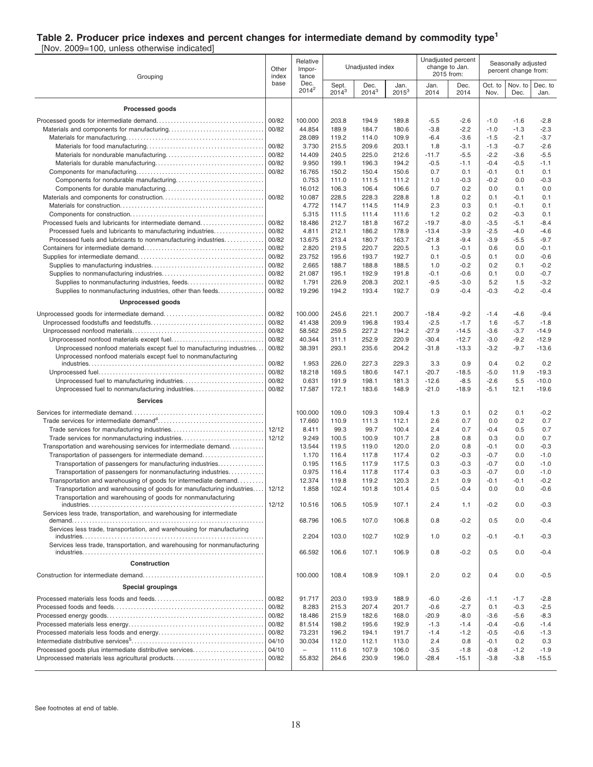## Table 2. Producer price indexes and percent changes for intermediate demand by commodity type[1]

[Nov. 2009=100, unless otherwise indicated]

| Grouping | Other index base | Relative Importance Dec. 2014[2] | Unadjusted index | | | Unadjusted percent change to Jan. 2015 from: | | Seasonally adjusted percent change from: | | |
|---|---|---|---|---|---|---|---|---|---|---|
| | | | Sept. 2014[3] | Dec. 2014[3] | Jan. 2015[3] | Jan. 2014 | Dec. 2014 | Oct. to Nov. | Nov. to Dec. | Dec. to Jan. |
| **Processed goods** | | | | | | | | | | |
| Processed goods for intermediate demand | 00/82 | 100.000 | 203.8 | 194.9 | 189.8 | -5.5 | -2.6 | -1.0 | -1.6 | -2.8 |
| Materials and components for manufacturing | 00/82 | 44.854 | 189.9 | 184.7 | 180.6 | -3.8 | -2.2 | -1.0 | -1.3 | -2.3 |
| Materials for manufacturing | | 28.089 | 119.2 | 114.0 | 109.9 | -6.4 | -3.6 | -1.5 | -2.1 | -3.7 |
| Materials for food manufacturing | 00/82 | 3.730 | 215.5 | 209.6 | 203.1 | 1.8 | -3.1 | -1.3 | -0.7 | -2.6 |
| Materials for nondurable manufacturing | 00/82 | 14.409 | 240.5 | 225.0 | 212.6 | -11.7 | -5.5 | -2.2 | -3.6 | -5.5 |
| Materials for durable manufacturing | 00/82 | 9.950 | 199.1 | 196.3 | 194.2 | -0.5 | -1.1 | -0.4 | -0.5 | -1.1 |
| Components for manufacturing | 00/82 | 16.765 | 150.2 | 150.4 | 150.6 | 0.7 | 0.1 | -0.1 | 0.1 | 0.1 |
| Components for nondurable manufacturing | | 0.753 | 111.0 | 111.5 | 111.2 | 1.0 | -0.3 | -0.2 | 0.0 | -0.3 |
| Components for durable manufacturing | | 16.012 | 106.3 | 106.4 | 106.6 | 0.7 | 0.2 | 0.0 | 0.1 | 0.0 |
| Materials and components for construction | 00/82 | 10.087 | 228.5 | 228.3 | 228.8 | 1.8 | 0.2 | 0.1 | -0.1 | 0.1 |
| Materials for construction | | 4.772 | 114.7 | 114.5 | 114.9 | 2.3 | 0.3 | 0.1 | -0.1 | 0.1 |
| Components for construction | | 5.315 | 111.5 | 111.4 | 111.6 | 1.2 | 0.2 | 0.2 | -0.3 | 0.1 |
| Processed fuels and lubricants for intermediate demand | 00/82 | 18.486 | 212.7 | 181.8 | 167.2 | -19.7 | -8.0 | -3.5 | -5.1 | -8.4 |
| Processed fuels and lubricants to manufacturing industries | 00/82 | 4.811 | 212.1 | 186.2 | 178.9 | -13.4 | -3.9 | -2.5 | -4.0 | -4.6 |
| Processed fuels and lubricants to nonmanufacturing industries | 00/82 | 13.675 | 213.4 | 180.7 | 163.7 | -21.8 | -9.4 | -3.9 | -5.5 | -9.7 |
| Containers for intermediate demand | 00/82 | 2.820 | 219.5 | 220.7 | 220.5 | 1.3 | -0.1 | 0.6 | 0.0 | -0.1 |
| Supplies for intermediate demand | 00/82 | 23.752 | 195.6 | 193.7 | 192.7 | 0.1 | -0.5 | 0.1 | 0.0 | -0.6 |
| Supplies to manufacturing industries | 00/82 | 2.665 | 188.7 | 188.8 | 188.5 | 1.0 | -0.2 | 0.2 | 0.1 | -0.2 |
| Supplies to nonmanufacturing industries | 00/82 | 21.087 | 195.1 | 192.9 | 191.8 | -0.1 | -0.6 | 0.1 | 0.0 | -0.7 |
| Supplies to nonmanufacturing industries, feeds | 00/82 | 1.791 | 226.9 | 208.3 | 202.1 | -9.5 | -3.0 | 5.2 | 1.5 | -3.2 |
| Supplies to nonmanufacturing industries, other than feeds | 00/82 | 19.296 | 194.2 | 193.4 | 192.7 | 0.9 | -0.4 | -0.3 | -0.2 | -0.4 |
| **Unprocessed goods** | | | | | | | | | | |
| Unprocessed goods for intermediate demand | 00/82 | 100.000 | 245.6 | 221.1 | 200.7 | -18.4 | -9.2 | -1.4 | -4.6 | -9.4 |
| Unprocessed foodstuffs and feedstuffs | 00/82 | 41.438 | 209.9 | 196.8 | 193.4 | -2.5 | -1.7 | 1.6 | -5.7 | -1.8 |
| Unprocessed nonfood materials | 00/82 | 58.562 | 259.5 | 227.2 | 194.2 | -27.9 | -14.5 | -3.6 | -3.7 | -14.9 |
| Unprocessed nonfood materials except fuel | 00/82 | 40.344 | 311.1 | 252.9 | 220.9 | -30.4 | -12.7 | -3.0 | -9.2 | -12.9 |
| Unprocessed nonfood materials except fuel to manufacturing industries | 00/82 | 38.391 | 293.1 | 235.6 | 204.2 | -31.8 | -13.3 | -3.2 | -9.7 | -13.6 |
| Unprocessed nonfood materials except fuel to nonmanufacturing industries | 00/82 | 1.953 | 226.0 | 227.3 | 229.3 | 3.3 | 0.9 | 0.4 | 0.2 | 0.2 |
| Unprocessed fuel | 00/82 | 18.218 | 169.5 | 180.6 | 147.1 | -20.7 | -18.5 | -5.0 | 11.9 | -19.3 |
| Unprocessed fuel to manufacturing industries | 00/82 | 0.631 | 191.9 | 198.1 | 181.3 | -12.6 | -8.5 | -2.6 | 5.5 | -10.0 |
| Unprocessed fuel to nonmanufacturing industries | 00/82 | 17.587 | 172.1 | 183.6 | 148.9 | -21.0 | -18.9 | -5.1 | 12.1 | -19.6 |
| **Services** | | | | | | | | | | |
| Services for intermediate demand | | 100.000 | 109.0 | 109.3 | 109.4 | 1.3 | 0.1 | 0.2 | 0.1 | -0.2 |
| Trade services for intermediate demand[4] | | 17.660 | 110.9 | 111.3 | 112.1 | 2.6 | 0.7 | 0.0 | 0.2 | 0.7 |
| Trade services for manufacturing industries | 12/12 | 8.411 | 99.3 | 99.7 | 100.4 | 2.4 | 0.7 | -0.4 | 0.5 | 0.7 |
| Trade services for nonmanufacturing industries | 12/12 | 9.249 | 100.5 | 100.9 | 101.7 | 2.8 | 0.8 | 0.3 | 0.0 | 0.7 |
| Transportation and warehousing services for intermediate demand | | 13.544 | 119.5 | 119.0 | 120.0 | 2.0 | 0.8 | -0.1 | 0.0 | -0.3 |
| Transportation of passengers for intermediate demand | | 1.170 | 116.4 | 117.8 | 117.4 | 0.2 | -0.3 | -0.7 | 0.0 | -1.0 |
| Transportation of passengers for manufacturing industries | | 0.195 | 116.5 | 117.9 | 117.5 | 0.3 | -0.3 | -0.7 | 0.0 | -1.0 |
| Transportation of passengers for nonmanufacturing industries | | 0.975 | 116.4 | 117.8 | 117.4 | 0.3 | -0.3 | -0.7 | 0.0 | -1.0 |
| Transportation and warehousing of goods for intermediate demand | | 12.374 | 119.8 | 119.2 | 120.3 | 2.1 | 0.9 | -0.1 | -0.1 | -0.2 |
| Transportation and warehousing of goods for manufacturing industries | 12/12 | 1.858 | 102.4 | 101.8 | 101.4 | 0.5 | -0.4 | 0.0 | 0.0 | -0.6 |
| Transportation and warehousing of goods for nonmanufacturing industries | 12/12 | 10.516 | 106.5 | 105.9 | 107.1 | 2.4 | 1.1 | -0.2 | 0.0 | -0.3 |
| Services less trade, transportation, and warehousing for intermediate demand | | 68.796 | 106.5 | 107.0 | 106.8 | 0.8 | -0.2 | 0.5 | 0.0 | -0.4 |
| Services less trade, transportation, and warehousing for manufacturing industries | | 2.204 | 103.0 | 102.7 | 102.9 | 1.0 | 0.2 | -0.1 | -0.1 | -0.3 |
| Services less trade, transportation, and warehousing for nonmanufacturing industries | | 66.592 | 106.6 | 107.1 | 106.9 | 0.8 | -0.2 | 0.5 | 0.0 | -0.4 |
| **Construction** | | | | | | | | | | |
| Construction for intermediate demand | | 100.000 | 108.4 | 108.9 | 109.1 | 2.0 | 0.2 | 0.4 | 0.0 | -0.5 |
| **Special groupings** | | | | | | | | | | |
| Processed materials less foods and feeds | 00/82 | 91.717 | 203.0 | 193.9 | 188.9 | -6.0 | -2.6 | -1.1 | -1.7 | -2.8 |
| Processed foods and feeds | 00/82 | 8.283 | 215.3 | 207.4 | 201.7 | -0.6 | -2.7 | 0.1 | -0.3 | -2.5 |
| Processed energy goods | 00/82 | 18.486 | 215.9 | 182.6 | 168.0 | -20.9 | -8.0 | -3.6 | -5.6 | -8.3 |
| Processed materials less energy | 00/82 | 81.514 | 198.2 | 195.6 | 192.9 | -1.3 | -1.4 | -0.4 | -0.6 | -1.4 |
| Processed materials less foods and energy | 00/82 | 73.231 | 196.2 | 194.1 | 191.7 | -1.4 | -1.2 | -0.5 | -0.6 | -1.3 |
| Intermediate distributive services[5] | 04/10 | 30.034 | 112.0 | 112.1 | 113.0 | 2.4 | 0.8 | -0.1 | 0.2 | 0.3 |
| Processed goods plus intermediate distributive services | 04/10 | – | 111.6 | 107.9 | 106.0 | -3.5 | -1.8 | -0.8 | -1.2 | -1.9 |
| Unprocessed materials less agricultural products | 00/82 | 55.832 | 264.6 | 230.9 | 196.0 | -28.4 | -15.1 | -3.8 | -3.8 | -15.5 |

See footnotes at end of table.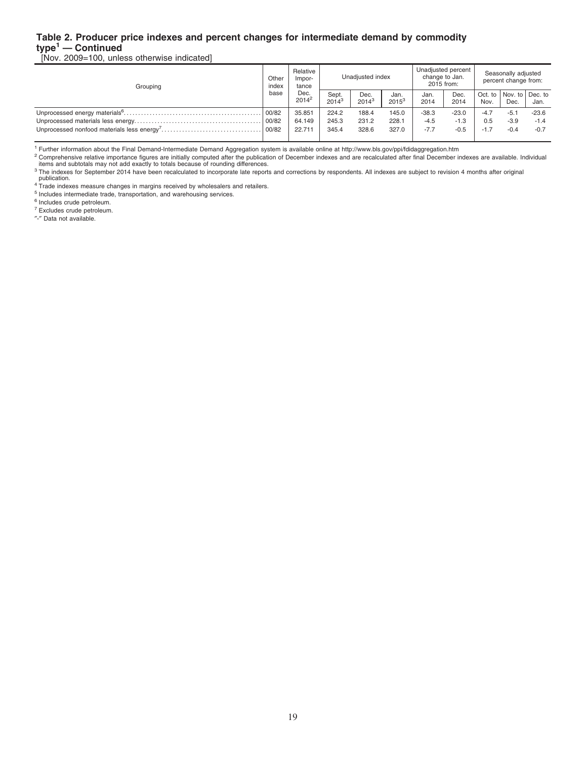# Table 2. Producer price indexes and percent changes for intermediate demand by commodity type[1] — Continued

[Nov. 2009=100, unless otherwise indicated]

| Grouping | Other index base | Relative Impor-tance Dec. 2014[2] | Unadjusted index | | | Unadjusted percent change to Jan. 2015 from: | | Seasonally adjusted percent change from: | | |
|---|---|---|---|---|---|---|---|---|---|---|
| | | | Sept. 2014[3] | Dec. 2014[3] | Jan. 2015[3] | Jan. 2014 | Dec. 2014 | Oct. to Nov. | Nov. to Dec. | Dec. to Jan. |
| Unprocessed energy materials[6] | 00/82 | 35.851 | 224.2 | 188.4 | 145.0 | -38.3 | -23.0 | -4.7 | -5.1 | -23.6 |
| Unprocessed materials less energy | 00/82 | 64.149 | 245.3 | 231.2 | 228.1 | -4.5 | -1.3 | 0.5 | -3.9 | -1.4 |
| Unprocessed nonfood materials less energy[7] | 00/82 | 22.711 | 345.4 | 328.6 | 327.0 | -7.7 | -0.5 | -1.7 | -0.4 | -0.7 |

[1] Further information about the Final Demand-Intermediate Demand Aggregation system is available online at http://www.bls.gov/ppi/fdidaggregation.htm

[2] Comprehensive relative importance figures are initially computed after the publication of December indexes and are recalculated after final December indexes are available. Individual items and subtotals may not add exactly to totals because of rounding differences.

[3] The indexes for September 2014 have been recalculated to incorporate late reports and corrections by respondents. All indexes are subject to revision 4 months after original publication.

[4] Trade indexes measure changes in margins received by wholesalers and retailers.

[5] Includes intermediate trade, transportation, and warehousing services.

[6] Includes crude petroleum.

[7] Excludes crude petroleum.

"-" Data not available.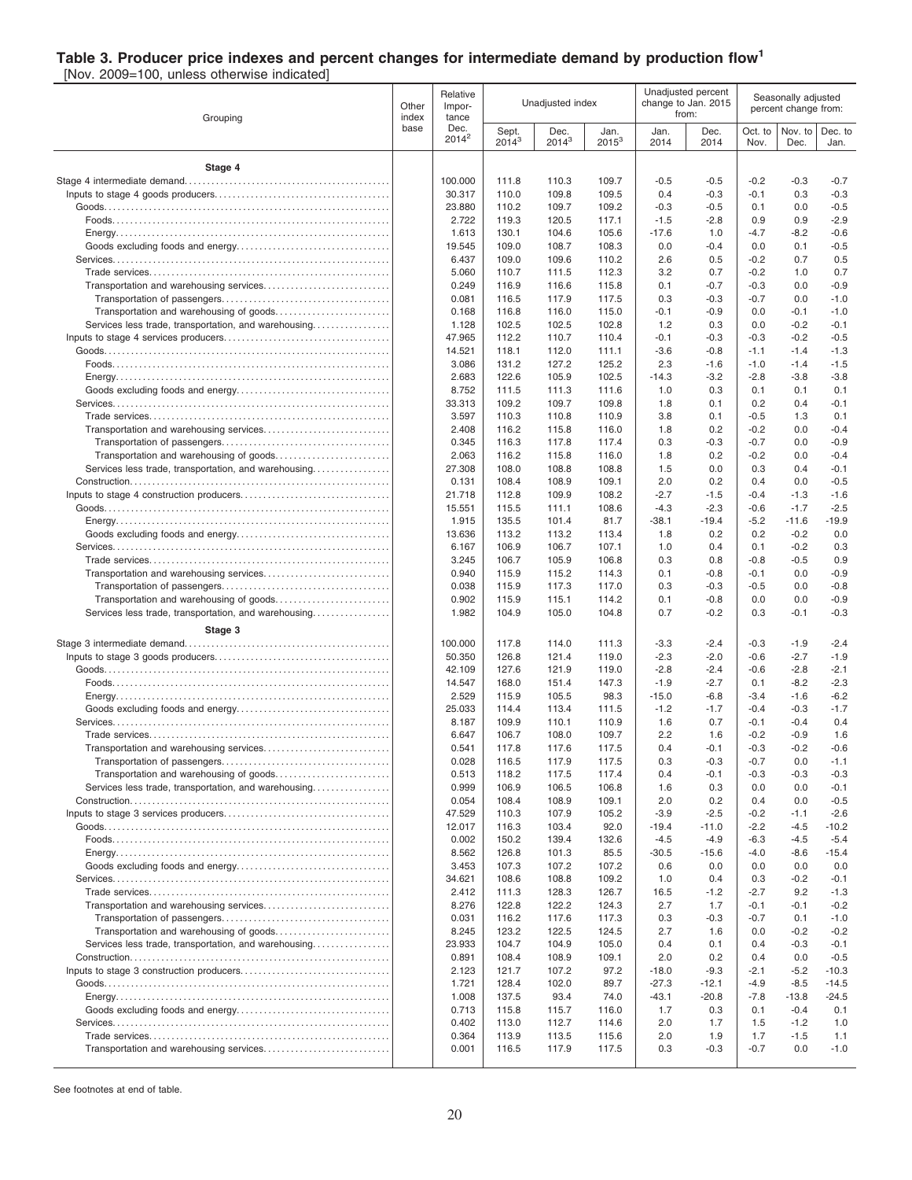## Table 3. Producer price indexes and percent changes for intermediate demand by production flow[1]

[Nov. 2009=100, unless otherwise indicated]

| Grouping | Other index base | Relative Impor-tance Dec. 2014[2] | Unadjusted index Sept. 2014[3] | Unadjusted index Dec. 2014[3] | Unadjusted index Jan. 2015[3] | Unadjusted percent change to Jan. 2015 from: Jan. 2014 | Unadjusted percent change to Jan. 2015 from: Dec. 2014 | Seasonally adjusted percent change from: Oct. to Nov. | Seasonally adjusted percent change from: Nov. to Dec. | Seasonally adjusted percent change from: Dec. to Jan. |
|---|---|---|---|---|---|---|---|---|---|---|
| **Stage 4** | | | | | | | | | | |
| Stage 4 intermediate demand | | 100.000 | 111.8 | 110.3 | 109.7 | -0.5 | -0.5 | -0.2 | -0.3 | -0.7 |
| Inputs to stage 4 goods producers | | 30.317 | 110.0 | 109.8 | 109.5 | 0.4 | -0.3 | -0.1 | 0.3 | -0.3 |
| Goods | | 23.880 | 110.2 | 109.7 | 109.2 | -0.3 | -0.5 | 0.1 | 0.0 | -0.5 |
| Foods | | 2.722 | 119.3 | 120.5 | 117.1 | -1.5 | -2.8 | 0.9 | 0.9 | -2.9 |
| Energy | | 1.613 | 130.1 | 104.6 | 105.6 | -17.6 | 1.0 | -4.7 | -8.2 | -0.6 |
| Goods excluding foods and energy | | 19.545 | 109.0 | 108.7 | 108.3 | 0.0 | -0.4 | 0.0 | 0.1 | -0.5 |
| Services | | 6.437 | 109.0 | 109.6 | 110.2 | 2.6 | 0.5 | -0.2 | 0.7 | 0.5 |
| Trade services | | 5.060 | 110.7 | 111.5 | 112.3 | 3.2 | 0.7 | -0.2 | 1.0 | 0.7 |
| Transportation and warehousing services | | 0.249 | 116.9 | 116.6 | 115.8 | 0.1 | -0.7 | -0.3 | 0.0 | -0.9 |
| Transportation of passengers | | 0.081 | 116.5 | 117.9 | 117.5 | 0.3 | -0.3 | -0.7 | 0.0 | -1.0 |
| Transportation and warehousing of goods | | 0.168 | 116.8 | 116.0 | 115.0 | -0.1 | -0.9 | 0.0 | -0.1 | -1.0 |
| Services less trade, transportation, and warehousing | | 1.128 | 102.5 | 102.5 | 102.8 | 1.2 | 0.3 | 0.0 | -0.2 | -0.1 |
| Inputs to stage 4 services producers | | 47.965 | 112.2 | 110.7 | 110.4 | -0.1 | -0.3 | -0.3 | -0.2 | -0.5 |
| Goods | | 14.521 | 118.1 | 112.0 | 111.1 | -3.6 | -0.8 | -1.1 | -1.4 | -1.3 |
| Foods | | 3.086 | 131.2 | 127.2 | 125.2 | 2.3 | -1.6 | -1.0 | -1.4 | -1.5 |
| Energy | | 2.683 | 122.6 | 105.9 | 102.5 | -14.3 | -3.2 | -2.8 | -3.8 | -3.8 |
| Goods excluding foods and energy | | 8.752 | 111.5 | 111.3 | 111.6 | 1.0 | 0.3 | 0.1 | 0.1 | 0.1 |
| Services | | 33.313 | 109.2 | 109.7 | 109.8 | 1.8 | 0.1 | 0.2 | 0.4 | -0.1 |
| Trade services | | 3.597 | 110.3 | 110.8 | 110.9 | 3.8 | 0.1 | -0.5 | 1.3 | 0.1 |
| Transportation and warehousing services | | 2.408 | 116.2 | 115.8 | 116.0 | 1.8 | 0.2 | -0.2 | 0.0 | -0.4 |
| Transportation of passengers | | 0.345 | 116.3 | 117.8 | 117.4 | 0.3 | -0.3 | -0.7 | 0.0 | -0.9 |
| Transportation and warehousing of goods | | 2.063 | 116.2 | 115.8 | 116.0 | 1.8 | 0.2 | -0.2 | 0.0 | -0.4 |
| Services less trade, transportation, and warehousing | | 27.308 | 108.0 | 108.8 | 108.8 | 1.5 | 0.0 | 0.3 | 0.4 | -0.1 |
| Construction | | 0.131 | 108.4 | 108.9 | 109.1 | 2.0 | 0.2 | 0.4 | 0.0 | -0.5 |
| Inputs to stage 4 construction producers | | 21.718 | 112.8 | 109.9 | 108.2 | -2.7 | -1.5 | -0.4 | -1.3 | -1.6 |
| Goods | | 15.551 | 115.5 | 111.1 | 108.6 | -4.3 | -2.3 | -0.6 | -1.7 | -2.5 |
| Energy | | 1.915 | 135.5 | 101.4 | 81.7 | -38.1 | -19.4 | -5.2 | -11.6 | -19.9 |
| Goods excluding foods and energy | | 13.636 | 113.2 | 113.2 | 113.4 | 1.8 | 0.2 | 0.2 | -0.2 | 0.0 |
| Services | | 6.167 | 106.9 | 106.7 | 107.1 | 1.0 | 0.4 | 0.1 | -0.2 | 0.3 |
| Trade services | | 3.245 | 106.7 | 105.9 | 106.8 | 0.3 | 0.8 | -0.8 | -0.5 | 0.9 |
| Transportation and warehousing services | | 0.940 | 115.9 | 115.2 | 114.3 | 0.1 | -0.8 | -0.1 | 0.0 | -0.9 |
| Transportation of passengers | | 0.038 | 115.9 | 117.3 | 117.0 | 0.3 | -0.3 | -0.5 | 0.0 | -0.8 |
| Transportation and warehousing of goods | | 0.902 | 115.9 | 115.1 | 114.2 | 0.1 | -0.8 | 0.0 | 0.0 | -0.9 |
| Services less trade, transportation, and warehousing | | 1.982 | 104.9 | 105.0 | 104.8 | 0.7 | -0.2 | 0.3 | -0.1 | -0.3 |
| **Stage 3** | | | | | | | | | | |
| Stage 3 intermediate demand | | 100.000 | 117.8 | 114.0 | 111.3 | -3.3 | -2.4 | -0.3 | -1.9 | -2.4 |
| Inputs to stage 3 goods producers | | 50.350 | 126.8 | 121.4 | 119.0 | -2.3 | -2.0 | -0.6 | -2.7 | -1.9 |
| Goods | | 42.109 | 127.6 | 121.9 | 119.0 | -2.8 | -2.4 | -0.6 | -2.8 | -2.1 |
| Foods | | 14.547 | 168.0 | 151.4 | 147.3 | -1.9 | -2.7 | 0.1 | -8.2 | -2.3 |
| Energy | | 2.529 | 115.9 | 105.5 | 98.3 | -15.0 | -6.8 | -3.4 | -1.6 | -6.2 |
| Goods excluding foods and energy | | 25.033 | 114.4 | 113.4 | 111.5 | -1.2 | -1.7 | -0.4 | -0.3 | -1.7 |
| Services | | 8.187 | 109.9 | 110.1 | 110.9 | 1.6 | 0.7 | -0.1 | -0.4 | 0.4 |
| Trade services | | 6.647 | 106.7 | 108.0 | 109.7 | 2.2 | 1.6 | -0.2 | -0.9 | 1.6 |
| Transportation and warehousing services | | 0.541 | 117.8 | 117.6 | 117.5 | 0.4 | -0.1 | -0.3 | -0.2 | -0.6 |
| Transportation of passengers | | 0.028 | 116.5 | 117.9 | 117.5 | 0.3 | -0.3 | -0.7 | 0.0 | -1.1 |
| Transportation and warehousing of goods | | 0.513 | 118.2 | 117.5 | 117.4 | 0.4 | -0.1 | -0.3 | -0.3 | -0.3 |
| Services less trade, transportation, and warehousing | | 0.999 | 106.9 | 106.5 | 106.8 | 1.6 | 0.3 | 0.0 | 0.0 | -0.1 |
| Construction | | 0.054 | 108.4 | 108.9 | 109.1 | 2.0 | 0.2 | 0.4 | 0.0 | -0.5 |
| Inputs to stage 3 services producers | | 47.529 | 110.3 | 107.9 | 105.2 | -3.9 | -2.5 | -0.2 | -1.1 | -2.6 |
| Goods | | 12.017 | 116.3 | 103.4 | 92.0 | -19.4 | -11.0 | -2.2 | -4.5 | -10.2 |
| Foods | | 0.002 | 150.2 | 139.4 | 132.6 | -4.5 | -4.9 | -6.3 | -4.5 | -5.4 |
| Energy | | 8.562 | 126.8 | 101.3 | 85.5 | -30.5 | -15.6 | -4.0 | -8.6 | -15.4 |
| Goods excluding foods and energy | | 3.453 | 107.3 | 107.2 | 107.2 | 0.6 | 0.0 | 0.0 | 0.0 | 0.0 |
| Services | | 34.621 | 108.6 | 108.8 | 109.2 | 1.0 | 0.4 | 0.3 | -0.2 | -0.1 |
| Trade services | | 2.412 | 111.3 | 128.3 | 126.7 | 16.5 | -1.2 | -2.7 | 9.2 | -1.3 |
| Transportation and warehousing services | | 8.276 | 122.8 | 122.2 | 124.3 | 2.7 | 1.7 | -0.1 | -0.1 | -0.2 |
| Transportation of passengers | | 0.031 | 116.2 | 117.6 | 117.3 | 0.3 | -0.3 | -0.7 | 0.1 | -1.0 |
| Transportation and warehousing of goods | | 8.245 | 123.2 | 122.5 | 124.5 | 2.7 | 1.6 | 0.0 | -0.2 | -0.2 |
| Services less trade, transportation, and warehousing | | 23.933 | 104.7 | 104.9 | 105.0 | 0.4 | 0.1 | 0.4 | -0.3 | -0.1 |
| Construction | | 0.891 | 108.4 | 108.9 | 109.1 | 2.0 | 0.2 | 0.4 | 0.0 | -0.5 |
| Inputs to stage 3 construction producers | | 2.123 | 121.7 | 107.2 | 97.2 | -18.0 | -9.3 | -2.1 | -5.2 | -10.3 |
| Goods | | 1.721 | 128.4 | 102.0 | 89.7 | -27.3 | -12.1 | -4.9 | -8.5 | -14.5 |
| Energy | | 1.008 | 137.5 | 93.4 | 74.0 | -43.1 | -20.8 | -7.8 | -13.8 | -24.5 |
| Goods excluding foods and energy | | 0.713 | 115.8 | 115.7 | 116.0 | 1.7 | 0.3 | 0.1 | -0.4 | 0.1 |
| Services | | 0.402 | 113.0 | 112.7 | 114.6 | 2.0 | 1.7 | 1.5 | -1.2 | 1.0 |
| Trade services | | 0.364 | 113.9 | 113.5 | 115.6 | 2.0 | 1.9 | 1.7 | -1.5 | 1.1 |
| Transportation and warehousing services | | 0.001 | 116.5 | 117.9 | 117.5 | 0.3 | -0.3 | -0.7 | 0.0 | -1.0 |

See footnotes at end of table.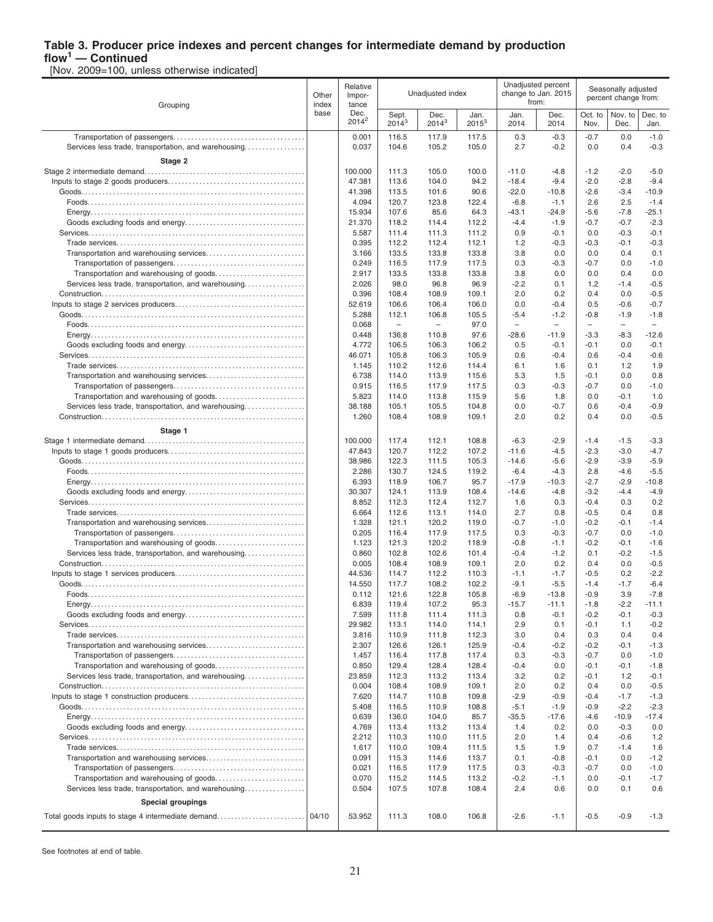**Table 3. Producer price indexes and percent changes for intermediate demand by production flow[1] — Continued**
[Nov. 2009=100, unless otherwise indicated]

| Grouping | Other index base | Relative Importance Dec. 2014[2] | Unadjusted index | | | Unadjusted percent change to Jan. 2015 from: | | Seasonally adjusted percent change from: | | |
|---|---|---|---|---|---|---|---|---|---|---|
| | | | Sept. 2014[3] | Dec. 2014[3] | Jan. 2015[3] | Jan. 2014 | Dec. 2014 | Oct. to Nov. | Nov. to Dec. | Dec. to Jan. |
| Transportation of passengers | | 0.001 | 116.5 | 117.9 | 117.5 | 0.3 | -0.3 | -0.7 | 0.0 | -1.0 |
| Services less trade, transportation, and warehousing | | 0.037 | 104.6 | 105.2 | 105.0 | 2.7 | -0.2 | 0.0 | 0.4 | -0.3 |
| **Stage 2** | | | | | | | | | | |
| Stage 2 intermediate demand | | 100.000 | 111.3 | 105.0 | 100.0 | -11.0 | -4.8 | -1.2 | -2.0 | -5.0 |
| Inputs to stage 2 goods producers | | 47.381 | 113.6 | 104.0 | 94.2 | -18.4 | -9.4 | -2.0 | -2.8 | -9.4 |
| Goods | | 41.398 | 113.5 | 101.6 | 90.6 | -22.0 | -10.8 | -2.6 | -3.4 | -10.9 |
| Foods | | 4.094 | 120.7 | 123.8 | 122.4 | -6.8 | -1.1 | 2.6 | 2.5 | -1.4 |
| Energy | | 15.934 | 107.6 | 85.6 | 64.3 | -43.1 | -24.9 | -5.6 | -7.8 | -25.1 |
| Goods excluding foods and energy | | 21.370 | 118.2 | 114.4 | 112.2 | -4.4 | -1.9 | -0.7 | -0.7 | -2.3 |
| Services | | 5.587 | 111.4 | 111.3 | 111.2 | 0.9 | -0.1 | 0.0 | -0.3 | -0.1 |
| Trade services | | 0.395 | 112.2 | 112.4 | 112.1 | 1.2 | -0.3 | -0.3 | -0.1 | -0.3 |
| Transportation and warehousing services | | 3.166 | 133.5 | 133.8 | 133.8 | 3.8 | 0.0 | 0.0 | 0.4 | 0.1 |
| Transportation of passengers | | 0.249 | 116.5 | 117.9 | 117.5 | 0.3 | -0.3 | -0.7 | 0.0 | -1.0 |
| Transportation and warehousing of goods | | 2.917 | 133.5 | 133.8 | 133.8 | 3.8 | 0.0 | 0.0 | 0.4 | 0.0 |
| Services less trade, transportation, and warehousing | | 2.026 | 98.0 | 96.8 | 96.9 | -2.2 | 0.1 | 1.2 | -1.4 | -0.5 |
| Construction | | 0.396 | 108.4 | 108.9 | 109.1 | 2.0 | 0.2 | 0.4 | 0.0 | -0.5 |
| Inputs to stage 2 services producers | | 52.619 | 106.6 | 106.4 | 106.0 | 0.0 | -0.4 | 0.5 | -0.6 | -0.7 |
| Goods | | 5.288 | 112.1 | 106.8 | 105.5 | -5.4 | -1.2 | -0.8 | -1.9 | -1.8 |
| Foods | | 0.068 | – | – | 97.0 | – | – | – | – | – |
| Energy | | 0.448 | 136.8 | 110.8 | 97.6 | -28.6 | -11.9 | -3.3 | -8.3 | -12.6 |
| Goods excluding foods and energy | | 4.772 | 106.5 | 106.3 | 106.2 | 0.5 | -0.1 | -0.1 | 0.0 | -0.1 |
| Services | | 46.071 | 105.8 | 106.3 | 105.9 | 0.6 | -0.4 | 0.6 | -0.4 | -0.6 |
| Trade services | | 1.145 | 110.2 | 112.6 | 114.4 | 6.1 | 1.6 | 0.1 | 1.2 | 1.9 |
| Transportation and warehousing services | | 6.738 | 114.0 | 113.9 | 115.6 | 5.3 | 1.5 | -0.1 | 0.0 | 0.8 |
| Transportation of passengers | | 0.915 | 116.5 | 117.9 | 117.5 | 0.3 | -0.3 | -0.7 | 0.0 | -1.0 |
| Transportation and warehousing of goods | | 5.823 | 114.0 | 113.8 | 115.9 | 5.6 | 1.8 | 0.0 | -0.1 | 1.0 |
| Services less trade, transportation, and warehousing | | 38.188 | 105.1 | 105.5 | 104.8 | 0.0 | -0.7 | 0.6 | -0.4 | -0.9 |
| Construction | | 1.260 | 108.4 | 108.9 | 109.1 | 2.0 | 0.2 | 0.4 | 0.0 | -0.5 |
| **Stage 1** | | | | | | | | | | |
| Stage 1 intermediate demand | | 100.000 | 117.4 | 112.1 | 108.8 | -6.3 | -2.9 | -1.4 | -1.5 | -3.3 |
| Inputs to stage 1 goods producers | | 47.843 | 120.7 | 112.2 | 107.2 | -11.6 | -4.5 | -2.3 | -3.0 | -4.7 |
| Goods | | 38.986 | 122.3 | 111.5 | 105.3 | -14.6 | -5.6 | -2.9 | -3.9 | -5.9 |
| Foods | | 2.286 | 130.7 | 124.5 | 119.2 | -6.4 | -4.3 | 2.8 | -4.6 | -5.5 |
| Energy | | 6.393 | 118.9 | 106.7 | 95.7 | -17.9 | -10.3 | -2.7 | -2.9 | -10.8 |
| Goods excluding foods and energy | | 30.307 | 124.1 | 113.9 | 108.4 | -14.6 | -4.8 | -3.2 | -4.4 | -4.9 |
| Services | | 8.852 | 112.3 | 112.4 | 112.7 | 1.6 | 0.3 | -0.4 | 0.3 | 0.2 |
| Trade services | | 6.664 | 112.6 | 113.1 | 114.0 | 2.7 | 0.8 | -0.5 | 0.4 | 0.8 |
| Transportation and warehousing services | | 1.328 | 121.1 | 120.2 | 119.0 | -0.7 | -1.0 | -0.2 | -0.1 | -1.4 |
| Transportation of passengers | | 0.205 | 116.4 | 117.9 | 117.5 | 0.3 | -0.3 | -0.7 | 0.0 | -1.0 |
| Transportation and warehousing of goods | | 1.123 | 121.3 | 120.2 | 118.9 | -0.8 | -1.1 | -0.2 | -0.1 | -1.6 |
| Services less trade, transportation, and warehousing | | 0.860 | 102.8 | 102.6 | 101.4 | -0.4 | -1.2 | 0.1 | -0.2 | -1.5 |
| Construction | | 0.005 | 108.4 | 108.9 | 109.1 | 2.0 | 0.2 | 0.4 | 0.0 | -0.5 |
| Inputs to stage 1 services producers | | 44.536 | 114.7 | 112.2 | 110.3 | -1.1 | -1.7 | -0.5 | 0.2 | -2.2 |
| Goods | | 14.550 | 117.7 | 108.2 | 102.2 | -9.1 | -5.5 | -1.4 | -1.7 | -6.4 |
| Foods | | 0.112 | 121.6 | 122.8 | 105.8 | -6.9 | -13.8 | -0.9 | 3.9 | -7.8 |
| Energy | | 6.839 | 119.4 | 107.2 | 95.3 | -15.7 | -11.1 | -1.8 | -2.2 | -11.1 |
| Goods excluding foods and energy | | 7.599 | 111.8 | 111.4 | 111.3 | 0.8 | -0.1 | -0.2 | -0.1 | -0.3 |
| Services | | 29.982 | 113.1 | 114.0 | 114.1 | 2.9 | 0.1 | -0.1 | 1.1 | -0.2 |
| Trade services | | 3.816 | 110.9 | 111.8 | 112.3 | 3.0 | 0.4 | 0.3 | 0.4 | 0.4 |
| Transportation and warehousing services | | 2.307 | 126.6 | 126.1 | 125.9 | -0.4 | -0.2 | -0.2 | -0.1 | -1.3 |
| Transportation of passengers | | 1.457 | 116.4 | 117.8 | 117.4 | 0.3 | -0.3 | -0.7 | 0.0 | -1.0 |
| Transportation and warehousing of goods | | 0.850 | 129.4 | 128.4 | 128.4 | -0.4 | 0.0 | -0.1 | -0.1 | -1.8 |
| Services less trade, transportation, and warehousing | | 23.859 | 112.3 | 113.2 | 113.4 | 3.2 | 0.2 | -0.1 | 1.2 | -0.1 |
| Construction | | 0.004 | 108.4 | 108.9 | 109.1 | 2.0 | 0.2 | 0.4 | 0.0 | -0.5 |
| Inputs to stage 1 construction producers | | 7.620 | 114.7 | 110.8 | 109.8 | -2.9 | -0.9 | -0.4 | -1.7 | -1.3 |
| Goods | | 5.408 | 116.5 | 110.9 | 108.8 | -5.1 | -1.9 | -0.9 | -2.2 | -2.3 |
| Energy | | 0.639 | 136.0 | 104.0 | 85.7 | -35.5 | -17.6 | -4.6 | -10.9 | -17.4 |
| Goods excluding foods and energy | | 4.769 | 113.4 | 113.2 | 113.4 | 1.4 | 0.2 | 0.0 | -0.3 | 0.0 |
| Services | | 2.212 | 110.3 | 110.0 | 111.5 | 2.0 | 1.4 | 0.4 | -0.6 | 1.2 |
| Trade services | | 1.617 | 110.0 | 109.4 | 111.5 | 1.5 | 1.9 | 0.7 | -1.4 | 1.6 |
| Transportation and warehousing services | | 0.091 | 115.3 | 114.6 | 113.7 | 0.1 | -0.8 | -0.1 | 0.0 | -1.2 |
| Transportation of passengers | | 0.021 | 116.5 | 117.9 | 117.5 | 0.3 | -0.3 | -0.7 | 0.0 | -1.0 |
| Transportation and warehousing of goods | | 0.070 | 115.2 | 114.5 | 113.2 | -0.2 | -1.1 | 0.0 | -0.1 | -1.7 |
| Services less trade, transportation, and warehousing | | 0.504 | 107.5 | 107.8 | 108.4 | 2.4 | 0.6 | 0.0 | 0.1 | 0.6 |
| **Special groupings** | | | | | | | | | | |
| Total goods inputs to stage 4 intermediate demand | 04/10 | 53.952 | 111.3 | 108.0 | 106.8 | -2.6 | -1.1 | -0.5 | -0.9 | -1.3 |

See footnotes at end of table.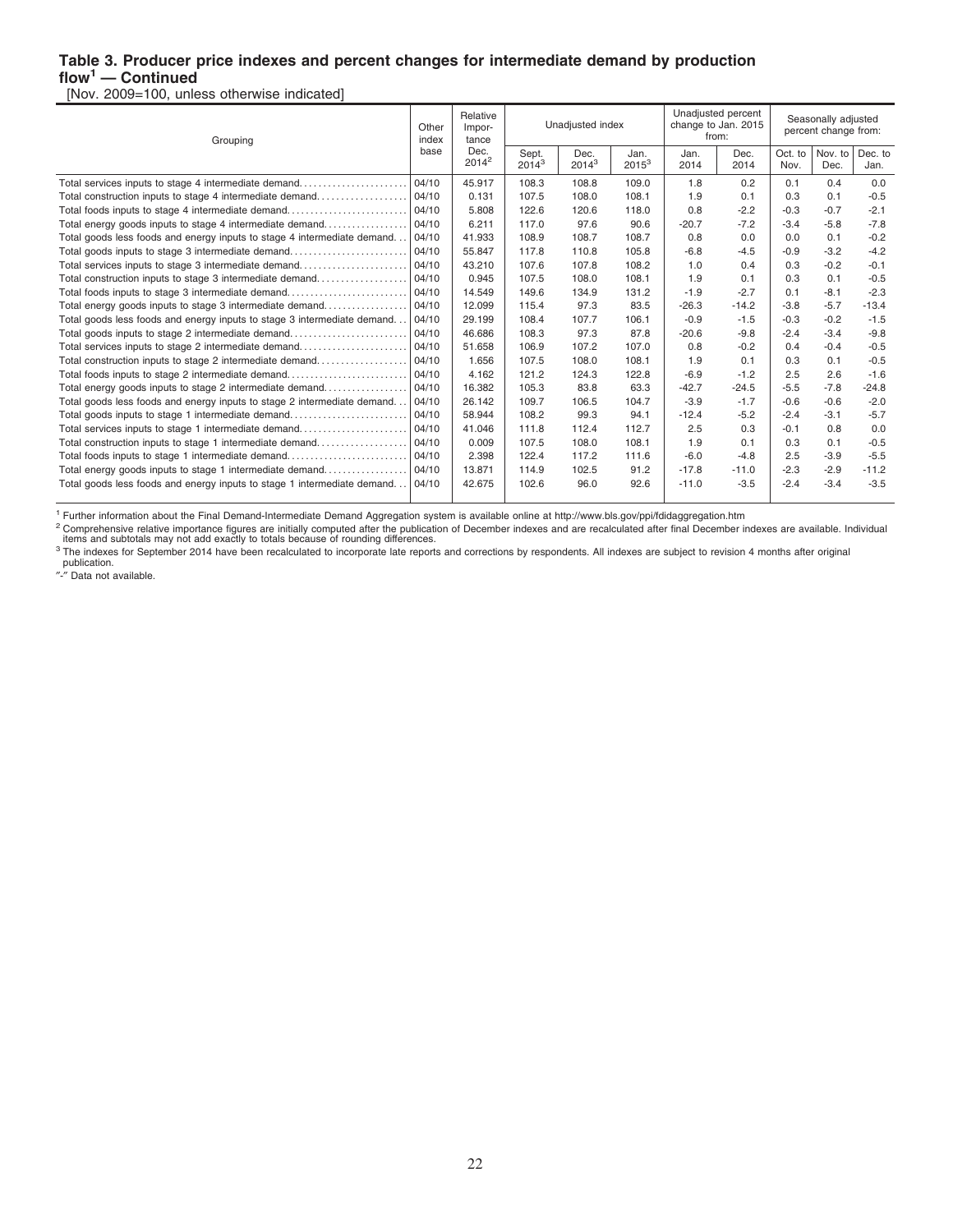### Table 3. Producer price indexes and percent changes for intermediate demand by production flow[1] — Continued

[Nov. 2009=100, unless otherwise indicated]

| Grouping | Other index base | Relative Importance Dec. 2014[2] | Unadjusted index | | | Unadjusted percent change to Jan. 2015 from: | | Seasonally adjusted percent change from: | | |
|---|---|---|---|---|---|---|---|---|---|---|
| | | | Sept. 2014[3] | Dec. 2014[3] | Jan. 2015[3] | Jan. 2014 | Dec. 2014 | Oct. to Nov. | Nov. to Dec. | Dec. to Jan. |
| Total services inputs to stage 4 intermediate demand | 04/10 | 45.917 | 108.3 | 108.8 | 109.0 | 1.8 | 0.2 | 0.1 | 0.4 | 0.0 |
| Total construction inputs to stage 4 intermediate demand | 04/10 | 0.131 | 107.5 | 108.0 | 108.1 | 1.9 | 0.1 | 0.3 | 0.1 | -0.5 |
| Total foods inputs to stage 4 intermediate demand | 04/10 | 5.808 | 122.6 | 120.6 | 118.0 | 0.8 | -2.2 | -0.3 | -0.7 | -2.1 |
| Total energy goods inputs to stage 4 intermediate demand | 04/10 | 6.211 | 117.0 | 97.6 | 90.6 | -20.7 | -7.2 | -3.4 | -5.8 | -7.8 |
| Total goods less foods and energy inputs to stage 4 intermediate demand | 04/10 | 41.933 | 108.9 | 108.7 | 108.7 | 0.8 | 0.0 | 0.0 | 0.1 | -0.2 |
| Total goods inputs to stage 3 intermediate demand | 04/10 | 55.847 | 117.8 | 110.8 | 105.8 | -6.8 | -4.5 | -0.9 | -3.2 | -4.2 |
| Total services inputs to stage 3 intermediate demand | 04/10 | 43.210 | 107.6 | 107.8 | 108.2 | 1.0 | 0.4 | 0.3 | -0.2 | -0.1 |
| Total construction inputs to stage 3 intermediate demand | 04/10 | 0.945 | 107.5 | 108.0 | 108.1 | 1.9 | 0.1 | 0.3 | 0.1 | -0.5 |
| Total foods inputs to stage 3 intermediate demand | 04/10 | 14.549 | 149.6 | 134.9 | 131.2 | -1.9 | -2.7 | 0.1 | -8.1 | -2.3 |
| Total energy goods inputs to stage 3 intermediate demand | 04/10 | 12.099 | 115.4 | 97.3 | 83.5 | -26.3 | -14.2 | -3.8 | -5.7 | -13.4 |
| Total goods less foods and energy inputs to stage 3 intermediate demand | 04/10 | 29.199 | 108.4 | 107.7 | 106.1 | -0.9 | -1.5 | -0.3 | -0.2 | -1.5 |
| Total goods inputs to stage 2 intermediate demand | 04/10 | 46.686 | 108.3 | 97.3 | 87.8 | -20.6 | -9.8 | -2.4 | -3.4 | -9.8 |
| Total services inputs to stage 2 intermediate demand | 04/10 | 51.658 | 106.9 | 107.2 | 107.0 | 0.8 | -0.2 | 0.4 | -0.4 | -0.5 |
| Total construction inputs to stage 2 intermediate demand | 04/10 | 1.656 | 107.5 | 108.0 | 108.1 | 1.9 | 0.1 | 0.3 | 0.1 | -0.5 |
| Total foods inputs to stage 2 intermediate demand | 04/10 | 4.162 | 121.2 | 124.3 | 122.8 | -6.9 | -1.2 | 2.5 | 2.6 | -1.6 |
| Total energy goods inputs to stage 2 intermediate demand | 04/10 | 16.382 | 105.3 | 83.8 | 63.3 | -42.7 | -24.5 | -5.5 | -7.8 | -24.8 |
| Total goods less foods and energy inputs to stage 2 intermediate demand | 04/10 | 26.142 | 109.7 | 106.5 | 104.7 | -3.9 | -1.7 | -0.6 | -0.6 | -2.0 |
| Total goods inputs to stage 1 intermediate demand | 04/10 | 58.944 | 108.2 | 99.3 | 94.1 | -12.4 | -5.2 | -2.4 | -3.1 | -5.7 |
| Total services inputs to stage 1 intermediate demand | 04/10 | 41.046 | 111.8 | 112.4 | 112.7 | 2.5 | 0.3 | -0.1 | 0.8 | 0.0 |
| Total construction inputs to stage 1 intermediate demand | 04/10 | 0.009 | 107.5 | 108.0 | 108.1 | 1.9 | 0.1 | 0.3 | 0.1 | -0.5 |
| Total foods inputs to stage 1 intermediate demand | 04/10 | 2.398 | 122.4 | 117.2 | 111.6 | -6.0 | -4.8 | 2.5 | -3.9 | -5.5 |
| Total energy goods inputs to stage 1 intermediate demand | 04/10 | 13.871 | 114.9 | 102.5 | 91.2 | -17.8 | -11.0 | -2.3 | -2.9 | -11.2 |
| Total goods less foods and energy inputs to stage 1 intermediate demand | 04/10 | 42.675 | 102.6 | 96.0 | 92.6 | -11.0 | -3.5 | -2.4 | -3.4 | -3.5 |

[1] Further information about the Final Demand-Intermediate Demand Aggregation system is available online at http://www.bls.gov/ppi/fdidaggregation.htm

[2] Comprehensive relative importance figures are initially computed after the publication of December indexes and are recalculated after final December indexes are available. Individual items and subtotals may not add exactly to totals because of rounding differences.

[3] The indexes for September 2014 have been recalculated to incorporate late reports and corrections by respondents. All indexes are subject to revision 4 months after original publication.

"-" Data not available.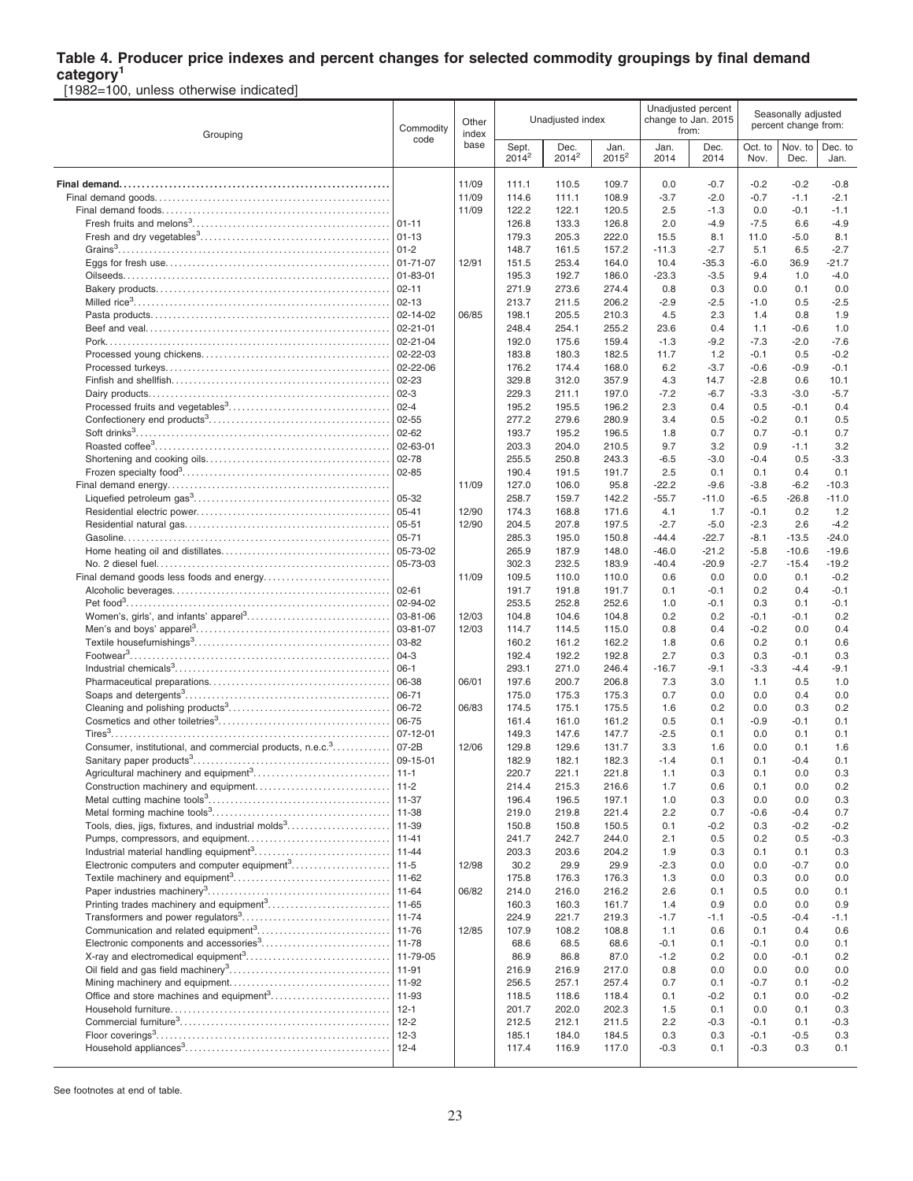## Table 4. Producer price indexes and percent changes for selected commodity groupings by final demand category[1]

[1982=100, unless otherwise indicated]

| Grouping | Commodity code | Other index base | Unadjusted index | | | Unadjusted percent change to Jan. 2015 from: | | Seasonally adjusted percent change from: | | |
|---|---|---|---|---|---|---|---|---|---|---|
| | | | Sept. 2014[2] | Dec. 2014[2] | Jan. 2015[2] | Jan. 2014 | Dec. 2014 | Oct. to Nov. | Nov. to Dec. | Dec. to Jan. |
| **Final demand** | | 11/09 | 111.1 | 110.5 | 109.7 | 0.0 | -0.7 | -0.2 | -0.2 | -0.8 |
| Final demand goods | | 11/09 | 114.6 | 111.1 | 108.9 | -3.7 | -2.0 | -0.7 | -1.1 | -2.1 |
| Final demand foods | | 11/09 | 122.2 | 122.1 | 120.5 | 2.5 | -1.3 | 0.0 | -0.1 | -1.1 |
| Fresh fruits and melons[3] | 01-11 | | 126.8 | 133.3 | 126.8 | 2.0 | -4.9 | -7.5 | 6.6 | -4.9 |
| Fresh and dry vegetables[3] | 01-13 | | 179.3 | 205.3 | 222.0 | 15.5 | 8.1 | 11.0 | -5.0 | 8.1 |
| Grains[3] | 01-2 | | 148.7 | 161.5 | 157.2 | -11.3 | -2.7 | 5.1 | 6.5 | -2.7 |
| Eggs for fresh use | 01-71-07 | 12/91 | 151.5 | 253.4 | 164.0 | 10.4 | -35.3 | -6.0 | 36.9 | -21.7 |
| Oilseeds | 01-83-01 | | 195.3 | 192.7 | 186.0 | -23.3 | -3.5 | 9.4 | 1.0 | -4.0 |
| Bakery products | 02-11 | | 271.9 | 273.6 | 274.4 | 0.8 | 0.3 | 0.0 | 0.1 | 0.0 |
| Milled rice[3] | 02-13 | | 213.7 | 211.5 | 206.2 | -2.9 | -2.5 | -1.0 | 0.5 | -2.5 |
| Pasta products | 02-14-02 | 06/85 | 198.1 | 205.5 | 210.3 | 4.5 | 2.3 | 1.4 | 0.8 | 1.9 |
| Beef and veal | 02-21-01 | | 248.4 | 254.1 | 255.2 | 23.6 | 0.4 | 1.1 | -0.6 | 1.0 |
| Pork | 02-21-04 | | 192.0 | 175.6 | 159.4 | -1.3 | -9.2 | -7.3 | -2.0 | -7.6 |
| Processed young chickens | 02-22-03 | | 183.8 | 180.3 | 182.5 | 11.7 | 1.2 | -0.1 | 0.5 | -0.2 |
| Processed turkeys | 02-22-06 | | 176.2 | 174.4 | 168.0 | 6.2 | -3.7 | -0.6 | -0.9 | -0.1 |
| Finfish and shellfish | 02-23 | | 329.8 | 312.0 | 357.9 | 4.3 | 14.7 | -2.8 | 0.6 | 10.1 |
| Dairy products | 02-3 | | 229.3 | 211.1 | 197.0 | -7.2 | -6.7 | -3.3 | -3.0 | -5.7 |
| Processed fruits and vegetables[3] | 02-4 | | 195.2 | 195.5 | 196.2 | 2.3 | 0.4 | 0.5 | -0.1 | 0.4 |
| Confectionery end products[3] | 02-55 | | 277.2 | 279.6 | 280.9 | 3.4 | 0.5 | -0.2 | 0.1 | 0.5 |
| Soft drinks[3] | 02-62 | | 193.7 | 195.2 | 196.5 | 1.8 | 0.7 | 0.7 | -0.1 | 0.7 |
| Roasted coffee[3] | 02-63-01 | | 203.3 | 204.0 | 210.5 | 9.7 | 3.2 | 0.9 | -1.1 | 3.2 |
| Shortening and cooking oils | 02-78 | | 255.5 | 250.8 | 243.3 | -6.5 | -3.0 | -0.4 | 0.5 | -3.3 |
| Frozen specialty food[3] | 02-85 | | 190.4 | 191.5 | 191.7 | 2.5 | 0.1 | 0.1 | 0.4 | 0.1 |
| Final demand energy | | 11/09 | 127.0 | 106.0 | 95.8 | -22.2 | -9.6 | -3.8 | -6.2 | -10.3 |
| Liquefied petroleum gas[3] | 05-32 | | 258.7 | 159.7 | 142.2 | -55.7 | -11.0 | -6.5 | -26.8 | -11.0 |
| Residential electric power | 05-41 | 12/90 | 174.3 | 168.8 | 171.6 | 4.1 | 1.7 | -0.1 | 0.2 | 1.2 |
| Residential natural gas | 05-51 | 12/90 | 204.5 | 207.8 | 197.5 | -2.7 | -5.0 | -2.3 | 2.6 | -4.2 |
| Gasoline | 05-71 | | 285.3 | 195.0 | 150.8 | -44.4 | -22.7 | -8.1 | -13.5 | -24.0 |
| Home heating oil and distillates | 05-73-02 | | 265.9 | 187.9 | 148.0 | -46.0 | -21.2 | -5.8 | -10.6 | -19.6 |
| No. 2 diesel fuel | 05-73-03 | | 302.3 | 232.5 | 183.9 | -40.4 | -20.9 | -2.7 | -15.4 | -19.2 |
| Final demand goods less foods and energy | | 11/09 | 109.5 | 110.0 | 110.0 | 0.6 | 0.0 | 0.0 | 0.1 | -0.2 |
| Alcoholic beverages | 02-61 | | 191.7 | 191.8 | 191.7 | 0.1 | -0.1 | 0.2 | 0.4 | -0.1 |
| Pet food[3] | 02-94-02 | | 253.5 | 252.8 | 252.6 | 1.0 | -0.1 | 0.3 | 0.1 | -0.1 |
| Women's, girls', and infants' apparel[3] | 03-81-06 | 12/03 | 104.8 | 104.6 | 104.8 | 0.2 | 0.2 | -0.1 | -0.1 | 0.2 |
| Men's and boys' apparel[3] | 03-81-07 | 12/03 | 114.7 | 114.5 | 115.0 | 0.8 | 0.4 | -0.2 | 0.0 | 0.4 |
| Textile housefurnishings[3] | 03-82 | | 160.2 | 161.2 | 162.2 | 1.8 | 0.6 | 0.2 | 0.1 | 0.6 |
| Footwear[3] | 04-3 | | 192.4 | 192.2 | 192.8 | 2.7 | 0.3 | 0.3 | -0.1 | 0.3 |
| Industrial chemicals[3] | 06-1 | | 293.1 | 271.0 | 246.4 | -16.7 | -9.1 | -3.3 | -4.4 | -9.1 |
| Pharmaceutical preparations | 06-38 | 06/01 | 197.6 | 200.7 | 206.8 | 7.3 | 3.0 | 1.1 | 0.5 | 1.0 |
| Soaps and detergents[3] | 06-71 | | 175.0 | 175.3 | 175.3 | 0.7 | 0.0 | 0.0 | 0.4 | 0.0 |
| Cleaning and polishing products[3] | 06-72 | 06/83 | 174.5 | 175.1 | 175.5 | 1.6 | 0.2 | 0.0 | 0.3 | 0.2 |
| Cosmetics and other toiletries[3] | 06-75 | | 161.4 | 161.0 | 161.2 | 0.5 | 0.1 | -0.9 | -0.1 | 0.1 |
| Tires[3] | 07-12-01 | | 149.3 | 147.6 | 147.7 | -2.5 | 0.1 | 0.0 | 0.1 | 0.1 |
| Consumer, institutional, and commercial products, n.e.c.[3] | 07-2B | 12/06 | 129.8 | 129.6 | 131.7 | 3.3 | 1.6 | 0.0 | 0.1 | 1.6 |
| Sanitary paper products[3] | 09-15-01 | | 182.9 | 182.1 | 182.3 | -1.4 | 0.1 | 0.1 | -0.4 | 0.1 |
| Agricultural machinery and equipment[3] | 11-1 | | 220.7 | 221.1 | 221.8 | 1.1 | 0.3 | 0.1 | 0.0 | 0.3 |
| Construction machinery and equipment | 11-2 | | 214.4 | 215.3 | 216.6 | 1.7 | 0.6 | 0.1 | 0.0 | 0.2 |
| Metal cutting machine tools[3] | 11-37 | | 196.4 | 196.5 | 197.1 | 1.0 | 0.3 | 0.0 | 0.0 | 0.3 |
| Metal forming machine tools[3] | 11-38 | | 219.0 | 219.8 | 221.4 | 2.2 | 0.7 | -0.6 | -0.4 | 0.7 |
| Tools, dies, jigs, fixtures, and industrial molds[3] | 11-39 | | 150.8 | 150.8 | 150.5 | 0.1 | -0.2 | 0.3 | -0.2 | -0.2 |
| Pumps, compressors, and equipment | 11-41 | | 241.7 | 242.7 | 244.0 | 2.1 | 0.5 | 0.2 | 0.5 | -0.3 |
| Industrial material handling equipment[3] | 11-44 | | 203.3 | 203.6 | 204.2 | 1.9 | 0.3 | 0.1 | 0.1 | 0.3 |
| Electronic computers and computer equipment[3] | 11-5 | 12/98 | 30.2 | 29.9 | 29.9 | -2.3 | 0.0 | 0.0 | -0.7 | 0.0 |
| Textile machinery and equipment[3] | 11-62 | | 175.8 | 176.3 | 176.3 | 1.3 | 0.0 | 0.3 | 0.0 | 0.0 |
| Paper industries machinery[3] | 11-64 | 06/82 | 214.0 | 216.0 | 216.2 | 2.6 | 0.1 | 0.5 | 0.0 | 0.1 |
| Printing trades machinery and equipment[3] | 11-65 | | 160.3 | 160.3 | 161.7 | 1.4 | 0.9 | 0.0 | 0.0 | 0.9 |
| Transformers and power regulators[3] | 11-74 | | 224.9 | 221.7 | 219.3 | -1.7 | -1.1 | -0.5 | -0.4 | -1.1 |
| Communication and related equipment[3] | 11-76 | 12/85 | 107.9 | 108.2 | 108.8 | 1.1 | 0.6 | 0.1 | 0.4 | 0.6 |
| Electronic components and accessories[3] | 11-78 | | 68.6 | 68.5 | 68.6 | -0.1 | 0.1 | -0.1 | 0.0 | 0.1 |
| X-ray and electromedical equipment[3] | 11-79-05 | | 86.9 | 86.8 | 87.0 | -1.2 | 0.2 | 0.0 | -0.1 | 0.2 |
| Oil field and gas field machinery[3] | 11-91 | | 216.9 | 216.9 | 217.0 | 0.8 | 0.0 | 0.0 | 0.0 | 0.0 |
| Mining machinery and equipment | 11-92 | | 256.5 | 257.1 | 257.4 | 0.7 | 0.1 | -0.7 | 0.1 | -0.2 |
| Office and store machines and equipment[3] | 11-93 | | 118.5 | 118.6 | 118.4 | 0.1 | -0.2 | 0.1 | 0.0 | -0.2 |
| Household furniture | 12-1 | | 201.7 | 202.0 | 202.3 | 1.5 | 0.1 | 0.0 | 0.1 | 0.3 |
| Commercial furniture[3] | 12-2 | | 212.5 | 212.1 | 211.5 | 2.2 | -0.3 | -0.1 | 0.1 | -0.3 |
| Floor coverings[3] | 12-3 | | 185.1 | 184.0 | 184.5 | 0.3 | 0.3 | -0.1 | -0.5 | 0.3 |
| Household appliances[3] | 12-4 | | 117.4 | 116.9 | 117.0 | -0.3 | 0.1 | -0.3 | 0.3 | 0.1 |

See footnotes at end of table.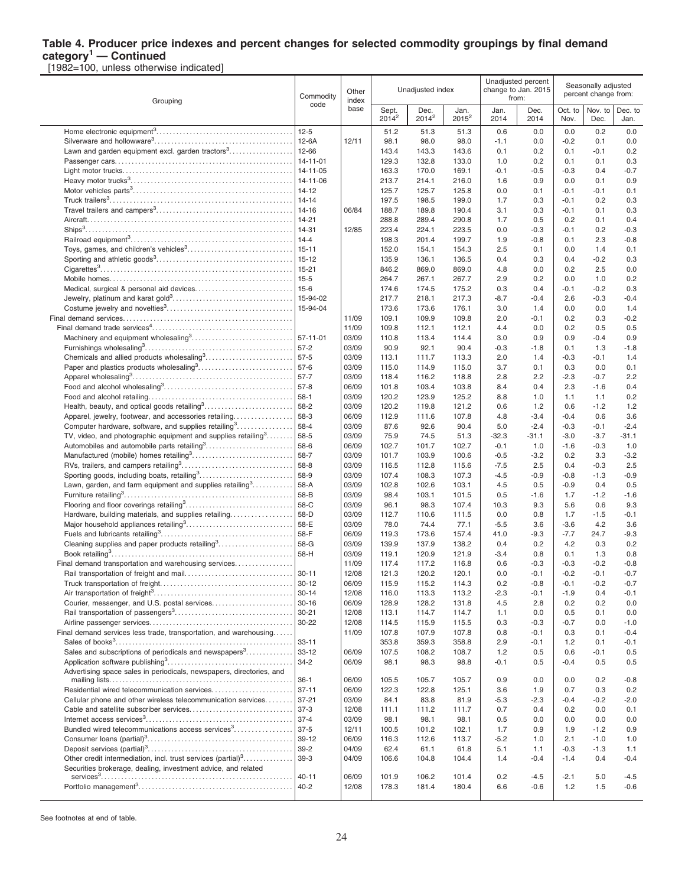## Table 4. Producer price indexes and percent changes for selected commodity groupings by final demand category[1] — Continued

[1982=100, unless otherwise indicated]

| Grouping | Commodity code | Other index base | Unadjusted index | | | Unadjusted percent change to Jan. 2015 from: | | Seasonally adjusted percent change from: | | |
|---|---|---|---|---|---|---|---|---|---|---|
| | | | Sept. 2014[2] | Dec. 2014[2] | Jan. 2015[2] | Jan. 2014 | Dec. 2014 | Oct. to Nov. | Nov. to Dec. | Dec. to Jan. |
| Home electronic equipment[3] | 12-5 | | 51.2 | 51.3 | 51.3 | 0.6 | 0.0 | 0.0 | 0.2 | 0.0 |
| Silverware and hollowware[3] | 12-6A | 12/11 | 98.1 | 98.0 | 98.0 | -1.1 | 0.0 | -0.2 | 0.1 | 0.0 |
| Lawn and garden equipment excl. garden tractors[3] | 12-66 | | 143.4 | 143.3 | 143.6 | 0.1 | 0.2 | 0.1 | -0.1 | 0.2 |
| Passenger cars | 14-11-01 | | 129.3 | 132.8 | 133.0 | 1.0 | 0.2 | 0.1 | 0.1 | 0.3 |
| Light motor trucks | 14-11-05 | | 163.3 | 170.0 | 169.1 | -0.1 | -0.5 | -0.3 | 0.4 | -0.7 |
| Heavy motor trucks[3] | 14-11-06 | | 213.7 | 214.1 | 216.0 | 1.6 | 0.9 | 0.0 | 0.1 | 0.9 |
| Motor vehicles parts[3] | 14-12 | | 125.7 | 125.7 | 125.8 | 0.0 | 0.1 | -0.1 | -0.1 | 0.1 |
| Truck trailers[3] | 14-14 | | 197.5 | 198.5 | 199.0 | 1.7 | 0.3 | -0.1 | 0.2 | 0.3 |
| Travel trailers and campers[3] | 14-16 | 06/84 | 188.7 | 189.8 | 190.4 | 3.1 | 0.3 | -0.1 | 0.1 | 0.3 |
| Aircraft | 14-21 | | 288.8 | 289.4 | 290.8 | 1.7 | 0.5 | 0.2 | 0.1 | 0.4 |
| Ships[3] | 14-31 | 12/85 | 223.4 | 224.1 | 223.5 | 0.0 | -0.3 | -0.1 | 0.2 | -0.3 |
| Railroad equipment[3] | 14-4 | | 198.3 | 201.4 | 199.7 | 1.9 | -0.8 | 0.1 | 2.3 | -0.8 |
| Toys, games, and children's vehicles[3] | 15-11 | | 152.0 | 154.1 | 154.3 | 2.5 | 0.1 | 0.0 | 1.4 | 0.1 |
| Sporting and athletic goods[3] | 15-12 | | 135.9 | 136.1 | 136.5 | 0.4 | 0.3 | 0.4 | -0.2 | 0.3 |
| Cigarettes[3] | 15-21 | | 846.2 | 869.0 | 869.0 | 4.8 | 0.0 | 0.2 | 2.5 | 0.0 |
| Mobile homes | 15-5 | | 264.7 | 267.1 | 267.7 | 2.9 | 0.2 | 0.0 | 1.0 | 0.2 |
| Medical, surgical & personal aid devices | 15-6 | | 174.6 | 174.5 | 175.2 | 0.3 | 0.4 | -0.1 | -0.2 | 0.3 |
| Jewelry, platinum and karat gold[3] | 15-94-02 | | 217.7 | 218.1 | 217.3 | -8.7 | -0.4 | 2.6 | -0.3 | -0.4 |
| Costume jewelry and novelties[3] | 15-94-04 | | 173.6 | 173.6 | 176.1 | 3.0 | 1.4 | 0.0 | 0.0 | 1.4 |
| Final demand services | | 11/09 | 109.1 | 109.9 | 109.8 | 2.0 | -0.1 | 0.2 | 0.3 | -0.2 |
| Final demand trade services[4] | | 11/09 | 109.8 | 112.1 | 112.1 | 4.4 | 0.0 | 0.2 | 0.5 | 0.5 |
| Machinery and equipment wholesaling[3] | 57-11-01 | 03/09 | 110.8 | 113.4 | 114.4 | 3.0 | 0.9 | 0.9 | -0.4 | 0.9 |
| Furnishings wholesaling[3] | 57-2 | 03/09 | 90.9 | 92.1 | 90.4 | -0.3 | -1.8 | 0.1 | 1.3 | -1.8 |
| Chemicals and allied products wholesaling[3] | 57-5 | 03/09 | 113.1 | 111.7 | 113.3 | 2.0 | 1.4 | -0.3 | -0.1 | 1.4 |
| Paper and plastics products wholesaling[3] | 57-6 | 03/09 | 115.0 | 114.9 | 115.0 | 3.7 | 0.1 | 0.3 | 0.0 | 0.1 |
| Apparel wholesaling[3] | 57-7 | 03/09 | 118.4 | 116.2 | 118.8 | 2.8 | 2.2 | -2.3 | -0.7 | 2.2 |
| Food and alcohol wholesaling[3] | 57-8 | 06/09 | 101.8 | 103.4 | 103.8 | 8.4 | 0.4 | 2.3 | -1.6 | 0.4 |
| Food and alcohol retailing | 58-1 | 03/09 | 120.2 | 123.9 | 125.2 | 8.8 | 1.0 | 1.1 | 1.1 | 0.2 |
| Health, beauty, and optical goods retailing[3] | 58-2 | 03/09 | 120.2 | 119.8 | 121.2 | 0.6 | 1.2 | 0.6 | -1.2 | 1.2 |
| Apparel, jewelry, footwear, and accessories retailing | 58-3 | 06/09 | 112.9 | 111.6 | 107.8 | 4.8 | -3.4 | -0.4 | 0.6 | 3.6 |
| Computer hardware, software, and supplies retailing[3] | 58-4 | 03/09 | 87.6 | 92.6 | 90.4 | 5.0 | -2.4 | -0.3 | -0.1 | -2.4 |
| TV, video, and photographic equipment and supplies retailing[3] | 58-5 | 03/09 | 75.9 | 74.5 | 51.3 | -32.3 | -31.1 | -3.0 | -3.7 | -31.1 |
| Automobiles and automobile parts retailing[3] | 58-6 | 06/09 | 102.7 | 101.7 | 102.7 | -0.1 | 1.0 | -1.6 | -0.3 | 1.0 |
| Manufactured (mobile) homes retailing[3] | 58-7 | 03/09 | 101.7 | 103.9 | 100.6 | -0.5 | -3.2 | 0.2 | 3.3 | -3.2 |
| RVs, trailers, and campers retailing[3] | 58-8 | 03/09 | 116.5 | 112.8 | 115.6 | -7.5 | 2.5 | 0.4 | -0.3 | 2.5 |
| Sporting goods, including boats, retailing[3] | 58-9 | 03/09 | 107.4 | 108.3 | 107.3 | -4.5 | -0.9 | -0.8 | -1.3 | -0.9 |
| Lawn, garden, and farm equipment and supplies retailing[3] | 58-A | 03/09 | 102.8 | 102.6 | 103.1 | 4.5 | 0.5 | -0.9 | 0.4 | 0.5 |
| Furniture retailing[3] | 58-B | 03/09 | 98.4 | 103.1 | 101.5 | 0.5 | -1.6 | 1.7 | -1.2 | -1.6 |
| Flooring and floor coverings retailing[3] | 58-C | 03/09 | 96.1 | 98.3 | 107.4 | 10.3 | 9.3 | 5.6 | 0.6 | 9.3 |
| Hardware, building materials, and supplies retailing | 58-D | 03/09 | 112.7 | 110.6 | 111.5 | 0.0 | 0.8 | 1.7 | -1.5 | -0.1 |
| Major household appliances retailing[3] | 58-E | 03/09 | 78.0 | 74.4 | 77.1 | -5.5 | 3.6 | -3.6 | 4.2 | 3.6 |
| Fuels and lubricants retailing[3] | 58-F | 06/09 | 119.3 | 173.6 | 157.4 | 41.0 | -9.3 | -7.7 | 24.7 | -9.3 |
| Cleaning supplies and paper products retailing[3] | 58-G | 03/09 | 139.9 | 137.9 | 138.2 | 0.4 | 0.2 | 4.2 | 0.3 | 0.2 |
| Book retailing[3] | 58-H | 03/09 | 119.1 | 120.9 | 121.9 | -3.4 | 0.8 | 0.1 | 1.3 | 0.8 |
| Final demand transportation and warehousing services | | 11/09 | 117.4 | 117.2 | 116.8 | 0.6 | -0.3 | -0.3 | -0.2 | -0.8 |
| Rail transportation of freight and mail | 30-11 | 12/08 | 121.3 | 120.2 | 120.1 | 0.0 | -0.1 | -0.2 | -0.1 | -0.7 |
| Truck transportation of freight | 30-12 | 06/09 | 115.9 | 115.2 | 114.3 | 0.2 | -0.8 | -0.1 | -0.2 | -0.7 |
| Air transportation of freight[3] | 30-14 | 12/08 | 116.0 | 113.3 | 113.2 | -2.3 | -0.1 | -1.9 | 0.4 | -0.1 |
| Courier, messenger, and U.S. postal services | 30-16 | 06/09 | 128.9 | 128.2 | 131.8 | 4.5 | 2.8 | 0.2 | 0.2 | 0.0 |
| Rail transportation of passengers[3] | 30-21 | 12/08 | 113.1 | 114.7 | 114.7 | 1.1 | 0.0 | 0.5 | 0.1 | 0.0 |
| Airline passenger services | 30-22 | 12/08 | 114.5 | 115.9 | 115.5 | 0.3 | -0.3 | -0.7 | 0.0 | -1.0 |
| Final demand services less trade, transportation, and warehousing | | 11/09 | 107.8 | 107.9 | 107.8 | 0.8 | -0.1 | 0.3 | 0.1 | -0.4 |
| Sales of books[3] | 33-11 | | 353.8 | 359.3 | 358.8 | 2.9 | -0.1 | 1.2 | 0.1 | -0.1 |
| Sales and subscriptions of periodicals and newspapers[3] | 33-12 | 06/09 | 107.5 | 108.2 | 108.7 | 1.2 | 0.5 | 0.6 | -0.1 | 0.5 |
| Application software publishing[3] | 34-2 | 06/09 | 98.1 | 98.3 | 98.8 | -0.1 | 0.5 | -0.4 | 0.5 | 0.5 |
| Advertising space sales in periodicals, newspapers, directories, and mailing lists | 36-1 | 06/09 | 105.5 | 105.7 | 105.7 | 0.9 | 0.0 | 0.0 | 0.2 | -0.8 |
| Residential wired telecommunication services | 37-11 | 06/09 | 122.3 | 122.8 | 125.1 | 3.6 | 1.9 | 0.7 | 0.3 | 0.2 |
| Cellular phone and other wireless telecommunication services | 37-21 | 03/09 | 84.1 | 83.8 | 81.9 | -5.3 | -2.3 | -0.4 | -0.2 | -2.0 |
| Cable and satellite subscriber services | 37-3 | 12/08 | 111.1 | 111.2 | 111.7 | 0.7 | 0.4 | 0.2 | 0.0 | 0.1 |
| Internet access services[3] | 37-4 | 03/09 | 98.1 | 98.1 | 98.1 | 0.5 | 0.0 | 0.0 | 0.0 | 0.0 |
| Bundled wired telecommunications access services[3] | 37-5 | 12/11 | 100.5 | 101.2 | 102.1 | 1.7 | 0.9 | 1.9 | -1.2 | 0.9 |
| Consumer loans (partial)[3] | 39-12 | 06/09 | 116.3 | 112.6 | 113.7 | -5.2 | 1.0 | 2.1 | -1.0 | 1.0 |
| Deposit services (partial)[3] | 39-2 | 04/09 | 62.4 | 61.1 | 61.8 | 5.1 | 1.1 | -0.3 | -1.3 | 1.1 |
| Other credit intermediation, incl. trust services (partial)[3] | 39-3 | 04/09 | 106.6 | 104.8 | 104.4 | 1.4 | -0.4 | -1.4 | 0.4 | -0.4 |
| Securities brokerage, dealing, investment advice, and related services[3] | 40-11 | 06/09 | 101.9 | 106.2 | 101.4 | 0.2 | -4.5 | -2.1 | 5.0 | -4.5 |
| Portfolio management[3] | 40-2 | 12/08 | 178.3 | 181.4 | 180.4 | 6.6 | -0.6 | 1.2 | 1.5 | -0.6 |

See footnotes at end of table.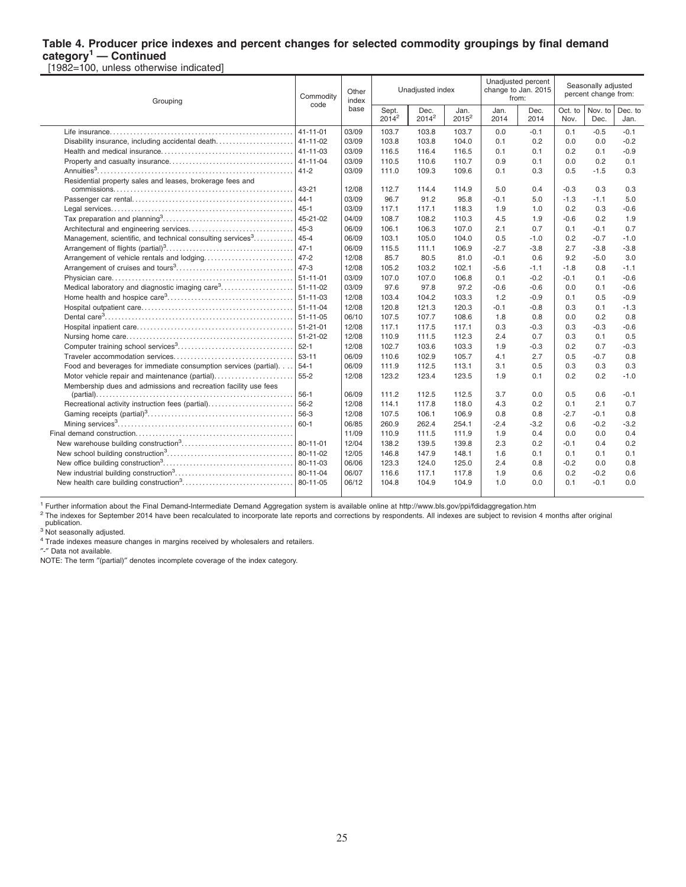### Table 4. Producer price indexes and percent changes for selected commodity groupings by final demand category[1] — Continued

[1982=100, unless otherwise indicated]

| Grouping | Commodity code | Other index base | Unadjusted index | | | Unadjusted percent change to Jan. 2015 from: | | Seasonally adjusted percent change from: | | |
|---|---|---|---|---|---|---|---|---|---|---|
| | | | Sept. 2014[2] | Dec. 2014[2] | Jan. 2015[2] | Jan. 2014 | Dec. 2014 | Oct. to Nov. | Nov. to Dec. | Dec. to Jan. |
| Life insurance | 41-11-01 | 03/09 | 103.7 | 103.8 | 103.7 | 0.0 | -0.1 | 0.1 | -0.5 | -0.1 |
| Disability insurance, including accidental death | 41-11-02 | 03/09 | 103.8 | 103.8 | 104.0 | 0.1 | 0.2 | 0.0 | 0.0 | -0.2 |
| Health and medical insurance | 41-11-03 | 03/09 | 116.5 | 116.4 | 116.5 | 0.1 | 0.1 | 0.2 | 0.1 | -0.9 |
| Property and casualty insurance | 41-11-04 | 03/09 | 110.5 | 110.6 | 110.7 | 0.9 | 0.1 | 0.0 | 0.2 | 0.1 |
| Annuities[3] | 41-2 | 03/09 | 111.0 | 109.3 | 109.6 | 0.1 | 0.3 | 0.5 | -1.5 | 0.3 |
| Residential property sales and leases, brokerage fees and commissions | 43-21 | 12/08 | 112.7 | 114.4 | 114.9 | 5.0 | 0.4 | -0.3 | 0.3 | 0.3 |
| Passenger car rental | 44-1 | 03/09 | 96.7 | 91.2 | 95.8 | -0.1 | 5.0 | -1.3 | -1.1 | 5.0 |
| Legal services | 45-1 | 03/09 | 117.1 | 117.1 | 118.3 | 1.9 | 1.0 | 0.2 | 0.3 | -0.6 |
| Tax preparation and planning[3] | 45-21-02 | 04/09 | 108.7 | 108.2 | 110.3 | 4.5 | 1.9 | -0.6 | 0.2 | 1.9 |
| Architectural and engineering services | 45-3 | 06/09 | 106.1 | 106.3 | 107.0 | 2.1 | 0.7 | 0.1 | -0.1 | 0.7 |
| Management, scientific, and technical consulting services[3] | 45-4 | 06/09 | 103.1 | 105.0 | 104.0 | 0.5 | -1.0 | 0.2 | -0.7 | -1.0 |
| Arrangement of flights (partial)[3] | 47-1 | 06/09 | 115.5 | 111.1 | 106.9 | -2.7 | -3.8 | 2.7 | -3.8 | -3.8 |
| Arrangement of vehicle rentals and lodging | 47-2 | 12/08 | 85.7 | 80.5 | 81.0 | -0.1 | 0.6 | 9.2 | -5.0 | 3.0 |
| Arrangement of cruises and tours[3] | 47-3 | 12/08 | 105.2 | 103.2 | 102.1 | -5.6 | -1.1 | -1.8 | 0.8 | -1.1 |
| Physician care | 51-11-01 | 03/09 | 107.0 | 107.0 | 106.8 | 0.1 | -0.2 | -0.1 | 0.1 | -0.6 |
| Medical laboratory and diagnostic imaging care[3] | 51-11-02 | 03/09 | 97.6 | 97.8 | 97.2 | -0.6 | -0.6 | 0.0 | 0.1 | -0.6 |
| Home health and hospice care[3] | 51-11-03 | 12/08 | 103.4 | 104.2 | 103.3 | 1.2 | -0.9 | 0.1 | 0.5 | -0.9 |
| Hospital outpatient care | 51-11-04 | 12/08 | 120.8 | 121.3 | 120.3 | -0.1 | -0.8 | 0.3 | 0.1 | -1.3 |
| Dental care[3] | 51-11-05 | 06/10 | 107.5 | 107.7 | 108.6 | 1.8 | 0.8 | 0.0 | 0.2 | 0.8 |
| Hospital inpatient care | 51-21-01 | 12/08 | 117.1 | 117.5 | 117.1 | 0.3 | -0.3 | 0.3 | -0.3 | -0.6 |
| Nursing home care | 51-21-02 | 12/08 | 110.9 | 111.5 | 112.3 | 2.4 | 0.7 | 0.3 | 0.1 | 0.5 |
| Computer training school services[3] | 52-1 | 12/08 | 102.7 | 103.6 | 103.3 | 1.9 | -0.3 | 0.2 | 0.7 | -0.3 |
| Traveler accommodation services | 53-11 | 06/09 | 110.6 | 102.9 | 105.7 | 4.1 | 2.7 | 0.5 | -0.7 | 0.8 |
| Food and beverages for immediate consumption services (partial) | 54-1 | 06/09 | 111.9 | 112.5 | 113.1 | 3.1 | 0.5 | 0.3 | 0.3 | 0.3 |
| Motor vehicle repair and maintenance (partial) | 55-2 | 12/08 | 123.2 | 123.4 | 123.5 | 1.9 | 0.1 | 0.2 | 0.2 | -1.0 |
| Membership dues and admissions and recreation facility use fees (partial) | 56-1 | 06/09 | 111.2 | 112.5 | 112.5 | 3.7 | 0.0 | 0.5 | 0.6 | -0.1 |
| Recreational activity instruction fees (partial) | 56-2 | 12/08 | 114.1 | 117.8 | 118.0 | 4.3 | 0.2 | 0.1 | 2.1 | 0.7 |
| Gaming receipts (partial)[3] | 56-3 | 12/08 | 107.5 | 106.1 | 106.9 | 0.8 | 0.8 | -2.7 | -0.1 | 0.8 |
| Mining services[3] | 60-1 | 06/85 | 260.9 | 262.4 | 254.1 | -2.4 | -3.2 | 0.6 | -0.2 | -3.2 |
| Final demand construction | | 11/09 | 110.9 | 111.5 | 111.9 | 1.9 | 0.4 | 0.0 | 0.0 | 0.4 |
| New warehouse building construction[3] | 80-11-01 | 12/04 | 138.2 | 139.5 | 139.8 | 2.3 | 0.2 | -0.1 | 0.4 | 0.2 |
| New school building construction[3] | 80-11-02 | 12/05 | 146.8 | 147.9 | 148.1 | 1.6 | 0.1 | 0.1 | 0.1 | 0.1 |
| New office building construction[3] | 80-11-03 | 06/06 | 123.3 | 124.0 | 125.0 | 2.4 | 0.8 | -0.2 | 0.0 | 0.8 |
| New industrial building construction[3] | 80-11-04 | 06/07 | 116.6 | 117.1 | 117.8 | 1.9 | 0.6 | 0.2 | -0.2 | 0.6 |
| New health care building construction[3] | 80-11-05 | 06/12 | 104.8 | 104.9 | 104.9 | 1.0 | 0.0 | 0.1 | -0.1 | 0.0 |

[1] Further information about the Final Demand-Intermediate Demand Aggregation system is available online at http://www.bls.gov/ppi/fdidaggregation.htm

[2] The indexes for September 2014 have been recalculated to incorporate late reports and corrections by respondents. All indexes are subject to revision 4 months after original publication.

[3] Not seasonally adjusted.

[4] Trade indexes measure changes in margins received by wholesalers and retailers.

"-" Data not available.

NOTE: The term "(partial)" denotes incomplete coverage of the index category.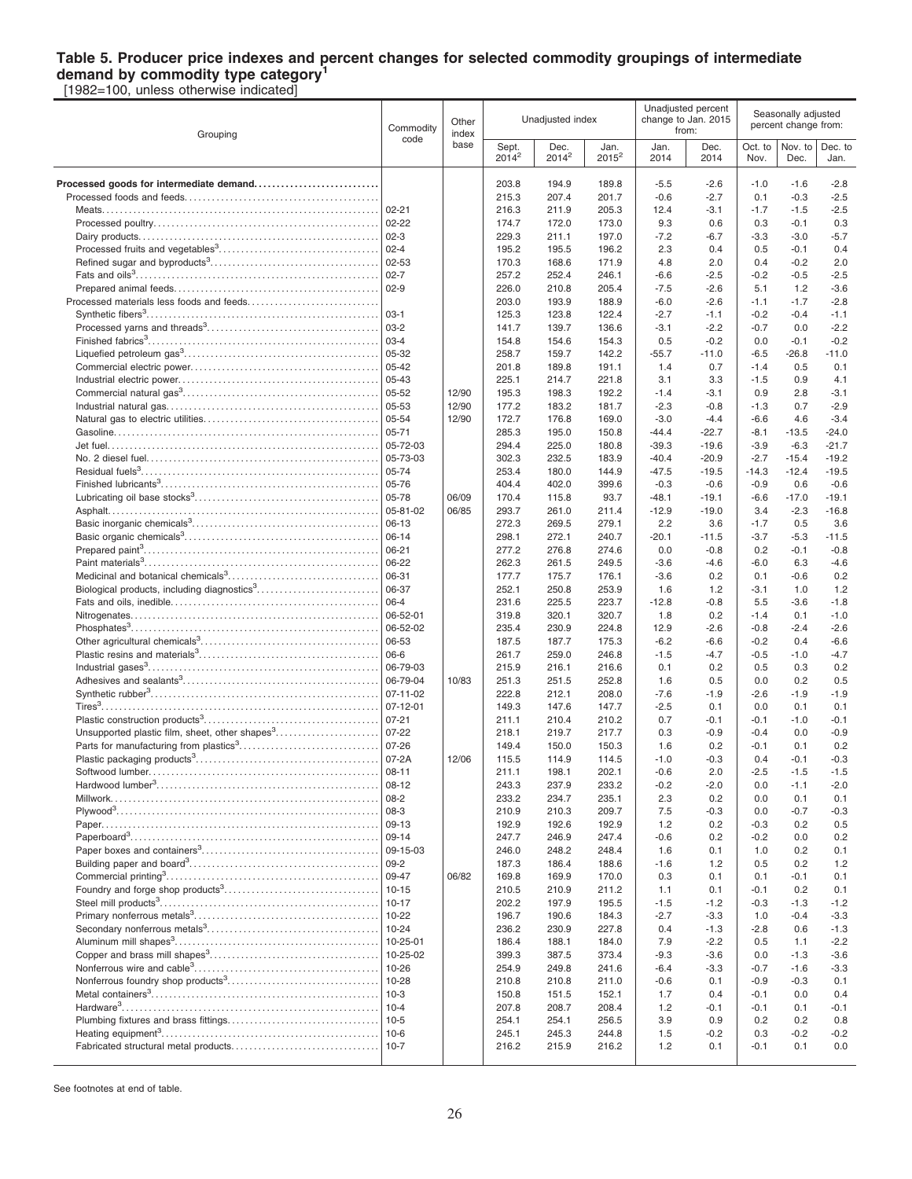#### Table 5. Producer price indexes and percent changes for selected commodity groupings of intermediate demand by commodity type category[1]

[1982=100, unless otherwise indicated]

| Grouping | Commodity code | Other index base | Unadjusted index | | | Unadjusted percent change to Jan. 2015 from: | | Seasonally adjusted percent change from: | | |
|---|---|---|---|---|---|---|---|---|---|---|
| | | | Sept. 2014[2] | Dec. 2014[2] | Jan. 2015[2] | Jan. 2014 | Dec. 2014 | Oct. to Nov. | Nov. to Dec. | Dec. to Jan. |
| **Processed goods for intermediate demand** | | | 203.8 | 194.9 | 189.8 | -5.5 | -2.6 | -1.0 | -1.6 | -2.8 |
| Processed foods and feeds | | | 215.3 | 207.4 | 201.7 | -0.6 | -2.7 | 0.1 | -0.3 | -2.5 |
| Meats | 02-21 | | 216.3 | 211.9 | 205.3 | 12.4 | -3.1 | -1.7 | -1.5 | -2.5 |
| Processed poultry | 02-22 | | 174.7 | 172.0 | 173.0 | 9.3 | 0.6 | 0.3 | -0.1 | 0.3 |
| Dairy products | 02-3 | | 229.3 | 211.1 | 197.0 | -7.2 | -6.7 | -3.3 | -3.0 | -5.7 |
| Processed fruits and vegetables[3] | 02-4 | | 195.2 | 195.5 | 196.2 | 2.3 | 0.4 | 0.5 | -0.1 | 0.4 |
| Refined sugar and byproducts[3] | 02-53 | | 170.3 | 168.6 | 171.9 | 4.8 | 2.0 | 0.4 | -0.2 | 2.0 |
| Fats and oils[3] | 02-7 | | 257.2 | 252.4 | 246.1 | -6.6 | -2.5 | -0.2 | -0.5 | -2.5 |
| Prepared animal feeds | 02-9 | | 226.0 | 210.8 | 205.4 | -7.5 | -2.6 | 5.1 | 1.2 | -3.6 |
| Processed materials less foods and feeds | | | 203.0 | 193.9 | 188.9 | -6.0 | -2.6 | -1.1 | -1.7 | -2.8 |
| Synthetic fibers[3] | 03-1 | | 125.3 | 123.8 | 122.4 | -2.7 | -1.1 | -0.2 | -0.4 | -1.1 |
| Processed yarns and threads[3] | 03-2 | | 141.7 | 139.7 | 136.6 | -3.1 | -2.2 | -0.7 | 0.0 | -2.2 |
| Finished fabrics[3] | 03-4 | | 154.8 | 154.6 | 154.3 | 0.5 | -0.2 | 0.0 | -0.1 | -0.2 |
| Liquefied petroleum gas[3] | 05-32 | | 258.7 | 159.7 | 142.2 | -55.7 | -11.0 | -6.5 | -26.8 | -11.0 |
| Commercial electric power | 05-42 | | 201.8 | 189.8 | 191.1 | 1.4 | 0.7 | -1.4 | 0.5 | 0.1 |
| Industrial electric power | 05-43 | | 225.1 | 214.7 | 221.8 | 3.1 | 3.3 | -1.5 | 0.9 | 4.1 |
| Commercial natural gas[3] | 05-52 | 12/90 | 195.3 | 198.3 | 192.2 | -1.4 | -3.1 | 0.9 | 2.8 | -3.1 |
| Industrial natural gas | 05-53 | 12/90 | 177.2 | 183.2 | 181.7 | -2.3 | -0.8 | -1.3 | 0.7 | -2.9 |
| Natural gas to electric utilities | 05-54 | 12/90 | 172.7 | 176.8 | 169.0 | -3.0 | -4.4 | -6.6 | 4.6 | -3.4 |
| Gasoline | 05-71 | | 285.3 | 195.0 | 150.8 | -44.4 | -22.7 | -8.1 | -13.5 | -24.0 |
| Jet fuel | 05-72-03 | | 294.4 | 225.0 | 180.8 | -39.3 | -19.6 | -3.9 | -6.3 | -21.7 |
| No. 2 diesel fuel | 05-73-03 | | 302.3 | 232.5 | 183.9 | -40.4 | -20.9 | -2.7 | -15.4 | -19.2 |
| Residual fuels[3] | 05-74 | | 253.4 | 180.0 | 144.9 | -47.5 | -19.5 | -14.3 | -12.4 | -19.5 |
| Finished lubricants[3] | 05-76 | | 404.4 | 402.0 | 399.6 | -0.3 | -0.6 | -0.9 | 0.6 | -0.6 |
| Lubricating oil base stocks[3] | 05-78 | 06/09 | 170.4 | 115.8 | 93.7 | -48.1 | -19.1 | -6.6 | -17.0 | -19.1 |
| Asphalt | 05-81-02 | 06/85 | 293.7 | 261.0 | 211.4 | -12.9 | -19.0 | 3.4 | -2.3 | -16.8 |
| Basic inorganic chemicals[3] | 06-13 | | 272.3 | 269.5 | 279.1 | 2.2 | 3.6 | -1.7 | 0.5 | 3.6 |
| Basic organic chemicals[3] | 06-14 | | 298.1 | 272.1 | 240.7 | -20.1 | -11.5 | -3.7 | -5.3 | -11.5 |
| Prepared paint[3] | 06-21 | | 277.2 | 276.8 | 274.6 | 0.0 | -0.8 | 0.2 | -0.1 | -0.8 |
| Paint materials[3] | 06-22 | | 262.3 | 261.5 | 249.5 | -3.6 | -4.6 | -6.0 | 6.3 | -4.6 |
| Medicinal and botanical chemicals[3] | 06-31 | | 177.7 | 175.7 | 176.1 | -3.6 | 0.2 | 0.1 | -0.6 | 0.2 |
| Biological products, including diagnostics[3] | 06-37 | | 252.1 | 250.8 | 253.9 | 1.6 | 1.2 | -3.1 | 1.0 | 1.2 |
| Fats and oils, inedible | 06-4 | | 231.6 | 225.5 | 223.7 | -12.8 | -0.8 | 5.5 | -3.6 | -1.8 |
| Nitrogenates | 06-52-01 | | 319.8 | 320.1 | 320.7 | 1.8 | 0.2 | -1.4 | 0.1 | -1.0 |
| Phosphates[3] | 06-52-02 | | 235.4 | 230.9 | 224.8 | 12.9 | -2.6 | -0.8 | -2.4 | -2.6 |
| Other agricultural chemicals[3] | 06-53 | | 187.5 | 187.7 | 175.3 | -6.2 | -6.6 | -0.2 | 0.4 | -6.6 |
| Plastic resins and materials[3] | 06-6 | | 261.7 | 259.0 | 246.8 | -1.5 | -4.7 | -0.5 | -1.0 | -4.7 |
| Industrial gases[3] | 06-79-03 | | 215.9 | 216.1 | 216.6 | 0.1 | 0.2 | 0.5 | 0.3 | 0.2 |
| Adhesives and sealants[3] | 06-79-04 | 10/83 | 251.3 | 251.5 | 252.8 | 1.6 | 0.5 | 0.0 | 0.2 | 0.5 |
| Synthetic rubber[3] | 07-11-02 | | 222.8 | 212.1 | 208.0 | -7.6 | -1.9 | -2.6 | -1.9 | -1.9 |
| Tires[3] | 07-12-01 | | 149.3 | 147.6 | 147.7 | -2.5 | 0.1 | 0.0 | 0.1 | 0.1 |
| Plastic construction products[3] | 07-21 | | 211.1 | 210.4 | 210.2 | 0.7 | -0.1 | -0.1 | -1.0 | -0.1 |
| Unsupported plastic film, sheet, other shapes[3] | 07-22 | | 218.1 | 219.7 | 217.7 | 0.3 | -0.9 | -0.4 | 0.0 | -0.9 |
| Parts for manufacturing from plastics[3] | 07-26 | | 149.4 | 150.0 | 150.3 | 1.6 | 0.2 | -0.1 | 0.1 | 0.2 |
| Plastic packaging products[3] | 07-2A | 12/06 | 115.5 | 114.9 | 114.5 | -1.0 | -0.3 | 0.4 | -0.1 | -0.3 |
| Softwood lumber | 08-11 | | 211.1 | 198.1 | 202.1 | -0.6 | 2.0 | -2.5 | -1.5 | -1.5 |
| Hardwood lumber[3] | 08-12 | | 243.3 | 237.9 | 233.2 | -0.2 | -2.0 | 0.0 | -1.1 | -2.0 |
| Millwork | 08-2 | | 233.2 | 234.7 | 235.1 | 2.3 | 0.2 | 0.0 | 0.1 | 0.1 |
| Plywood[3] | 08-3 | | 210.9 | 210.3 | 209.7 | 7.5 | -0.3 | 0.0 | -0.7 | -0.3 |
| Paper | 09-13 | | 192.9 | 192.6 | 192.9 | 1.2 | 0.2 | -0.3 | 0.2 | 0.5 |
| Paperboard[3] | 09-14 | | 247.7 | 246.9 | 247.4 | -0.6 | 0.2 | -0.2 | 0.0 | 0.2 |
| Paper boxes and containers[3] | 09-15-03 | | 246.0 | 248.2 | 248.4 | 1.6 | 0.1 | 1.0 | 0.2 | 0.1 |
| Building paper and board[3] | 09-2 | | 187.3 | 186.4 | 188.6 | -1.6 | 1.2 | 0.5 | 0.2 | 1.2 |
| Commercial printing[3] | 09-47 | 06/82 | 169.8 | 169.9 | 170.0 | 0.3 | 0.1 | 0.1 | -0.1 | 0.1 |
| Foundry and forge shop products[3] | 10-15 | | 210.5 | 210.9 | 211.2 | 1.1 | 0.1 | -0.1 | 0.2 | 0.1 |
| Steel mill products[3] | 10-17 | | 202.2 | 197.9 | 195.5 | -1.5 | -1.2 | -0.3 | -1.3 | -1.2 |
| Primary nonferrous metals[3] | 10-22 | | 196.7 | 190.6 | 184.3 | -2.7 | -3.3 | 1.0 | -0.4 | -3.3 |
| Secondary nonferrous metals[3] | 10-24 | | 236.2 | 230.9 | 227.8 | 0.4 | -1.3 | -2.8 | 0.6 | -1.3 |
| Aluminum mill shapes[3] | 10-25-01 | | 186.4 | 188.1 | 184.0 | 7.9 | -2.2 | 0.5 | 1.1 | -2.2 |
| Copper and brass mill shapes[3] | 10-25-02 | | 399.3 | 387.5 | 373.4 | -9.3 | -3.6 | 0.0 | -1.3 | -3.6 |
| Nonferrous wire and cable[3] | 10-26 | | 254.9 | 249.8 | 241.6 | -6.4 | -3.3 | -0.7 | -1.6 | -3.3 |
| Nonferrous foundry shop products[3] | 10-28 | | 210.8 | 210.8 | 211.0 | -0.6 | 0.1 | -0.9 | -0.3 | 0.1 |
| Metal containers[3] | 10-3 | | 150.8 | 151.5 | 152.1 | 1.7 | 0.4 | -0.1 | 0.0 | 0.4 |
| Hardware[3] | 10-4 | | 207.8 | 208.7 | 208.4 | 1.2 | -0.1 | -0.1 | 0.1 | -0.1 |
| Plumbing fixtures and brass fittings | 10-5 | | 254.1 | 254.1 | 256.5 | 3.9 | 0.9 | 0.2 | 0.2 | 0.8 |
| Heating equipment[3] | 10-6 | | 245.1 | 245.3 | 244.8 | 1.5 | -0.2 | 0.3 | -0.2 | -0.2 |
| Fabricated structural metal products | 10-7 | | 216.2 | 215.9 | 216.2 | 1.2 | 0.1 | -0.1 | 0.1 | 0.0 |

See footnotes at end of table.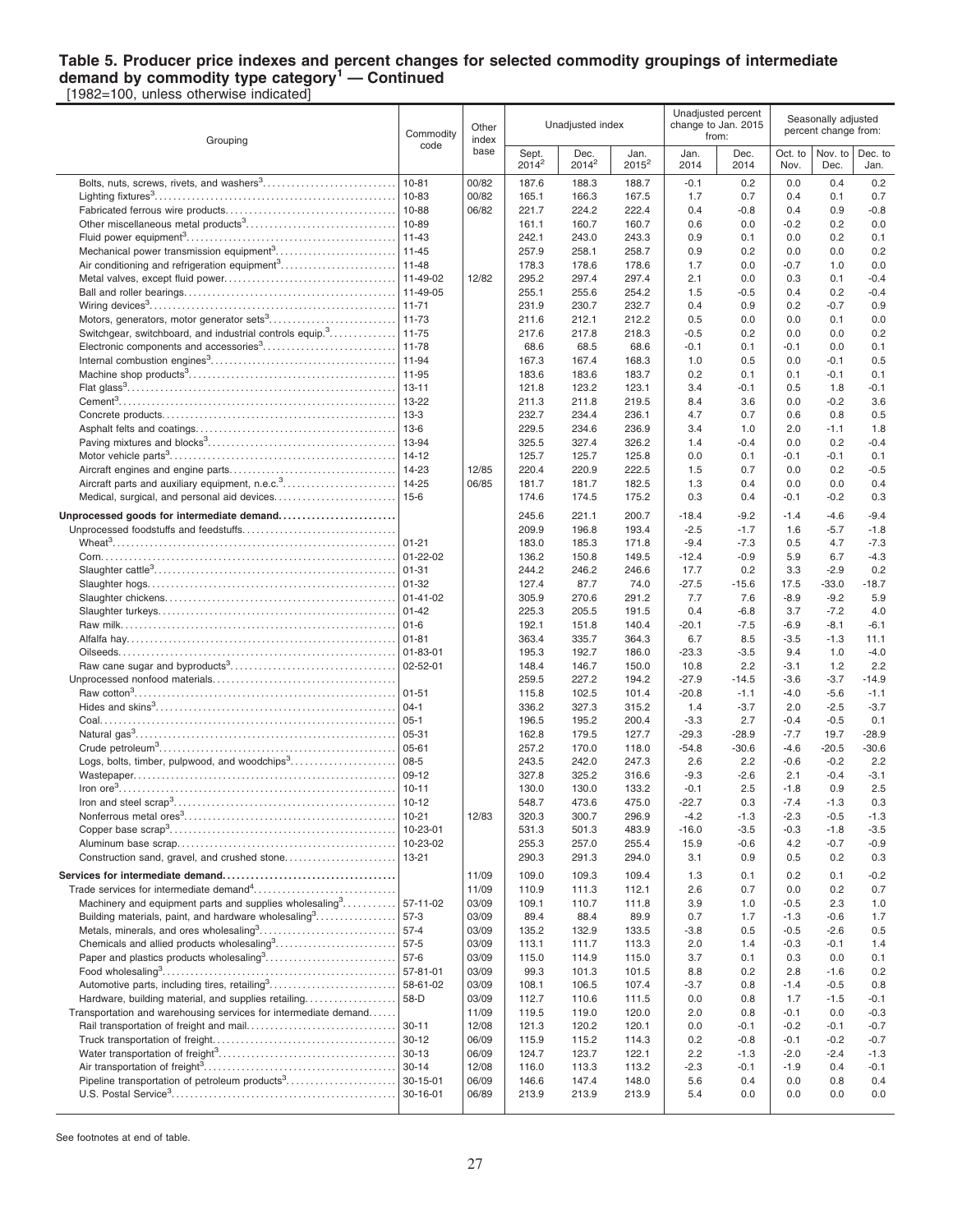**Table 5. Producer price indexes and percent changes for selected commodity groupings of intermediate demand by commodity type category[1] — Continued**

[1982=100, unless otherwise indicated]

| Grouping | Commodity code | Other index base | Unadjusted index | | | Unadjusted percent change to Jan. 2015 from: | | Seasonally adjusted percent change from: | | |
|---|---|---|---|---|---|---|---|---|---|---|
| | | | Sept. 2014[2] | Dec. 2014[2] | Jan. 2015[2] | Jan. 2014 | Dec. 2014 | Oct. to Nov. | Nov. to Dec. | Dec. to Jan. |
| Bolts, nuts, screws, rivets, and washers[3] | 10-81 | 00/82 | 187.6 | 188.3 | 188.7 | -0.1 | 0.2 | 0.0 | 0.4 | 0.2 |
| Lighting fixtures[3] | 10-83 | 00/82 | 165.1 | 166.3 | 167.5 | 1.7 | 0.7 | 0.4 | 0.1 | 0.7 |
| Fabricated ferrous wire products | 10-88 | 06/82 | 221.7 | 224.2 | 222.4 | 0.4 | -0.8 | 0.4 | 0.9 | -0.8 |
| Other miscellaneous metal products[3] | 10-89 | | 161.1 | 160.7 | 160.7 | 0.6 | 0.0 | -0.2 | 0.2 | 0.0 |
| Fluid power equipment[3] | 11-43 | | 242.1 | 243.0 | 243.3 | 0.9 | 0.1 | 0.0 | 0.2 | 0.1 |
| Mechanical power transmission equipment[3] | 11-45 | | 257.9 | 258.1 | 258.7 | 0.9 | 0.2 | 0.0 | 0.0 | 0.2 |
| Air conditioning and refrigeration equipment[3] | 11-48 | | 178.3 | 178.6 | 178.6 | 1.7 | 0.0 | -0.7 | 1.0 | 0.0 |
| Metal valves, except fluid power | 11-49-02 | 12/82 | 295.2 | 297.4 | 297.4 | 2.1 | 0.0 | 0.3 | 0.1 | -0.4 |
| Ball and roller bearings | 11-49-05 | | 255.1 | 255.6 | 254.2 | 1.5 | -0.5 | 0.4 | 0.2 | -0.4 |
| Wiring devices[3] | 11-71 | | 231.9 | 230.7 | 232.7 | 0.4 | 0.9 | 0.2 | -0.7 | 0.9 |
| Motors, generators, motor generator sets[3] | 11-73 | | 211.6 | 212.1 | 212.2 | 0.5 | 0.0 | 0.0 | 0.1 | 0.0 |
| Switchgear, switchboard, and industrial controls equip.[3] | 11-75 | | 217.6 | 217.8 | 218.3 | -0.5 | 0.2 | 0.0 | 0.0 | 0.2 |
| Electronic components and accessories[3] | 11-78 | | 68.6 | 68.5 | 68.6 | -0.1 | 0.1 | -0.1 | 0.0 | 0.1 |
| Internal combustion engines[3] | 11-94 | | 167.3 | 167.4 | 168.3 | 1.0 | 0.5 | 0.0 | -0.1 | 0.5 |
| Machine shop products[3] | 11-95 | | 183.6 | 183.6 | 183.7 | 0.2 | 0.1 | 0.1 | -0.1 | 0.1 |
| Flat glass[3] | 13-11 | | 121.8 | 123.2 | 123.1 | 3.4 | -0.1 | 0.5 | 1.8 | -0.1 |
| Cement[3] | 13-22 | | 211.3 | 211.8 | 219.5 | 8.4 | 3.6 | 0.0 | -0.2 | 3.6 |
| Concrete products | 13-3 | | 232.7 | 234.4 | 236.1 | 4.7 | 0.7 | 0.6 | 0.8 | 0.5 |
| Asphalt felts and coatings | 13-6 | | 229.5 | 234.6 | 236.9 | 3.4 | 1.0 | 2.0 | -1.1 | 1.8 |
| Paving mixtures and blocks[3] | 13-94 | | 325.5 | 327.4 | 326.2 | 1.4 | -0.4 | 0.0 | 0.2 | -0.4 |
| Motor vehicle parts[3] | 14-12 | | 125.7 | 125.7 | 125.8 | 0.0 | 0.1 | -0.1 | -0.1 | 0.1 |
| Aircraft engines and engine parts | 14-23 | 12/85 | 220.4 | 220.9 | 222.5 | 1.5 | 0.7 | 0.0 | 0.2 | -0.5 |
| Aircraft parts and auxiliary equipment, n.e.c.[3] | 14-25 | 06/85 | 181.7 | 181.7 | 182.5 | 1.3 | 0.4 | 0.0 | 0.0 | 0.4 |
| Medical, surgical, and personal aid devices | 15-6 | | 174.6 | 174.5 | 175.2 | 0.3 | 0.4 | -0.1 | -0.2 | 0.3 |
| **Unprocessed goods for intermediate demand** | | | 245.6 | 221.1 | 200.7 | -18.4 | -9.2 | -1.4 | -4.6 | -9.4 |
| Unprocessed foodstuffs and feedstuffs | | | 209.9 | 196.8 | 193.4 | -2.5 | -1.7 | 1.6 | -5.7 | -1.8 |
| Wheat[3] | 01-21 | | 183.0 | 185.3 | 171.8 | -9.4 | -7.3 | 0.5 | 4.7 | -7.3 |
| Corn | 01-22-02 | | 136.2 | 150.8 | 149.5 | -12.4 | -0.9 | 5.9 | 6.7 | -4.3 |
| Slaughter cattle[3] | 01-31 | | 244.2 | 246.2 | 246.6 | 17.7 | 0.2 | 3.3 | -2.9 | 0.2 |
| Slaughter hogs | 01-32 | | 127.4 | 87.7 | 74.0 | -27.5 | -15.6 | 17.5 | -33.0 | -18.7 |
| Slaughter chickens | 01-41-02 | | 305.9 | 270.6 | 291.2 | 7.7 | 7.6 | -8.9 | -9.2 | 5.9 |
| Slaughter turkeys | 01-42 | | 225.3 | 205.5 | 191.5 | 0.4 | -6.8 | 3.7 | -7.2 | 4.0 |
| Raw milk | 01-6 | | 192.1 | 151.8 | 140.4 | -20.1 | -7.5 | -6.9 | -8.1 | -6.1 |
| Alfalfa hay | 01-81 | | 363.4 | 335.7 | 364.3 | 6.7 | 8.5 | -3.5 | -1.3 | 11.1 |
| Oilseeds | 01-83-01 | | 195.3 | 192.7 | 186.0 | -23.3 | -3.5 | 9.4 | 1.0 | -4.0 |
| Raw cane sugar and byproducts[3] | 02-52-01 | | 148.4 | 146.7 | 150.0 | 10.8 | 2.2 | -3.1 | 1.2 | 2.2 |
| Unprocessed nonfood materials | | | 259.5 | 227.2 | 194.2 | -27.9 | -14.5 | -3.6 | -3.7 | -14.9 |
| Raw cotton[3] | 01-51 | | 115.8 | 102.5 | 101.4 | -20.8 | -1.1 | -4.0 | -5.6 | -1.1 |
| Hides and skins[3] | 04-1 | | 336.2 | 327.3 | 315.2 | 1.4 | -3.7 | 2.0 | -2.5 | -3.7 |
| Coal | 05-1 | | 196.5 | 195.2 | 200.4 | -3.3 | 2.7 | -0.4 | -0.5 | 0.1 |
| Natural gas[3] | 05-31 | | 162.8 | 179.5 | 127.7 | -29.3 | -28.9 | -7.7 | 19.7 | -28.9 |
| Crude petroleum[3] | 05-61 | | 257.2 | 170.0 | 118.0 | -54.8 | -30.6 | -4.6 | -20.5 | -30.6 |
| Logs, bolts, timber, pulpwood, and woodchips[3] | 08-5 | | 243.5 | 242.0 | 247.3 | 2.6 | 2.2 | -0.6 | -0.2 | 2.2 |
| Wastepaper | 09-12 | | 327.8 | 325.2 | 316.6 | -9.3 | -2.6 | 2.1 | -0.4 | -3.1 |
| Iron ore[3] | 10-11 | | 130.0 | 130.0 | 133.2 | -0.1 | 2.5 | -1.8 | 0.9 | 2.5 |
| Iron and steel scrap[3] | 10-12 | | 548.7 | 473.6 | 475.0 | -22.7 | 0.3 | -7.4 | -1.3 | 0.3 |
| Nonferrous metal ores[3] | 10-21 | 12/83 | 320.3 | 300.7 | 296.9 | -4.2 | -1.3 | -2.3 | -0.5 | -1.3 |
| Copper base scrap[3] | 10-23-01 | | 531.3 | 501.3 | 483.9 | -16.0 | -3.5 | -0.3 | -1.8 | -3.5 |
| Aluminum base scrap | 10-23-02 | | 255.3 | 257.0 | 255.4 | 15.9 | -0.6 | 4.2 | -0.7 | -0.9 |
| Construction sand, gravel, and crushed stone | 13-21 | | 290.3 | 291.3 | 294.0 | 3.1 | 0.9 | 0.5 | 0.2 | 0.3 |
| **Services for intermediate demand** | | 11/09 | 109.0 | 109.3 | 109.4 | 1.3 | 0.1 | 0.2 | 0.1 | -0.2 |
| Trade services for intermediate demand[4] | | 11/09 | 110.9 | 111.3 | 112.1 | 2.6 | 0.7 | 0.0 | 0.2 | 0.7 |
| Machinery and equipment parts and supplies wholesaling[3] | 57-11-02 | 03/09 | 109.1 | 110.7 | 111.8 | 3.9 | 1.0 | -0.5 | 2.3 | 1.0 |
| Building materials, paint, and hardware wholesaling[3] | 57-3 | 03/09 | 89.4 | 88.4 | 89.9 | 0.7 | 1.7 | -1.3 | -0.6 | 1.7 |
| Metals, minerals, and ores wholesaling[3] | 57-4 | 03/09 | 135.2 | 132.9 | 133.5 | -3.8 | 0.5 | -0.5 | -2.6 | 0.5 |
| Chemicals and allied products wholesaling[3] | 57-5 | 03/09 | 113.1 | 111.7 | 113.3 | 2.0 | 1.4 | -0.3 | -0.1 | 1.4 |
| Paper and plastics products wholesaling[3] | 57-6 | 03/09 | 115.0 | 114.9 | 115.0 | 3.7 | 0.1 | 0.3 | 0.0 | 0.1 |
| Food wholesaling[3] | 57-81-01 | 03/09 | 99.3 | 101.3 | 101.5 | 8.8 | 0.2 | 2.8 | -1.6 | 0.2 |
| Automotive parts, including tires, retailing[3] | 58-61-02 | 03/09 | 108.1 | 106.5 | 107.4 | -3.7 | 0.8 | -1.4 | -0.5 | 0.8 |
| Hardware, building material, and supplies retailing | 58-D | 03/09 | 112.7 | 110.6 | 111.5 | 0.0 | 0.8 | 1.7 | -1.5 | -0.1 |
| Transportation and warehousing services for intermediate demand | | 11/09 | 119.5 | 119.0 | 120.0 | 2.0 | 0.8 | -0.1 | 0.0 | -0.3 |
| Rail transportation of freight and mail | 30-11 | 12/08 | 121.3 | 120.2 | 120.1 | 0.0 | -0.1 | -0.2 | -0.1 | -0.7 |
| Truck transportation of freight | 30-12 | 06/09 | 115.9 | 115.2 | 114.3 | 0.2 | -0.8 | -0.1 | -0.2 | -0.7 |
| Water transportation of freight[3] | 30-13 | 06/09 | 124.7 | 123.7 | 122.1 | 2.2 | -1.3 | -2.0 | -2.4 | -1.3 |
| Air transportation of freight[3] | 30-14 | 12/08 | 116.0 | 113.3 | 113.2 | -2.3 | -0.1 | -1.9 | 0.4 | -0.1 |
| Pipeline transportation of petroleum products[3] | 30-15-01 | 06/09 | 146.6 | 147.4 | 148.0 | 5.6 | 0.4 | 0.0 | 0.8 | 0.4 |
| U.S. Postal Service[3] | 30-16-01 | 06/89 | 213.9 | 213.9 | 213.9 | 5.4 | 0.0 | 0.0 | 0.0 | 0.0 |

See footnotes at end of table.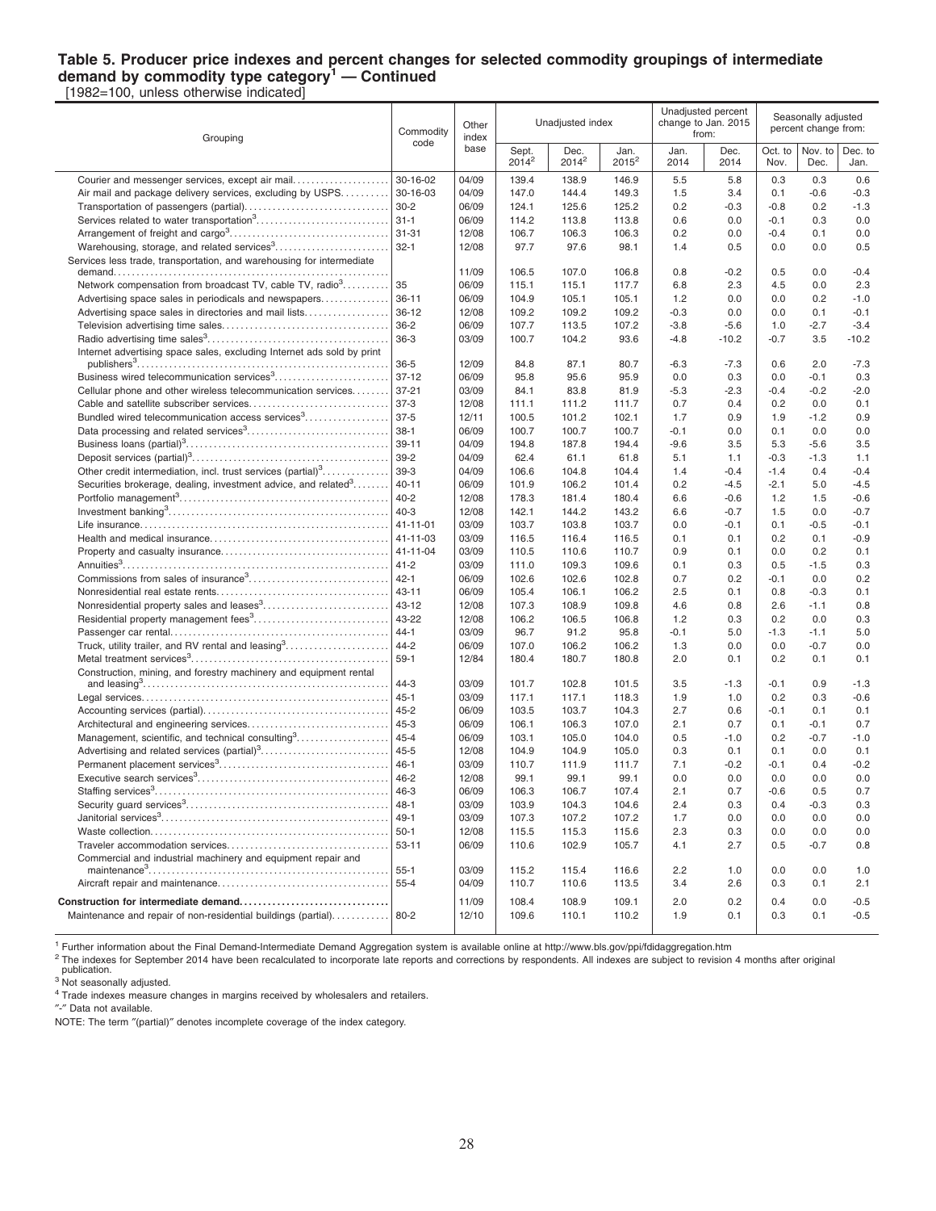## Table 5. Producer price indexes and percent changes for selected commodity groupings of intermediate demand by commodity type category[1] — Continued

[1982=100, unless otherwise indicated]

| Grouping | Commodity code | Other index base | Unadjusted index | | | Unadjusted percent change to Jan. 2015 from: | | Seasonally adjusted percent change from: | | |
|---|---|---|---|---|---|---|---|---|---|---|
| | | | Sept. 2014[2] | Dec. 2014[2] | Jan. 2015[2] | Jan. 2014 | Dec. 2014 | Oct. to Nov. | Nov. to Dec. | Dec. to Jan. |
| Courier and messenger services, except air mail | 30-16-02 | 04/09 | 139.4 | 138.9 | 146.9 | 5.5 | 5.8 | 0.3 | 0.3 | 0.6 |
| Air mail and package delivery services, excluding by USPS | 30-16-03 | 04/09 | 147.0 | 144.4 | 149.3 | 1.5 | 3.4 | 0.1 | -0.6 | -0.3 |
| Transportation of passengers (partial) | 30-2 | 06/09 | 124.1 | 125.6 | 125.2 | 0.2 | -0.3 | -0.8 | 0.2 | -1.3 |
| Services related to water transportation[3] | 31-1 | 06/09 | 114.2 | 113.8 | 113.8 | 0.6 | 0.0 | -0.1 | 0.3 | 0.0 |
| Arrangement of freight and cargo[3] | 31-31 | 12/08 | 106.7 | 106.3 | 106.3 | 0.2 | 0.0 | -0.4 | 0.1 | 0.0 |
| Warehousing, storage, and related services[3] | 32-1 | 12/08 | 97.7 | 97.6 | 98.1 | 1.4 | 0.5 | 0.0 | 0.0 | 0.5 |
| Services less trade, transportation, and warehousing for intermediate demand | | 11/09 | 106.5 | 107.0 | 106.8 | 0.8 | -0.2 | 0.5 | 0.0 | -0.4 |
| Network compensation from broadcast TV, cable TV, radio[3] | 35 | 06/09 | 115.1 | 115.1 | 117.7 | 6.8 | 2.3 | 4.5 | 0.0 | 2.3 |
| Advertising space sales in periodicals and newspapers | 36-11 | 06/09 | 104.9 | 105.1 | 105.1 | 1.2 | 0.0 | 0.0 | 0.2 | -1.0 |
| Advertising space sales in directories and mail lists | 36-12 | 12/08 | 109.2 | 109.2 | 109.2 | -0.3 | 0.0 | 0.0 | 0.1 | -0.1 |
| Television advertising time sales | 36-2 | 06/09 | 107.7 | 113.5 | 107.2 | -3.8 | -5.6 | 1.0 | -2.7 | -3.4 |
| Radio advertising time sales[3] | 36-3 | 03/09 | 100.7 | 104.2 | 93.6 | -4.8 | -10.2 | -0.7 | 3.5 | -10.2 |
| Internet advertising space sales, excluding Internet ads sold by print publishers[3] | 36-5 | 12/09 | 84.8 | 87.1 | 80.7 | -6.3 | -7.3 | 0.6 | 2.0 | -7.3 |
| Business wired telecommunication services[3] | 37-12 | 06/09 | 95.8 | 95.6 | 95.9 | 0.0 | 0.3 | 0.0 | -0.1 | 0.3 |
| Cellular phone and other wireless telecommunication services | 37-21 | 03/09 | 84.1 | 83.8 | 81.9 | -5.3 | -2.3 | -0.4 | -0.2 | -2.0 |
| Cable and satellite subscriber services | 37-3 | 12/08 | 111.1 | 111.2 | 111.7 | 0.7 | 0.4 | 0.2 | 0.0 | 0.1 |
| Bundled wired telecommunication access services[3] | 37-5 | 12/11 | 100.5 | 101.2 | 102.1 | 1.7 | 0.9 | 1.9 | -1.2 | 0.9 |
| Data processing and related services[3] | 38-1 | 06/09 | 100.7 | 100.7 | 100.7 | -0.1 | 0.0 | 0.1 | 0.0 | 0.0 |
| Business loans (partial)[3] | 39-11 | 04/09 | 194.8 | 187.8 | 194.4 | -9.6 | 3.5 | 5.3 | -5.6 | 3.5 |
| Deposit services (partial)[3] | 39-2 | 04/09 | 62.4 | 61.1 | 61.8 | 5.1 | 1.1 | -0.3 | -1.3 | 1.1 |
| Other credit intermediation, incl. trust services (partial)[3] | 39-3 | 04/09 | 106.6 | 104.8 | 104.4 | 1.4 | -0.4 | -1.4 | 0.4 | -0.4 |
| Securities brokerage, dealing, investment advice, and related[3] | 40-11 | 06/09 | 101.9 | 106.2 | 101.4 | 0.2 | -4.5 | -2.1 | 5.0 | -4.5 |
| Portfolio management[3] | 40-2 | 12/08 | 178.3 | 181.4 | 180.4 | 6.6 | -0.6 | 1.2 | 1.5 | -0.6 |
| Investment banking[3] | 40-3 | 12/08 | 142.1 | 144.2 | 143.2 | 6.6 | -0.7 | 1.5 | 0.0 | -0.7 |
| Life insurance | 41-11-01 | 03/09 | 103.7 | 103.8 | 103.7 | 0.0 | -0.1 | 0.1 | -0.5 | -0.1 |
| Health and medical insurance | 41-11-03 | 03/09 | 116.5 | 116.4 | 116.5 | 0.1 | 0.1 | 0.2 | 0.1 | -0.9 |
| Property and casualty insurance | 41-11-04 | 03/09 | 110.5 | 110.6 | 110.7 | 0.9 | 0.1 | 0.0 | 0.2 | 0.1 |
| Annuities[3] | 41-2 | 03/09 | 111.0 | 109.3 | 109.6 | 0.1 | 0.3 | 0.5 | -1.5 | 0.3 |
| Commissions from sales of insurance[3] | 42-1 | 06/09 | 102.6 | 102.6 | 102.8 | 0.7 | 0.2 | -0.1 | 0.0 | 0.2 |
| Nonresidential real estate rents | 43-11 | 06/09 | 105.4 | 106.1 | 106.2 | 2.5 | 0.1 | 0.8 | -0.3 | 0.1 |
| Nonresidential property sales and leases[3] | 43-12 | 12/08 | 107.3 | 108.9 | 109.8 | 4.6 | 0.8 | 2.6 | -1.1 | 0.8 |
| Residential property management fees[3] | 43-22 | 12/08 | 106.2 | 106.5 | 106.8 | 1.2 | 0.3 | 0.2 | 0.0 | 0.3 |
| Passenger car rental | 44-1 | 03/09 | 96.7 | 91.2 | 95.8 | -0.1 | 5.0 | -1.3 | -1.1 | 5.0 |
| Truck, utility trailer, and RV rental and leasing[3] | 44-2 | 06/09 | 107.0 | 106.2 | 106.2 | 1.3 | 0.0 | 0.0 | -0.7 | 0.0 |
| Metal treatment services[3] | 59-1 | 12/84 | 180.4 | 180.7 | 180.8 | 2.0 | 0.1 | 0.2 | 0.1 | 0.1 |
| Construction, mining, and forestry machinery and equipment rental and leasing[3] | 44-3 | 03/09 | 101.7 | 102.8 | 101.5 | 3.5 | -1.3 | -0.1 | 0.9 | -1.3 |
| Legal services | 45-1 | 03/09 | 117.1 | 117.1 | 118.3 | 1.9 | 1.0 | 0.2 | 0.3 | -0.6 |
| Accounting services (partial) | 45-2 | 06/09 | 103.5 | 103.7 | 104.3 | 2.7 | 0.6 | -0.1 | 0.1 | 0.1 |
| Architectural and engineering services | 45-3 | 06/09 | 106.1 | 106.3 | 107.0 | 2.1 | 0.7 | 0.1 | -0.1 | 0.7 |
| Management, scientific, and technical consulting[3] | 45-4 | 06/09 | 103.1 | 105.0 | 104.0 | 0.5 | -1.0 | 0.2 | -0.7 | -1.0 |
| Advertising and related services (partial)[3] | 45-5 | 12/08 | 104.9 | 104.9 | 105.0 | 0.3 | 0.1 | 0.1 | 0.0 | 0.1 |
| Permanent placement services[3] | 46-1 | 03/09 | 110.7 | 111.9 | 111.7 | 7.1 | -0.2 | -0.1 | 0.4 | -0.2 |
| Executive search services[3] | 46-2 | 12/08 | 99.1 | 99.1 | 99.1 | 0.0 | 0.0 | 0.0 | 0.0 | 0.0 |
| Staffing services[3] | 46-3 | 06/09 | 106.3 | 106.7 | 107.4 | 2.1 | 0.7 | -0.6 | 0.5 | 0.7 |
| Security guard services[3] | 48-1 | 03/09 | 103.9 | 104.3 | 104.6 | 2.4 | 0.3 | 0.4 | -0.3 | 0.3 |
| Janitorial services[3] | 49-1 | 03/09 | 107.3 | 107.2 | 107.2 | 1.7 | 0.0 | 0.0 | 0.0 | 0.0 |
| Waste collection | 50-1 | 12/08 | 115.5 | 115.3 | 115.6 | 2.3 | 0.3 | 0.0 | 0.0 | 0.0 |
| Traveler accommodation services | 53-11 | 06/09 | 110.6 | 102.9 | 105.7 | 4.1 | 2.7 | 0.5 | -0.7 | 0.8 |
| Commercial and industrial machinery and equipment repair and maintenance[3] | 55-1 | 03/09 | 115.2 | 115.4 | 116.6 | 2.2 | 1.0 | 0.0 | 0.0 | 1.0 |
| Aircraft repair and maintenance | 55-4 | 04/09 | 110.7 | 110.6 | 113.5 | 3.4 | 2.6 | 0.3 | 0.1 | 2.1 |
| **Construction for intermediate demand** | | 11/09 | 108.4 | 108.9 | 109.1 | 2.0 | 0.2 | 0.4 | 0.0 | -0.5 |
| Maintenance and repair of non-residential buildings (partial) | 80-2 | 12/10 | 109.6 | 110.1 | 110.2 | 1.9 | 0.1 | 0.3 | 0.1 | -0.5 |

[1] Further information about the Final Demand-Intermediate Demand Aggregation system is available online at http://www.bls.gov/ppi/fdidaggregation.htm

[2] The indexes for September 2014 have been recalculated to incorporate late reports and corrections by respondents. All indexes are subject to revision 4 months after original publication.

[3] Not seasonally adjusted.

[4] Trade indexes measure changes in margins received by wholesalers and retailers.

"-" Data not available.

NOTE: The term "(partial)" denotes incomplete coverage of the index category.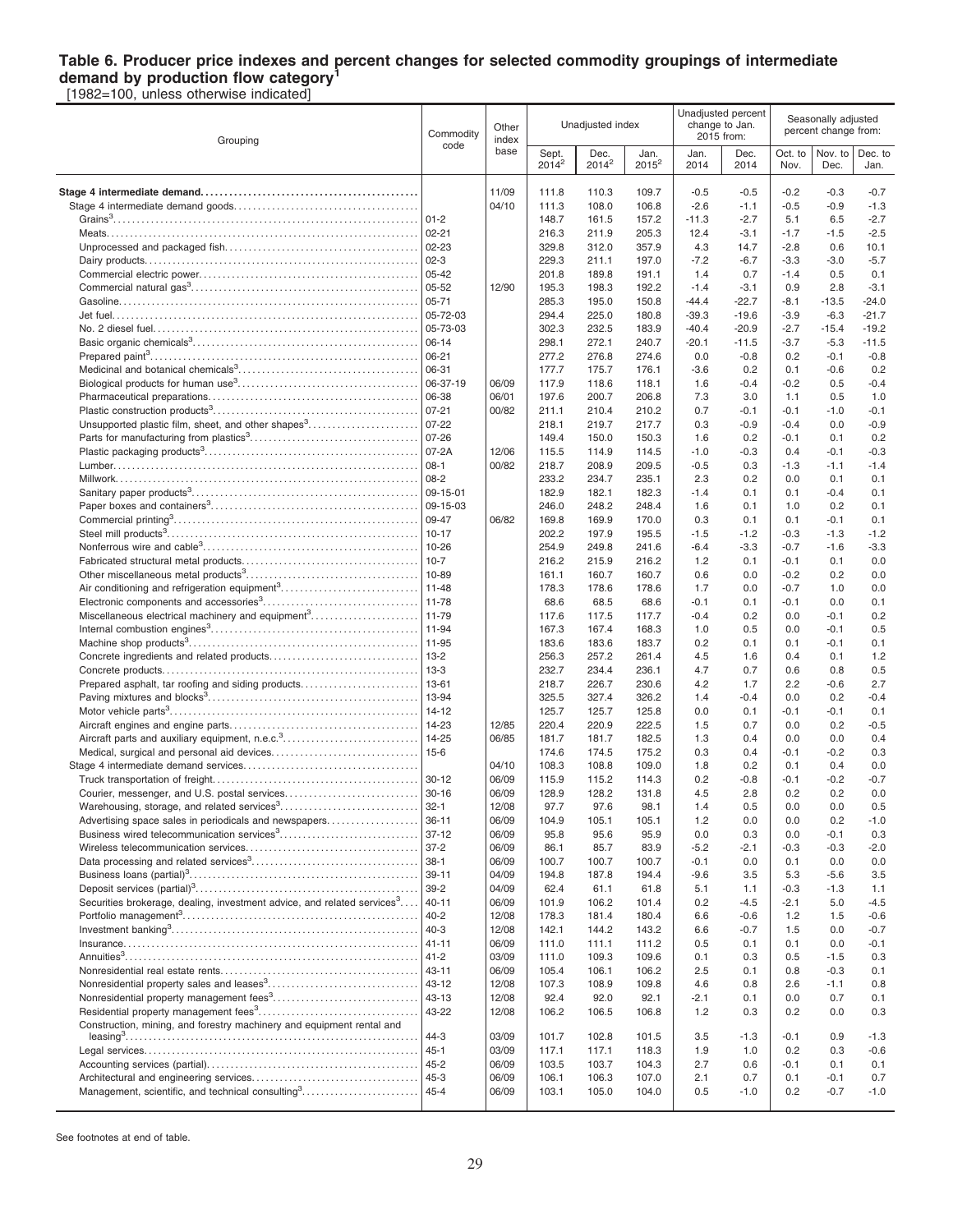# Table 6. Producer price indexes and percent changes for selected commodity groupings of intermediate demand by production flow category[1]

[1982=100, unless otherwise indicated]

| Grouping | Commodity code | Other index base | Unadjusted index | | | Unadjusted percent change to Jan. 2015 from: | | Seasonally adjusted percent change from: | | |
|---|---|---|---|---|---|---|---|---|---|---|
| | | | Sept. 2014[2] | Dec. 2014[2] | Jan. 2015[2] | Jan. 2014 | Dec. 2014 | Oct. to Nov. | Nov. to Dec. | Dec. to Jan. |
| **Stage 4 intermediate demand** | | 11/09 | 111.8 | 110.3 | 109.7 | -0.5 | -0.5 | -0.2 | -0.3 | -0.7 |
| Stage 4 intermediate demand goods | | 04/10 | 111.3 | 108.0 | 106.8 | -2.6 | -1.1 | -0.5 | -0.9 | -1.3 |
| Grains[3] | 01-2 | | 148.7 | 161.5 | 157.2 | -11.3 | -2.7 | 5.1 | 6.5 | -2.7 |
| Meats | 02-21 | | 216.3 | 211.9 | 205.3 | 12.4 | -3.1 | -1.7 | -1.5 | -2.5 |
| Unprocessed and packaged fish | 02-23 | | 329.8 | 312.0 | 357.9 | 4.3 | 14.7 | -2.8 | 0.6 | 10.1 |
| Dairy products | 02-3 | | 229.3 | 211.1 | 197.0 | -7.2 | -6.7 | -3.3 | -3.0 | -5.7 |
| Commercial electric power | 05-42 | | 201.8 | 189.8 | 191.1 | 1.4 | 0.7 | -1.4 | 0.5 | 0.1 |
| Commercial natural gas[3] | 05-52 | 12/90 | 195.3 | 198.3 | 192.2 | -1.4 | -3.1 | 0.9 | 2.8 | -3.1 |
| Gasoline | 05-71 | | 285.3 | 195.0 | 150.8 | -44.4 | -22.7 | -8.1 | -13.5 | -24.0 |
| Jet fuel | 05-72-03 | | 294.4 | 225.0 | 180.8 | -39.3 | -19.6 | -3.9 | -6.3 | -21.7 |
| No. 2 diesel fuel | 05-73-03 | | 302.3 | 232.5 | 183.9 | -40.4 | -20.9 | -2.7 | -15.4 | -19.2 |
| Basic organic chemicals[3] | 06-14 | | 298.1 | 272.1 | 240.7 | -20.1 | -11.5 | -3.7 | -5.3 | -11.5 |
| Prepared paint[3] | 06-21 | | 277.2 | 276.8 | 274.6 | 0.0 | -0.8 | 0.2 | -0.1 | -0.8 |
| Medicinal and botanical chemicals[3] | 06-31 | | 177.7 | 175.7 | 176.1 | -3.6 | 0.2 | 0.1 | -0.6 | 0.2 |
| Biological products for human use[3] | 06-37-19 | 06/09 | 117.9 | 118.6 | 118.1 | 1.6 | -0.4 | -0.2 | 0.5 | -0.4 |
| Pharmaceutical preparations | 06-38 | 06/01 | 197.6 | 200.7 | 206.8 | 7.3 | 3.0 | 1.1 | 0.5 | 1.0 |
| Plastic construction products[3] | 07-21 | 00/82 | 211.1 | 210.4 | 210.2 | 0.7 | -0.1 | -0.1 | -1.0 | -0.1 |
| Unsupported plastic film, sheet, and other shapes[3] | 07-22 | | 218.1 | 219.7 | 217.7 | 0.3 | -0.9 | -0.4 | 0.0 | -0.9 |
| Parts for manufacturing from plastics[3] | 07-26 | | 149.4 | 150.0 | 150.3 | 1.6 | 0.2 | -0.1 | 0.1 | 0.2 |
| Plastic packaging products[3] | 07-2A | 12/06 | 115.5 | 114.9 | 114.5 | -1.0 | -0.3 | 0.4 | -0.1 | -0.3 |
| Lumber | 08-1 | 00/82 | 218.7 | 208.9 | 209.5 | -0.5 | 0.3 | -1.3 | -1.1 | -1.4 |
| Millwork | 08-2 | | 233.2 | 234.7 | 235.1 | 2.3 | 0.2 | 0.0 | 0.1 | 0.1 |
| Sanitary paper products[3] | 09-15-01 | | 182.9 | 182.1 | 182.3 | -1.4 | 0.1 | 0.1 | -0.4 | 0.1 |
| Paper boxes and containers[3] | 09-15-03 | | 246.0 | 248.2 | 248.4 | 1.6 | 0.1 | 1.0 | 0.2 | 0.1 |
| Commercial printing[3] | 09-47 | 06/82 | 169.8 | 169.9 | 170.0 | 0.3 | 0.1 | 0.1 | -0.1 | 0.1 |
| Steel mill products[3] | 10-17 | | 202.2 | 197.9 | 195.5 | -1.5 | -1.2 | -0.3 | -1.3 | -1.2 |
| Nonferrous wire and cable[3] | 10-26 | | 254.9 | 249.8 | 241.6 | -6.4 | -3.3 | -0.7 | -1.6 | -3.3 |
| Fabricated structural metal products | 10-7 | | 216.2 | 215.9 | 216.2 | 1.2 | 0.1 | -0.1 | 0.1 | 0.0 |
| Other miscellaneous metal products[3] | 10-89 | | 161.1 | 160.7 | 160.7 | 0.6 | 0.0 | -0.2 | 0.2 | 0.0 |
| Air conditioning and refrigeration equipment[3] | 11-48 | | 178.3 | 178.6 | 178.6 | 1.7 | 0.0 | -0.7 | 1.0 | 0.0 |
| Electronic components and accessories[3] | 11-78 | | 68.6 | 68.5 | 68.6 | -0.1 | 0.1 | -0.1 | 0.0 | 0.1 |
| Miscellaneous electrical machinery and equipment[3] | 11-79 | | 117.6 | 117.5 | 117.7 | -0.4 | 0.2 | 0.0 | -0.1 | 0.2 |
| Internal combustion engines[3] | 11-94 | | 167.3 | 167.4 | 168.3 | 1.0 | 0.5 | 0.0 | -0.1 | 0.5 |
| Machine shop products[3] | 11-95 | | 183.6 | 183.6 | 183.7 | 0.2 | 0.1 | 0.1 | -0.1 | 0.1 |
| Concrete ingredients and related products | 13-2 | | 256.3 | 257.2 | 261.4 | 4.5 | 1.6 | 0.4 | 0.1 | 1.2 |
| Concrete products | 13-3 | | 232.7 | 234.4 | 236.1 | 4.7 | 0.7 | 0.6 | 0.8 | 0.5 |
| Prepared asphalt, tar roofing and siding products | 13-61 | | 218.7 | 226.7 | 230.6 | 4.2 | 1.7 | 2.2 | -0.6 | 2.7 |
| Paving mixtures and blocks[3] | 13-94 | | 325.5 | 327.4 | 326.2 | 1.4 | -0.4 | 0.0 | 0.2 | -0.4 |
| Motor vehicle parts[3] | 14-12 | | 125.7 | 125.7 | 125.8 | 0.0 | 0.1 | -0.1 | -0.1 | 0.1 |
| Aircraft engines and engine parts | 14-23 | 12/85 | 220.4 | 220.9 | 222.5 | 1.5 | 0.7 | 0.0 | 0.2 | -0.5 |
| Aircraft parts and auxiliary equipment, n.e.c.[3] | 14-25 | 06/85 | 181.7 | 181.7 | 182.5 | 1.3 | 0.4 | 0.0 | 0.0 | 0.4 |
| Medical, surgical and personal aid devices | 15-6 | | 174.6 | 174.5 | 175.2 | 0.3 | 0.4 | -0.1 | -0.2 | 0.3 |
| Stage 4 intermediate demand services | | 04/10 | 108.3 | 108.8 | 109.0 | 1.8 | 0.2 | 0.1 | 0.4 | 0.0 |
| Truck transportation of freight | 30-12 | 06/09 | 115.9 | 115.2 | 114.3 | 0.2 | -0.8 | -0.1 | -0.2 | -0.7 |
| Courier, messenger, and U.S. postal services | 30-16 | 06/09 | 128.9 | 128.2 | 131.8 | 4.5 | 2.8 | 0.2 | 0.2 | 0.0 |
| Warehousing, storage, and related services[3] | 32-1 | 12/08 | 97.7 | 97.6 | 98.1 | 1.4 | 0.5 | 0.0 | 0.0 | 0.5 |
| Advertising space sales in periodicals and newspapers | 36-11 | 06/09 | 104.9 | 105.1 | 105.1 | 1.2 | 0.0 | 0.0 | 0.2 | -1.0 |
| Business wired telecommunication services[3] | 37-12 | 06/09 | 95.8 | 95.6 | 95.9 | 0.0 | 0.3 | 0.0 | -0.1 | 0.3 |
| Wireless telecommunication services | 37-2 | 06/09 | 86.1 | 85.7 | 83.9 | -5.2 | -2.1 | -0.3 | -0.3 | -2.0 |
| Data processing and related services[3] | 38-1 | 06/09 | 100.7 | 100.7 | 100.7 | -0.1 | 0.0 | 0.1 | 0.0 | 0.0 |
| Business loans (partial)[3] | 39-11 | 04/09 | 194.8 | 187.8 | 194.4 | -9.6 | 3.5 | 5.3 | -5.6 | 3.5 |
| Deposit services (partial)[3] | 39-2 | 04/09 | 62.4 | 61.1 | 61.8 | 5.1 | 1.1 | -0.3 | -1.3 | 1.1 |
| Securities brokerage, dealing, investment advice, and related services[3] | 40-11 | 06/09 | 101.9 | 106.2 | 101.4 | 0.2 | -4.5 | -2.1 | 5.0 | -4.5 |
| Portfolio management[3] | 40-2 | 12/08 | 178.3 | 181.4 | 180.4 | 6.6 | -0.6 | 1.2 | 1.5 | -0.6 |
| Investment banking[3] | 40-3 | 12/08 | 142.1 | 144.2 | 143.2 | 6.6 | -0.7 | 1.5 | 0.0 | -0.7 |
| Insurance | 41-11 | 06/09 | 111.0 | 111.1 | 111.2 | 0.5 | 0.1 | 0.1 | 0.0 | -0.1 |
| Annuities[3] | 41-2 | 03/09 | 111.0 | 109.3 | 109.6 | 0.1 | 0.3 | 0.5 | -1.5 | 0.3 |
| Nonresidential real estate rents | 43-11 | 06/09 | 105.4 | 106.1 | 106.2 | 2.5 | 0.1 | 0.8 | -0.3 | 0.1 |
| Nonresidential property sales and leases[3] | 43-12 | 12/08 | 107.3 | 108.9 | 109.8 | 4.6 | 0.8 | 2.6 | -1.1 | 0.8 |
| Nonresidential property management fees[3] | 43-13 | 12/08 | 92.4 | 92.0 | 92.1 | -2.1 | 0.1 | 0.0 | 0.7 | 0.1 |
| Residential property management fees[3] | 43-22 | 12/08 | 106.2 | 106.5 | 106.8 | 1.2 | 0.3 | 0.2 | 0.0 | 0.3 |
| Construction, mining, and forestry machinery and equipment rental and leasing[3] | 44-3 | 03/09 | 101.7 | 102.8 | 101.5 | 3.5 | -1.3 | -0.1 | 0.9 | -1.3 |
| Legal services | 45-1 | 03/09 | 117.1 | 117.1 | 118.3 | 1.9 | 1.0 | 0.2 | 0.3 | -0.6 |
| Accounting services (partial) | 45-2 | 06/09 | 103.5 | 103.7 | 104.3 | 2.7 | 0.6 | -0.1 | 0.1 | 0.1 |
| Architectural and engineering services | 45-3 | 06/09 | 106.1 | 106.3 | 107.0 | 2.1 | 0.7 | 0.1 | -0.1 | 0.7 |
| Management, scientific, and technical consulting[3] | 45-4 | 06/09 | 103.1 | 105.0 | 104.0 | 0.5 | -1.0 | 0.2 | -0.7 | -1.0 |

See footnotes at end of table.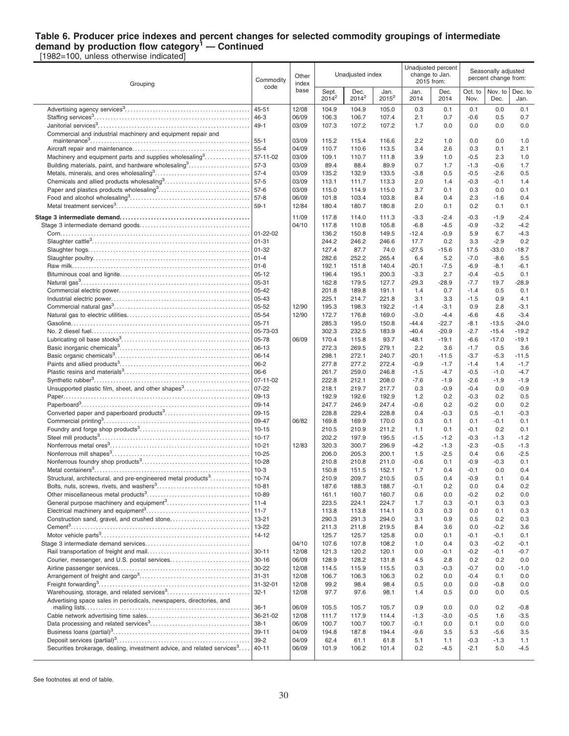# Table 6. Producer price indexes and percent changes for selected commodity groupings of intermediate demand by production flow category[1] — Continued

[1982=100, unless otherwise indicated]

| Grouping | Commodity code | Other index base | Unadjusted index | | | Unadjusted percent change to Jan. 2015 from: | | Seasonally adjusted percent change from: | | |
|---|---|---|---|---|---|---|---|---|---|---|
| | | | Sept. 2014[2] | Dec. 2014[2] | Jan. 2015[2] | Jan. 2014 | Dec. 2014 | Oct. to Nov. | Nov. to Dec. | Dec. to Jan. |
| Advertising agency services[3] | 45-51 | 12/08 | 104.9 | 104.9 | 105.0 | 0.3 | 0.1 | 0.1 | 0.0 | 0.1 |
| Staffing services[3] | 46-3 | 06/09 | 106.3 | 106.7 | 107.4 | 2.1 | 0.7 | -0.6 | 0.5 | 0.7 |
| Janitorial services[3] | 49-1 | 03/09 | 107.3 | 107.2 | 107.2 | 1.7 | 0.0 | 0.0 | 0.0 | 0.0 |
| Commercial and industrial machinery and equipment repair and maintenance[3] | 55-1 | 03/09 | 115.2 | 115.4 | 116.6 | 2.2 | 1.0 | 0.0 | 0.0 | 1.0 |
| Aircraft repair and maintenance | 55-4 | 04/09 | 110.7 | 110.6 | 113.5 | 3.4 | 2.6 | 0.3 | 0.1 | 2.1 |
| Machinery and equipment parts and supplies wholesaling[3] | 57-11-02 | 03/09 | 109.1 | 110.7 | 111.8 | 3.9 | 1.0 | -0.5 | 2.3 | 1.0 |
| Building materials, paint, and hardware wholesaling[3] | 57-3 | 03/09 | 89.4 | 88.4 | 89.9 | 0.7 | 1.7 | -1.3 | -0.6 | 1.7 |
| Metals, minerals, and ores wholesaling[3] | 57-4 | 03/09 | 135.2 | 132.9 | 133.5 | -3.8 | 0.5 | -0.5 | -2.6 | 0.5 |
| Chemicals and allied products wholesaling[3] | 57-5 | 03/09 | 113.1 | 111.7 | 113.3 | 2.0 | 1.4 | -0.3 | -0.1 | 1.4 |
| Paper and plastics products wholesaling[3] | 57-6 | 03/09 | 115.0 | 114.9 | 115.0 | 3.7 | 0.1 | 0.3 | 0.0 | 0.1 |
| Food and alcohol wholesaling[3] | 57-8 | 06/09 | 101.8 | 103.4 | 103.8 | 8.4 | 0.4 | 2.3 | -1.6 | 0.4 |
| Metal treatment services[3] | 59-1 | 12/84 | 180.4 | 180.7 | 180.8 | 2.0 | 0.1 | 0.2 | 0.1 | 0.1 |
| **Stage 3 intermediate demand** | | 11/09 | 117.8 | 114.0 | 111.3 | -3.3 | -2.4 | -0.3 | -1.9 | -2.4 |
| Stage 3 intermediate demand goods | | 04/10 | 117.8 | 110.8 | 105.8 | -6.8 | -4.5 | -0.9 | -3.2 | -4.2 |
| Corn | 01-22-02 | | 136.2 | 150.8 | 149.5 | -12.4 | -0.9 | 5.9 | 6.7 | -4.3 |
| Slaughter cattle[3] | 01-31 | | 244.2 | 246.2 | 246.6 | 17.7 | 0.2 | 3.3 | -2.9 | 0.2 |
| Slaughter hogs | 01-32 | | 127.4 | 87.7 | 74.0 | -27.5 | -15.6 | 17.5 | -33.0 | -18.7 |
| Slaughter poultry | 01-4 | | 282.6 | 252.2 | 265.4 | 6.4 | 5.2 | -7.0 | -8.6 | 5.5 |
| Raw milk | 01-6 | | 192.1 | 151.8 | 140.4 | -20.1 | -7.5 | -6.9 | -8.1 | -6.1 |
| Bituminous coal and lignite | 05-12 | | 196.4 | 195.1 | 200.3 | -3.3 | 2.7 | -0.4 | -0.5 | 0.1 |
| Natural gas[3] | 05-31 | | 162.8 | 179.5 | 127.7 | -29.3 | -28.9 | -7.7 | 19.7 | -28.9 |
| Commercial electric power | 05-42 | | 201.8 | 189.8 | 191.1 | 1.4 | 0.7 | -1.4 | 0.5 | 0.1 |
| Industrial electric power | 05-43 | | 225.1 | 214.7 | 221.8 | 3.1 | 3.3 | -1.5 | 0.9 | 4.1 |
| Commercial natural gas[3] | 05-52 | 12/90 | 195.3 | 198.3 | 192.2 | -1.4 | -3.1 | 0.9 | 2.8 | -3.1 |
| Natural gas to electric utilities | 05-54 | 12/90 | 172.7 | 176.8 | 169.0 | -3.0 | -4.4 | -6.6 | 4.6 | -3.4 |
| Gasoline | 05-71 | | 285.3 | 195.0 | 150.8 | -44.4 | -22.7 | -8.1 | -13.5 | -24.0 |
| No. 2 diesel fuel | 05-73-03 | | 302.3 | 232.5 | 183.9 | -40.4 | -20.9 | -2.7 | -15.4 | -19.2 |
| Lubricating oil base stocks[3] | 05-78 | 06/09 | 170.4 | 115.8 | 93.7 | -48.1 | -19.1 | -6.6 | -17.0 | -19.1 |
| Basic inorganic chemicals[3] | 06-13 | | 272.3 | 269.5 | 279.1 | 2.2 | 3.6 | -1.7 | 0.5 | 3.6 |
| Basic organic chemicals[3] | 06-14 | | 298.1 | 272.1 | 240.7 | -20.1 | -11.5 | -3.7 | -5.3 | -11.5 |
| Paints and allied products[3] | 06-2 | | 277.8 | 277.2 | 272.4 | -0.9 | -1.7 | -1.4 | 1.4 | -1.7 |
| Plastic resins and materials[3] | 06-6 | | 261.7 | 259.0 | 246.8 | -1.5 | -4.7 | -0.5 | -1.0 | -4.7 |
| Synthetic rubber[3] | 07-11-02 | | 222.8 | 212.1 | 208.0 | -7.6 | -1.9 | -2.6 | -1.9 | -1.9 |
| Unsupported plastic film, sheet, and other shapes[3] | 07-22 | | 218.1 | 219.7 | 217.7 | 0.3 | -0.9 | -0.4 | 0.0 | -0.9 |
| Paper | 09-13 | | 192.9 | 192.6 | 192.9 | 1.2 | 0.2 | -0.3 | 0.2 | 0.5 |
| Paperboard[3] | 09-14 | | 247.7 | 246.9 | 247.4 | -0.6 | 0.2 | -0.2 | 0.0 | 0.2 |
| Converted paper and paperboard products[3] | 09-15 | | 228.8 | 229.4 | 228.8 | 0.4 | -0.3 | 0.5 | -0.1 | -0.3 |
| Commercial printing[3] | 09-47 | 06/82 | 169.8 | 169.9 | 170.0 | 0.3 | 0.1 | 0.1 | -0.1 | 0.1 |
| Foundry and forge shop products[3] | 10-15 | | 210.5 | 210.9 | 211.2 | 1.1 | 0.1 | -0.1 | 0.2 | 0.1 |
| Steel mill products[3] | 10-17 | | 202.2 | 197.9 | 195.5 | -1.5 | -1.2 | -0.3 | -1.3 | -1.2 |
| Nonferrous metal ores[3] | 10-21 | 12/83 | 320.3 | 300.7 | 296.9 | -4.2 | -1.3 | -2.3 | -0.5 | -1.3 |
| Nonferrous mill shapes[3] | 10-25 | | 206.0 | 205.3 | 200.1 | 1.5 | -2.5 | 0.4 | 0.6 | -2.5 |
| Nonferrous foundry shop products[3] | 10-28 | | 210.8 | 210.8 | 211.0 | -0.6 | 0.1 | -0.9 | -0.3 | 0.1 |
| Metal containers[3] | 10-3 | | 150.8 | 151.5 | 152.1 | 1.7 | 0.4 | -0.1 | 0.0 | 0.4 |
| Structural, architectural, and pre-engineered metal products[3] | 10-74 | | 210.9 | 209.7 | 210.5 | 0.5 | 0.4 | -0.9 | 0.1 | 0.4 |
| Bolts, nuts, screws, rivets, and washers[3] | 10-81 | | 187.6 | 188.3 | 188.7 | -0.1 | 0.2 | 0.0 | 0.4 | 0.2 |
| Other miscellaneous metal products[3] | 10-89 | | 161.1 | 160.7 | 160.7 | 0.6 | 0.0 | -0.2 | 0.2 | 0.0 |
| General purpose machinery and equipment[3] | 11-4 | | 223.5 | 224.1 | 224.7 | 1.7 | 0.3 | -0.1 | 0.3 | 0.3 |
| Electrical machinery and equipment[3] | 11-7 | | 113.8 | 113.8 | 114.1 | 0.3 | 0.3 | 0.0 | 0.1 | 0.3 |
| Construction sand, gravel, and crushed stone | 13-21 | | 290.3 | 291.3 | 294.0 | 3.1 | 0.9 | 0.5 | 0.2 | 0.3 |
| Cement[3] | 13-22 | | 211.3 | 211.8 | 219.5 | 8.4 | 3.6 | 0.0 | -0.2 | 3.6 |
| Motor vehicle parts[3] | 14-12 | | 125.7 | 125.7 | 125.8 | 0.0 | 0.1 | -0.1 | -0.1 | 0.1 |
| Stage 3 intermediate demand services | | 04/10 | 107.6 | 107.8 | 108.2 | 1.0 | 0.4 | 0.3 | -0.2 | -0.1 |
| Rail transportation of freight and mail | 30-11 | 12/08 | 121.3 | 120.2 | 120.1 | 0.0 | -0.1 | -0.2 | -0.1 | -0.7 |
| Courier, messenger, and U.S. postal services | 30-16 | 06/09 | 128.9 | 128.2 | 131.8 | 4.5 | 2.8 | 0.2 | 0.2 | 0.0 |
| Airline passenger services | 30-22 | 12/08 | 114.5 | 115.9 | 115.5 | 0.3 | -0.3 | -0.7 | 0.7 | -1.0 |
| Arrangement of freight and cargo[3] | 31-31 | 12/08 | 106.7 | 106.3 | 106.3 | 0.2 | 0.0 | -0.4 | 0.1 | 0.0 |
| Freight forwarding[3] | 31-32-01 | 12/08 | 99.2 | 98.4 | 98.4 | 0.5 | 0.0 | 0.0 | -0.8 | 0.0 |
| Warehousing, storage, and related services[3] | 32-1 | 12/08 | 97.7 | 97.6 | 98.1 | 1.4 | 0.5 | 0.0 | 0.0 | 0.5 |
| Advertising space sales in periodicals, newspapers, directories, and mailing lists | 36-1 | 06/09 | 105.5 | 105.7 | 105.7 | 0.9 | 0.0 | 0.0 | 0.2 | -0.8 |
| Cable network advertising time sales | 36-21-02 | 12/08 | 111.7 | 117.9 | 114.4 | -1.3 | -3.0 | -0.5 | 1.6 | -3.5 |
| Data processing and related services[3] | 38-1 | 06/09 | 100.7 | 100.7 | 100.7 | -0.1 | 0.0 | 0.1 | 0.0 | 0.0 |
| Business loans (partial)[3] | 39-11 | 04/09 | 194.8 | 187.8 | 194.4 | -9.6 | 3.5 | 5.3 | -5.6 | 3.5 |
| Deposit services (partial)[3] | 39-2 | 04/09 | 62.4 | 61.1 | 61.8 | 5.1 | 1.1 | -0.3 | -1.3 | 1.1 |
| Securities brokerage, dealing, investment advice, and related services[3] | 40-11 | 06/09 | 101.9 | 106.2 | 101.4 | 0.2 | -4.5 | -2.1 | 5.0 | -4.5 |

See footnotes at end of table.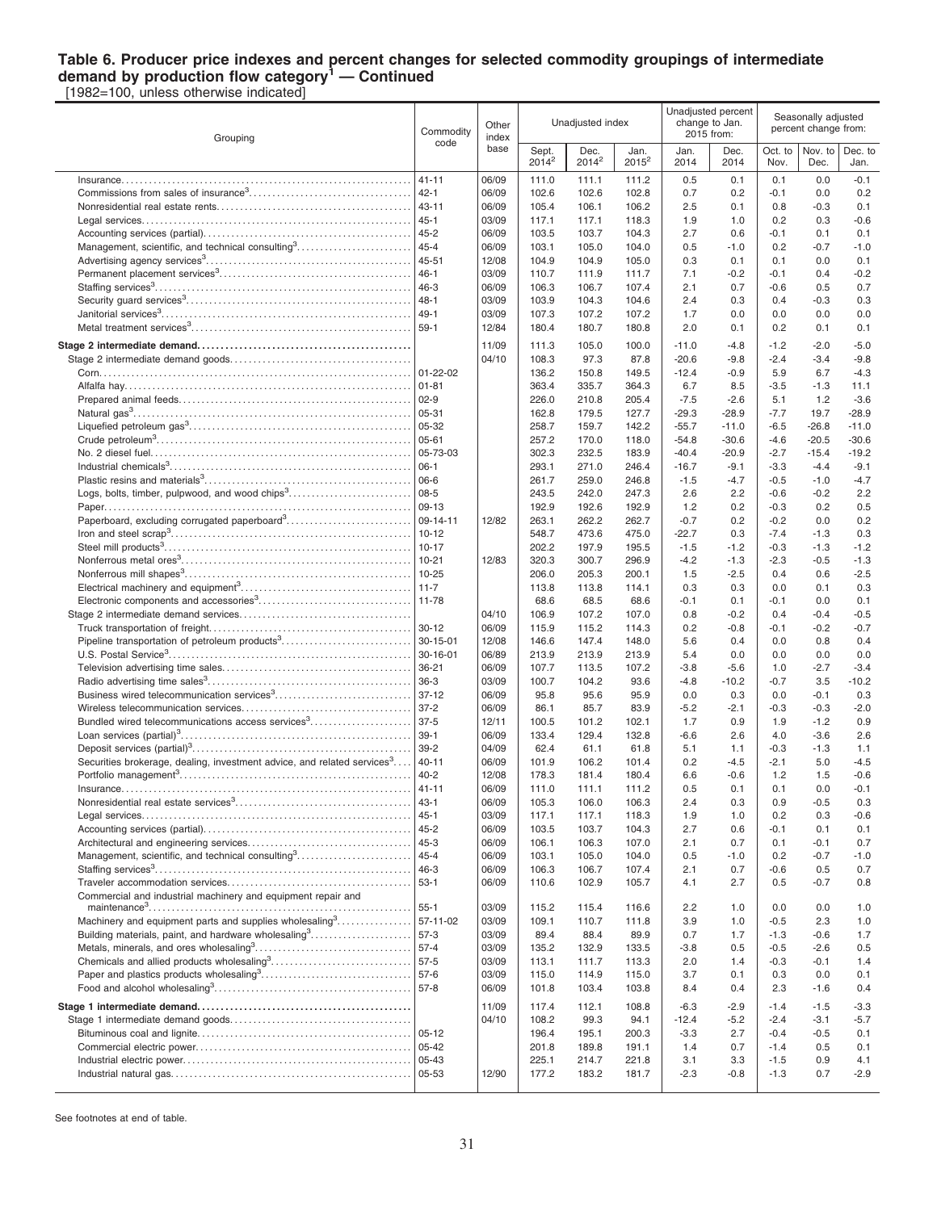## Table 6. Producer price indexes and percent changes for selected commodity groupings of intermediate demand by production flow category[1] — Continued

[1982=100, unless otherwise indicated]

| Grouping | Commodity code | Other index base | Unadjusted index | | | Unadjusted percent change to Jan. 2015 from: | | Seasonally adjusted percent change from: | | |
|---|---|---|---|---|---|---|---|---|---|---|
| | | | Sept. 2014[2] | Dec. 2014[2] | Jan. 2015[2] | Jan. 2014 | Dec. 2014 | Oct. to Nov. | Nov. to Dec. | Dec. to Jan. |
| Insurance | 41-11 | 06/09 | 111.0 | 111.1 | 111.2 | 0.5 | 0.1 | 0.1 | 0.0 | -0.1 |
| Commissions from sales of insurance[3] | 42-1 | 06/09 | 102.6 | 102.6 | 102.8 | 0.7 | 0.2 | -0.1 | 0.0 | 0.2 |
| Nonresidential real estate rents | 43-11 | 06/09 | 105.4 | 106.1 | 106.2 | 2.5 | 0.1 | 0.8 | -0.3 | 0.1 |
| Legal services | 45-1 | 03/09 | 117.1 | 117.1 | 118.3 | 1.9 | 1.0 | 0.2 | 0.3 | -0.6 |
| Accounting services (partial) | 45-2 | 06/09 | 103.5 | 103.7 | 104.3 | 2.7 | 0.6 | -0.1 | 0.1 | 0.1 |
| Management, scientific, and technical consulting[3] | 45-4 | 06/09 | 103.1 | 105.0 | 104.0 | 0.5 | -1.0 | 0.2 | -0.7 | -1.0 |
| Advertising agency services[3] | 45-51 | 12/08 | 104.9 | 104.9 | 105.0 | 0.3 | 0.1 | 0.1 | 0.0 | 0.1 |
| Permanent placement services[3] | 46-1 | 03/09 | 110.7 | 111.9 | 111.7 | 7.1 | -0.2 | -0.1 | 0.4 | -0.2 |
| Staffing services[3] | 46-3 | 06/09 | 106.3 | 106.7 | 107.4 | 2.1 | 0.7 | -0.6 | 0.5 | 0.7 |
| Security guard services[3] | 48-1 | 03/09 | 103.9 | 104.3 | 104.6 | 2.4 | 0.3 | 0.4 | -0.3 | 0.3 |
| Janitorial services[3] | 49-1 | 03/09 | 107.3 | 107.2 | 107.2 | 1.7 | 0.0 | 0.0 | 0.0 | 0.0 |
| Metal treatment services[3] | 59-1 | 12/84 | 180.4 | 180.7 | 180.8 | 2.0 | 0.1 | 0.2 | 0.1 | 0.1 |
| **Stage 2 intermediate demand** | | 11/09 | 111.3 | 105.0 | 100.0 | -11.0 | -4.8 | -1.2 | -2.0 | -5.0 |
| Stage 2 intermediate demand goods | | 04/10 | 108.3 | 97.3 | 87.8 | -20.6 | -9.8 | -2.4 | -3.4 | -9.8 |
| Corn | 01-22-02 | | 136.2 | 150.8 | 149.5 | -12.4 | -0.9 | 5.9 | 6.7 | -4.3 |
| Alfalfa hay | 01-81 | | 363.4 | 335.7 | 364.3 | 6.7 | 8.5 | -3.5 | -1.3 | 11.1 |
| Prepared animal feeds | 02-9 | | 226.0 | 210.8 | 205.4 | -7.5 | -2.6 | 5.1 | 1.2 | -3.6 |
| Natural gas[3] | 05-31 | | 162.8 | 179.5 | 127.7 | -29.3 | -28.9 | -7.7 | 19.7 | -28.9 |
| Liquefied petroleum gas[3] | 05-32 | | 258.7 | 159.7 | 142.2 | -55.7 | -11.0 | -6.5 | -26.8 | -11.0 |
| Crude petroleum[3] | 05-61 | | 257.2 | 170.0 | 118.0 | -54.8 | -30.6 | -4.6 | -20.5 | -30.6 |
| No. 2 diesel fuel | 05-73-03 | | 302.3 | 232.5 | 183.9 | -40.4 | -20.9 | -2.7 | -15.4 | -19.2 |
| Industrial chemicals[3] | 06-1 | | 293.1 | 271.0 | 246.4 | -16.7 | -9.1 | -3.3 | -4.4 | -9.1 |
| Plastic resins and materials[3] | 06-6 | | 261.7 | 259.0 | 246.8 | -1.5 | -4.7 | -0.5 | -1.0 | -4.7 |
| Logs, bolts, timber, pulpwood, and wood chips[3] | 08-5 | | 243.5 | 242.0 | 247.3 | 2.6 | 2.2 | -0.6 | -0.2 | 2.2 |
| Paper | 09-13 | | 192.9 | 192.6 | 192.9 | 1.2 | 0.2 | -0.3 | 0.2 | 0.5 |
| Paperboard, excluding corrugated paperboard[3] | 09-14-11 | 12/82 | 263.1 | 262.2 | 262.7 | -0.7 | 0.2 | -0.2 | 0.0 | 0.2 |
| Iron and steel scrap[3] | 10-12 | | 548.7 | 473.6 | 475.0 | -22.7 | 0.3 | -7.4 | -1.3 | 0.3 |
| Steel mill products[3] | 10-17 | | 202.2 | 197.9 | 195.5 | -1.5 | -1.2 | -0.3 | -1.3 | -1.2 |
| Nonferrous metal ores[3] | 10-21 | 12/83 | 320.3 | 300.7 | 296.9 | -4.2 | -1.3 | -2.3 | -0.5 | -1.3 |
| Nonferrous mill shapes[3] | 10-25 | | 206.0 | 205.3 | 200.1 | 1.5 | -2.5 | 0.4 | 0.6 | -2.5 |
| Electrical machinery and equipment[3] | 11-7 | | 113.8 | 113.8 | 114.1 | 0.3 | 0.3 | 0.0 | 0.1 | 0.3 |
| Electronic components and accessories[3] | 11-78 | | 68.6 | 68.5 | 68.6 | -0.1 | 0.1 | -0.1 | 0.0 | 0.1 |
| Stage 2 intermediate demand services | | 04/10 | 106.9 | 107.2 | 107.0 | 0.8 | -0.2 | 0.4 | -0.4 | -0.5 |
| Truck transportation of freight | 30-12 | 06/09 | 115.9 | 115.2 | 114.3 | 0.2 | -0.8 | -0.1 | -0.2 | -0.7 |
| Pipeline transportation of petroleum products[3] | 30-15-01 | 12/08 | 146.6 | 147.4 | 148.0 | 5.6 | 0.4 | 0.0 | 0.8 | 0.4 |
| U.S. Postal Service[3] | 30-16-01 | 06/89 | 213.9 | 213.9 | 213.9 | 5.4 | 0.0 | 0.0 | 0.0 | 0.0 |
| Television advertising time sales | 36-21 | 06/09 | 107.7 | 113.5 | 107.2 | -3.8 | -5.6 | 1.0 | -2.7 | -3.4 |
| Radio advertising time sales[3] | 36-3 | 03/09 | 100.7 | 104.2 | 93.6 | -4.8 | -10.2 | -0.7 | 3.5 | -10.2 |
| Business wired telecommunication services[3] | 37-12 | 06/09 | 95.8 | 95.6 | 95.9 | 0.0 | 0.3 | 0.0 | -0.1 | 0.3 |
| Wireless telecommunication services | 37-2 | 06/09 | 86.1 | 85.7 | 83.9 | -5.2 | -2.1 | -0.3 | -0.3 | -2.0 |
| Bundled wired telecommunications access services[3] | 37-5 | 12/11 | 100.5 | 101.2 | 102.1 | 1.7 | 0.9 | 1.9 | -1.2 | 0.9 |
| Loan services (partial)[3] | 39-1 | 06/09 | 133.4 | 129.4 | 132.8 | -6.6 | 2.6 | 4.0 | -3.6 | 2.6 |
| Deposit services (partial)[3] | 39-2 | 04/09 | 62.4 | 61.1 | 61.8 | 5.1 | 1.1 | -0.3 | -1.3 | 1.1 |
| Securities brokerage, dealing, investment advice, and related services[3] | 40-11 | 06/09 | 101.9 | 106.2 | 101.4 | 0.2 | -4.5 | -2.1 | 5.0 | -4.5 |
| Portfolio management[3] | 40-2 | 12/08 | 178.3 | 181.4 | 180.4 | 6.6 | -0.6 | 1.2 | 1.5 | -0.6 |
| Insurance | 41-11 | 06/09 | 111.0 | 111.1 | 111.2 | 0.5 | 0.1 | 0.1 | 0.0 | -0.1 |
| Nonresidential real estate services[3] | 43-1 | 06/09 | 105.3 | 106.0 | 106.3 | 2.4 | 0.3 | 0.9 | -0.5 | 0.3 |
| Legal services | 45-1 | 03/09 | 117.1 | 117.1 | 118.3 | 1.9 | 1.0 | 0.2 | 0.3 | -0.6 |
| Accounting services (partial) | 45-2 | 06/09 | 103.5 | 103.7 | 104.3 | 2.7 | 0.6 | -0.1 | 0.1 | 0.1 |
| Architectural and engineering services | 45-3 | 06/09 | 106.1 | 106.3 | 107.0 | 2.1 | 0.7 | 0.1 | -0.1 | 0.7 |
| Management, scientific, and technical consulting[3] | 45-4 | 06/09 | 103.1 | 105.0 | 104.0 | 0.5 | -1.0 | 0.2 | -0.7 | -1.0 |
| Staffing services[3] | 46-3 | 06/09 | 106.3 | 106.7 | 107.4 | 2.1 | 0.7 | -0.6 | 0.5 | 0.7 |
| Traveler accommodation services | 53-1 | 06/09 | 110.6 | 102.9 | 105.7 | 4.1 | 2.7 | 0.5 | -0.7 | 0.8 |
| Commercial and industrial machinery and equipment repair and maintenance[3] | 55-1 | 03/09 | 115.2 | 115.4 | 116.6 | 2.2 | 1.0 | 0.0 | 0.0 | 1.0 |
| Machinery and equipment parts and supplies wholesaling[3] | 57-11-02 | 03/09 | 109.1 | 110.7 | 111.8 | 3.9 | 1.0 | -0.5 | 2.3 | 1.0 |
| Building materials, paint, and hardware wholesaling[3] | 57-3 | 03/09 | 89.4 | 88.4 | 89.9 | 0.7 | 1.7 | -1.3 | -0.6 | 1.7 |
| Metals, minerals, and ores wholesaling[3] | 57-4 | 03/09 | 135.2 | 132.9 | 133.5 | -3.8 | 0.5 | -0.5 | -2.6 | 0.5 |
| Chemicals and allied products wholesaling[3] | 57-5 | 03/09 | 113.1 | 111.7 | 113.3 | 2.0 | 1.4 | -0.3 | -0.1 | 1.4 |
| Paper and plastics products wholesaling[3] | 57-6 | 03/09 | 115.0 | 114.9 | 115.0 | 3.7 | 0.1 | 0.3 | 0.0 | 0.1 |
| Food and alcohol wholesaling[3] | 57-8 | 06/09 | 101.8 | 103.4 | 103.8 | 8.4 | 0.4 | 2.3 | -1.6 | 0.4 |
| **Stage 1 intermediate demand** | | 11/09 | 117.4 | 112.1 | 108.8 | -6.3 | -2.9 | -1.4 | -1.5 | -3.3 |
| Stage 1 intermediate demand goods | | 04/10 | 108.2 | 99.3 | 94.1 | -12.4 | -5.2 | -2.4 | -3.1 | -5.7 |
| Bituminous coal and lignite | 05-12 | | 196.4 | 195.1 | 200.3 | -3.3 | 2.7 | -0.4 | -0.5 | 0.1 |
| Commercial electric power | 05-42 | | 201.8 | 189.8 | 191.1 | 1.4 | 0.7 | -1.4 | 0.5 | 0.1 |
| Industrial electric power | 05-43 | | 225.1 | 214.7 | 221.8 | 3.1 | 3.3 | -1.5 | 0.9 | 4.1 |
| Industrial natural gas | 05-53 | 12/90 | 177.2 | 183.2 | 181.7 | -2.3 | -0.8 | -1.3 | 0.7 | -2.9 |

See footnotes at end of table.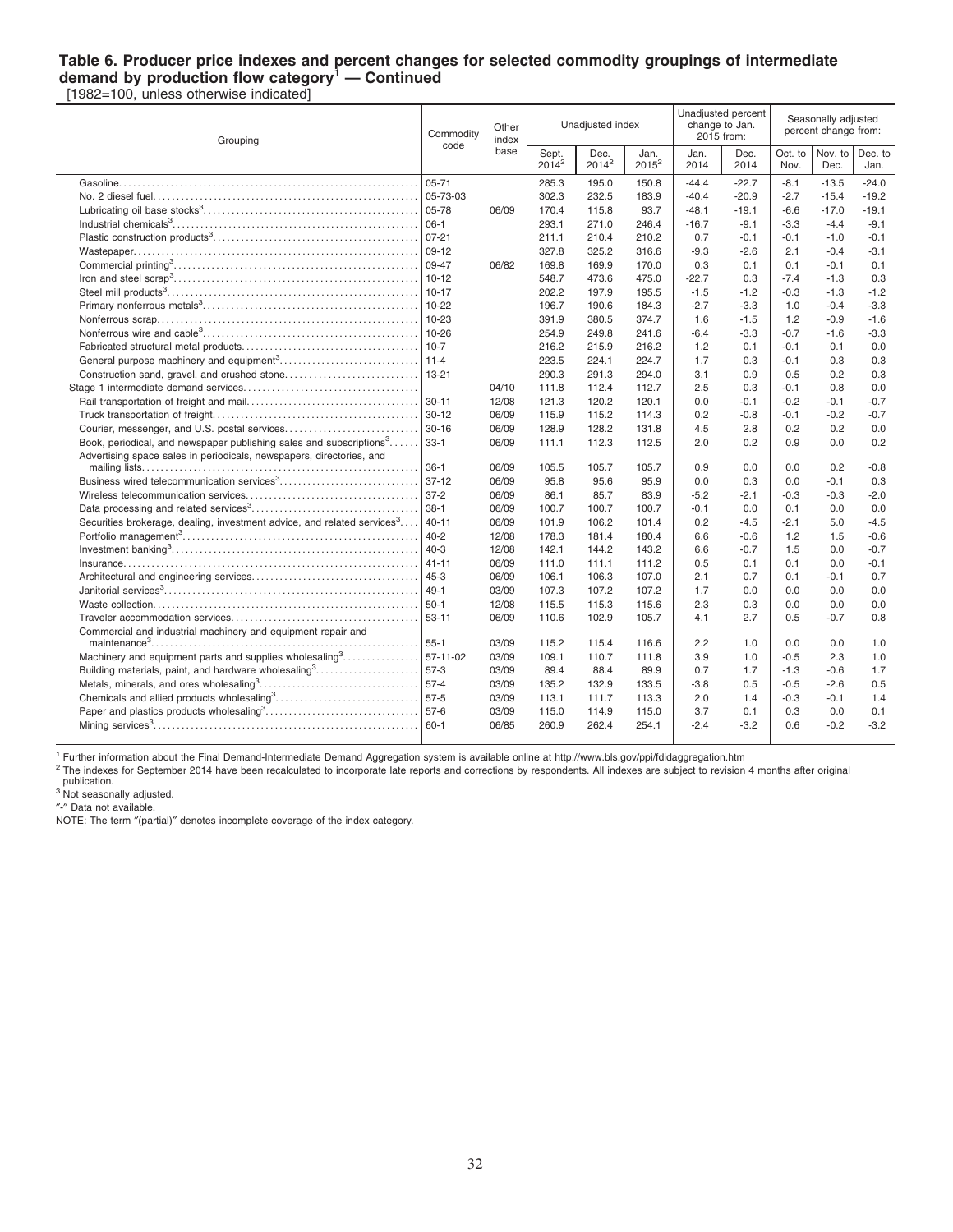## Table 6. Producer price indexes and percent changes for selected commodity groupings of intermediate demand by production flow category[1] — Continued

[1982=100, unless otherwise indicated]

| Grouping | Commodity code | Other index base | Unadjusted index | | | Unadjusted percent change to Jan. 2015 from: | | Seasonally adjusted percent change from: | | |
|---|---|---|---|---|---|---|---|---|---|---|
| | | | Sept. 2014[2] | Dec. 2014[2] | Jan. 2015[2] | Jan. 2014 | Dec. 2014 | Oct. to Nov. | Nov. to Dec. | Dec. to Jan. |
| Gasoline | 05-71 | | 285.3 | 195.0 | 150.8 | -44.4 | -22.7 | -8.1 | -13.5 | -24.0 |
| No. 2 diesel fuel | 05-73-03 | | 302.3 | 232.5 | 183.9 | -40.4 | -20.9 | -2.7 | -15.4 | -19.2 |
| Lubricating oil base stocks[3] | 05-78 | 06/09 | 170.4 | 115.8 | 93.7 | -48.1 | -19.1 | -6.6 | -17.0 | -19.1 |
| Industrial chemicals[3] | 06-1 | | 293.1 | 271.0 | 246.4 | -16.7 | -9.1 | -3.3 | -4.4 | -9.1 |
| Plastic construction products[3] | 07-21 | | 211.1 | 210.4 | 210.2 | 0.7 | -0.1 | -0.1 | -1.0 | -0.1 |
| Wastepaper | 09-12 | | 327.8 | 325.2 | 316.6 | -9.3 | -2.6 | 2.1 | -0.4 | -3.1 |
| Commercial printing[3] | 09-47 | 06/82 | 169.8 | 169.9 | 170.0 | 0.3 | 0.1 | 0.1 | -0.1 | 0.1 |
| Iron and steel scrap[3] | 10-12 | | 548.7 | 473.6 | 475.0 | -22.7 | 0.3 | -7.4 | -1.3 | 0.3 |
| Steel mill products[3] | 10-17 | | 202.2 | 197.9 | 195.5 | -1.5 | -1.2 | -0.3 | -1.3 | -1.2 |
| Primary nonferrous metals[3] | 10-22 | | 196.7 | 190.6 | 184.3 | -2.7 | -3.3 | 1.0 | -0.4 | -3.3 |
| Nonferrous scrap | 10-23 | | 391.9 | 380.5 | 374.7 | 1.6 | -1.5 | 1.2 | -0.9 | -1.6 |
| Nonferrous wire and cable[3] | 10-26 | | 254.9 | 249.8 | 241.6 | -6.4 | -3.3 | -0.7 | -1.6 | -3.3 |
| Fabricated structural metal products | 10-7 | | 216.2 | 215.9 | 216.2 | 1.2 | 0.1 | -0.1 | 0.1 | 0.0 |
| General purpose machinery and equipment[3] | 11-4 | | 223.5 | 224.1 | 224.7 | 1.7 | 0.3 | -0.1 | 0.3 | 0.3 |
| Construction sand, gravel, and crushed stone | 13-21 | | 290.3 | 291.3 | 294.0 | 3.1 | 0.9 | 0.5 | 0.2 | 0.3 |
| Stage 1 intermediate demand services | | 04/10 | 111.8 | 112.4 | 112.7 | 2.5 | 0.3 | -0.1 | 0.8 | 0.0 |
| Rail transportation of freight and mail | 30-11 | 12/08 | 121.3 | 120.2 | 120.1 | 0.0 | -0.1 | -0.2 | -0.1 | -0.7 |
| Truck transportation of freight | 30-12 | 06/09 | 115.9 | 115.2 | 114.3 | 0.2 | -0.8 | -0.1 | -0.2 | -0.7 |
| Courier, messenger, and U.S. postal services | 30-16 | 06/09 | 128.9 | 128.2 | 131.8 | 4.5 | 2.8 | 0.2 | 0.2 | 0.0 |
| Book, periodical, and newspaper publishing sales and subscriptions[3] | 33-1 | 06/09 | 111.1 | 112.3 | 112.5 | 2.0 | 0.2 | 0.9 | 0.0 | 0.2 |
| Advertising space sales in periodicals, newspapers, directories, and mailing lists | 36-1 | 06/09 | 105.5 | 105.7 | 105.7 | 0.9 | 0.0 | 0.0 | 0.2 | -0.8 |
| Business wired telecommunication services[3] | 37-12 | 06/09 | 95.8 | 95.6 | 95.9 | 0.0 | 0.3 | 0.0 | -0.1 | 0.3 |
| Wireless telecommunication services | 37-2 | 06/09 | 86.1 | 85.7 | 83.9 | -5.2 | -2.1 | -0.3 | -0.3 | -2.0 |
| Data processing and related services[3] | 38-1 | 06/09 | 100.7 | 100.7 | 100.7 | -0.1 | 0.0 | 0.1 | 0.0 | 0.0 |
| Securities brokerage, dealing, investment advice, and related services[3] | 40-11 | 06/09 | 101.9 | 106.2 | 101.4 | 0.2 | -4.5 | -2.1 | 5.0 | -4.5 |
| Portfolio management[3] | 40-2 | 12/08 | 178.3 | 181.4 | 180.4 | 6.6 | -0.6 | 1.2 | 1.5 | -0.6 |
| Investment banking[3] | 40-3 | 12/08 | 142.1 | 144.2 | 143.2 | 6.6 | -0.7 | 1.5 | 0.0 | -0.7 |
| Insurance | 41-11 | 06/09 | 111.0 | 111.1 | 111.2 | 0.5 | 0.1 | 0.1 | 0.0 | -0.1 |
| Architectural and engineering services | 45-3 | 06/09 | 106.1 | 106.3 | 107.0 | 2.1 | 0.7 | 0.1 | -0.1 | 0.7 |
| Janitorial services[3] | 49-1 | 03/09 | 107.3 | 107.2 | 107.2 | 1.7 | 0.0 | 0.0 | 0.0 | 0.0 |
| Waste collection | 50-1 | 12/08 | 115.5 | 115.3 | 115.6 | 2.3 | 0.3 | 0.0 | 0.0 | 0.0 |
| Traveler accommodation services | 53-11 | 06/09 | 110.6 | 102.9 | 105.7 | 4.1 | 2.7 | 0.5 | -0.7 | 0.8 |
| Commercial and industrial machinery and equipment repair and maintenance[3] | 55-1 | 03/09 | 115.2 | 115.4 | 116.6 | 2.2 | 1.0 | 0.0 | 0.0 | 1.0 |
| Machinery and equipment parts and supplies wholesaling[3] | 57-11-02 | 03/09 | 109.1 | 110.7 | 111.8 | 3.9 | 1.0 | -0.5 | 2.3 | 1.0 |
| Building materials, paint, and hardware wholesaling[3] | 57-3 | 03/09 | 89.4 | 88.4 | 89.9 | 0.7 | 1.7 | -1.3 | -0.6 | 1.7 |
| Metals, minerals, and ores wholesaling[3] | 57-4 | 03/09 | 135.2 | 132.9 | 133.5 | -3.8 | 0.5 | -0.5 | -2.6 | 0.5 |
| Chemicals and allied products wholesaling[3] | 57-5 | 03/09 | 113.1 | 111.7 | 113.3 | 2.0 | 1.4 | -0.3 | -0.1 | 1.4 |
| Paper and plastics products wholesaling[3] | 57-6 | 03/09 | 115.0 | 114.9 | 115.0 | 3.7 | 0.1 | 0.3 | 0.0 | 0.1 |
| Mining services[3] | 60-1 | 06/85 | 260.9 | 262.4 | 254.1 | -2.4 | -3.2 | 0.6 | -0.2 | -3.2 |

[1] Further information about the Final Demand-Intermediate Demand Aggregation system is available online at http://www.bls.gov/ppi/fdidaggregation.htm

[2] The indexes for September 2014 have been recalculated to incorporate late reports and corrections by respondents. All indexes are subject to revision 4 months after original publication.

[3] Not seasonally adjusted.

"-" Data not available.

NOTE: The term "(partial)" denotes incomplete coverage of the index category.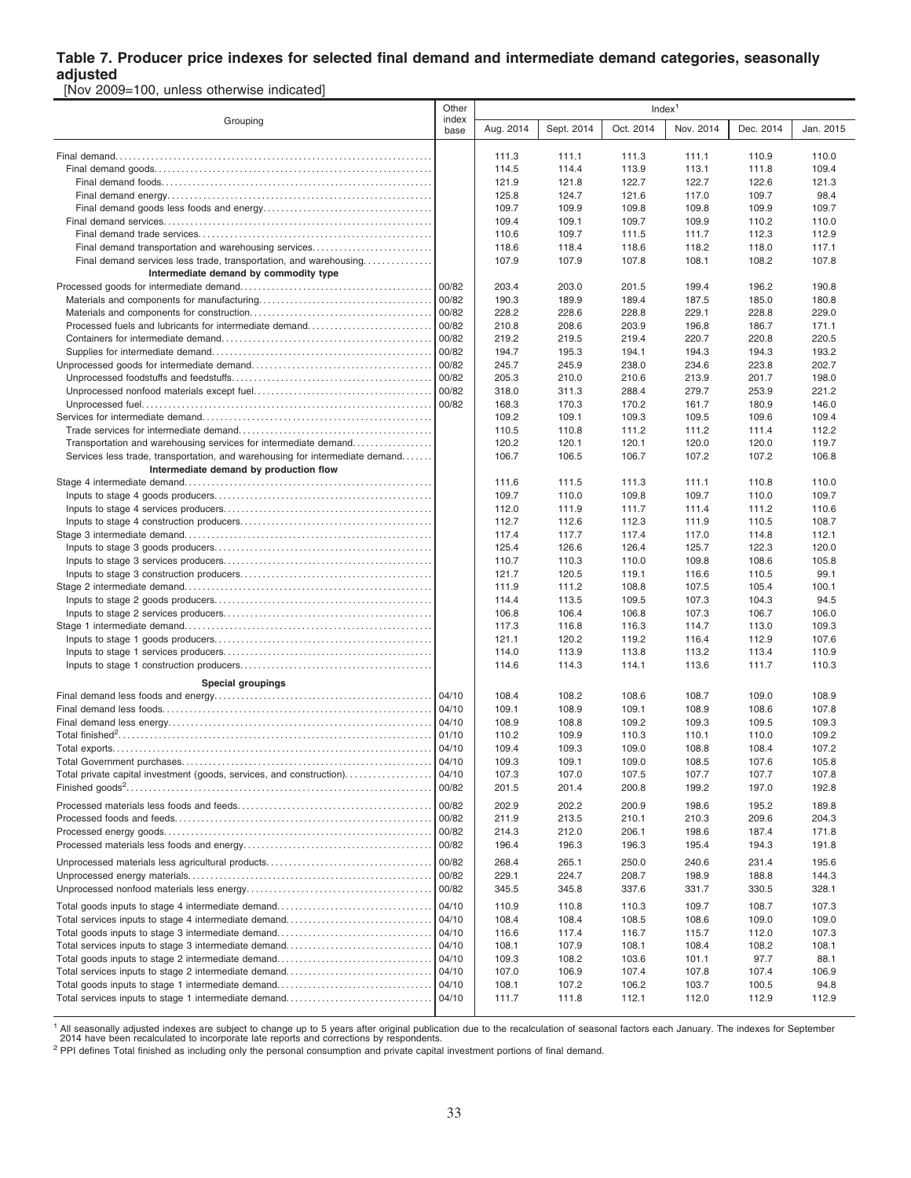### Table 7. Producer price indexes for selected final demand and intermediate demand categories, seasonally adjusted

[Nov 2009=100, unless otherwise indicated]

| Grouping | Other index base | Index[1] Aug. 2014 | Sept. 2014 | Oct. 2014 | Nov. 2014 | Dec. 2014 | Jan. 2015 |
|---|---|---|---|---|---|---|---|
| Final demand | | 111.3 | 111.1 | 111.3 | 111.1 | 110.9 | 110.0 |
| Final demand goods | | 114.5 | 114.4 | 113.9 | 113.1 | 111.8 | 109.4 |
| Final demand foods | | 121.9 | 121.8 | 122.7 | 122.7 | 122.6 | 121.3 |
| Final demand energy | | 125.8 | 124.7 | 121.6 | 117.0 | 109.7 | 98.4 |
| Final demand goods less foods and energy | | 109.7 | 109.9 | 109.8 | 109.8 | 109.9 | 109.7 |
| Final demand services | | 109.4 | 109.1 | 109.7 | 109.9 | 110.2 | 110.0 |
| Final demand trade services | | 110.6 | 109.7 | 111.5 | 111.7 | 112.3 | 112.9 |
| Final demand transportation and warehousing services | | 118.6 | 118.4 | 118.6 | 118.2 | 118.0 | 117.1 |
| Final demand services less trade, transportation, and warehousing | | 107.9 | 107.9 | 107.8 | 108.1 | 108.2 | 107.8 |
| **Intermediate demand by commodity type** | | | | | | | |
| Processed goods for intermediate demand | 00/82 | 203.4 | 203.0 | 201.5 | 199.4 | 196.2 | 190.8 |
| Materials and components for manufacturing | 00/82 | 190.3 | 189.9 | 189.4 | 187.5 | 185.0 | 180.8 |
| Materials and components for construction | 00/82 | 228.2 | 228.6 | 228.8 | 229.1 | 228.8 | 229.0 |
| Processed fuels and lubricants for intermediate demand | 00/82 | 210.8 | 208.6 | 203.9 | 196.8 | 186.7 | 171.1 |
| Containers for intermediate demand | 00/82 | 219.2 | 219.5 | 219.4 | 220.7 | 220.8 | 220.5 |
| Supplies for intermediate demand | 00/82 | 194.7 | 195.3 | 194.1 | 194.3 | 194.3 | 193.2 |
| Unprocessed goods for intermediate demand | 00/82 | 245.7 | 245.9 | 238.0 | 234.6 | 223.8 | 202.7 |
| Unprocessed foodstuffs and feedstuffs | 00/82 | 205.3 | 210.0 | 210.6 | 213.9 | 201.7 | 198.0 |
| Unprocessed nonfood materials except fuel | 00/82 | 318.0 | 311.3 | 288.4 | 279.7 | 253.9 | 221.2 |
| Unprocessed fuel | 00/82 | 168.3 | 170.3 | 170.2 | 161.7 | 180.9 | 146.0 |
| Services for intermediate demand | | 109.2 | 109.1 | 109.3 | 109.5 | 109.6 | 109.4 |
| Trade services for intermediate demand | | 110.5 | 110.8 | 111.2 | 111.2 | 111.4 | 112.2 |
| Transportation and warehousing services for intermediate demand | | 120.2 | 120.1 | 120.1 | 120.0 | 120.0 | 119.7 |
| Services less trade, transportation, and warehousing for intermediate demand | | 106.7 | 106.5 | 106.7 | 107.2 | 107.2 | 106.8 |
| **Intermediate demand by production flow** | | | | | | | |
| Stage 4 intermediate demand | | 111.6 | 111.5 | 111.3 | 111.1 | 110.8 | 110.0 |
| Inputs to stage 4 goods producers | | 109.7 | 110.0 | 109.8 | 109.7 | 110.0 | 109.7 |
| Inputs to stage 4 services producers | | 112.0 | 111.9 | 111.7 | 111.4 | 111.2 | 110.6 |
| Inputs to stage 4 construction producers | | 112.7 | 112.6 | 112.3 | 111.9 | 110.5 | 108.7 |
| Stage 3 intermediate demand | | 117.4 | 117.7 | 117.4 | 117.0 | 114.8 | 112.1 |
| Inputs to stage 3 goods producers | | 125.4 | 126.6 | 126.4 | 125.7 | 122.3 | 120.0 |
| Inputs to stage 3 services producers | | 110.7 | 110.3 | 110.0 | 109.8 | 108.6 | 105.8 |
| Inputs to stage 3 construction producers | | 121.7 | 120.5 | 119.1 | 116.6 | 110.5 | 99.1 |
| Stage 2 intermediate demand | | 111.9 | 111.2 | 108.8 | 107.5 | 105.4 | 100.1 |
| Inputs to stage 2 goods producers | | 114.4 | 113.5 | 109.5 | 107.3 | 104.3 | 94.5 |
| Inputs to stage 2 services producers | | 106.8 | 106.4 | 106.8 | 107.3 | 106.7 | 106.0 |
| Stage 1 intermediate demand | | 117.3 | 116.8 | 116.3 | 114.7 | 113.0 | 109.3 |
| Inputs to stage 1 goods producers | | 121.1 | 120.2 | 119.2 | 116.4 | 112.9 | 107.6 |
| Inputs to stage 1 services producers | | 114.0 | 113.9 | 113.8 | 113.2 | 113.4 | 110.9 |
| Inputs to stage 1 construction producers | | 114.6 | 114.3 | 114.1 | 113.6 | 111.7 | 110.3 |
| **Special groupings** | | | | | | | |
| Final demand less foods and energy | 04/10 | 108.4 | 108.2 | 108.6 | 108.7 | 109.0 | 108.9 |
| Final demand less foods | 04/10 | 109.1 | 108.9 | 109.1 | 108.9 | 108.6 | 107.8 |
| Final demand less energy | 04/10 | 108.9 | 108.8 | 109.2 | 109.3 | 109.5 | 109.3 |
| Total finished[2] | 01/10 | 110.2 | 109.9 | 110.3 | 110.1 | 110.0 | 109.2 |
| Total exports | 04/10 | 109.4 | 109.3 | 109.0 | 108.8 | 108.4 | 107.2 |
| Total Government purchases | 04/10 | 109.3 | 109.1 | 109.0 | 108.5 | 107.6 | 105.8 |
| Total private capital investment (goods, services, and construction) | 04/10 | 107.3 | 107.0 | 107.5 | 107.7 | 107.7 | 107.8 |
| Finished goods[2] | 00/82 | 201.5 | 201.4 | 200.8 | 199.2 | 197.0 | 192.8 |
| Processed materials less foods and feeds | 00/82 | 202.9 | 202.2 | 200.9 | 198.6 | 195.2 | 189.8 |
| Processed foods and feeds | 00/82 | 211.9 | 213.5 | 210.1 | 210.3 | 209.6 | 204.3 |
| Processed energy goods | 00/82 | 214.3 | 212.0 | 206.1 | 198.6 | 187.4 | 171.8 |
| Processed materials less foods and energy | 00/82 | 196.4 | 196.3 | 196.3 | 195.4 | 194.3 | 191.8 |
| Unprocessed materials less agricultural products | 00/82 | 268.4 | 265.1 | 250.0 | 240.6 | 231.4 | 195.6 |
| Unprocessed energy materials | 00/82 | 229.1 | 224.7 | 208.7 | 198.9 | 188.8 | 144.3 |
| Unprocessed nonfood materials less energy | 00/82 | 345.5 | 345.8 | 337.6 | 331.7 | 330.5 | 328.1 |
| Total goods inputs to stage 4 intermediate demand | 04/10 | 110.9 | 110.8 | 110.3 | 109.7 | 108.7 | 107.3 |
| Total services inputs to stage 4 intermediate demand | 04/10 | 108.4 | 108.4 | 108.5 | 108.6 | 109.0 | 109.0 |
| Total goods inputs to stage 3 intermediate demand | 04/10 | 116.6 | 117.4 | 116.7 | 115.7 | 112.0 | 107.3 |
| Total services inputs to stage 3 intermediate demand | 04/10 | 108.1 | 107.9 | 108.1 | 108.4 | 108.2 | 108.1 |
| Total goods inputs to stage 2 intermediate demand | 04/10 | 109.3 | 108.2 | 103.6 | 101.1 | 97.7 | 88.1 |
| Total services inputs to stage 2 intermediate demand | 04/10 | 107.0 | 106.9 | 107.4 | 107.8 | 107.4 | 106.9 |
| Total goods inputs to stage 1 intermediate demand | 04/10 | 108.1 | 107.2 | 106.2 | 103.7 | 100.5 | 94.8 |
| Total services inputs to stage 1 intermediate demand | 04/10 | 111.7 | 111.8 | 112.1 | 112.0 | 112.9 | 112.9 |

[1] All seasonally adjusted indexes are subject to change up to 5 years after original publication due to the recalculation of seasonal factors each January. The indexes for September 2014 have been recalculated to incorporate late reports and corrections by respondents.

[2] PPI defines Total finished as including only the personal consumption and private capital investment portions of final demand.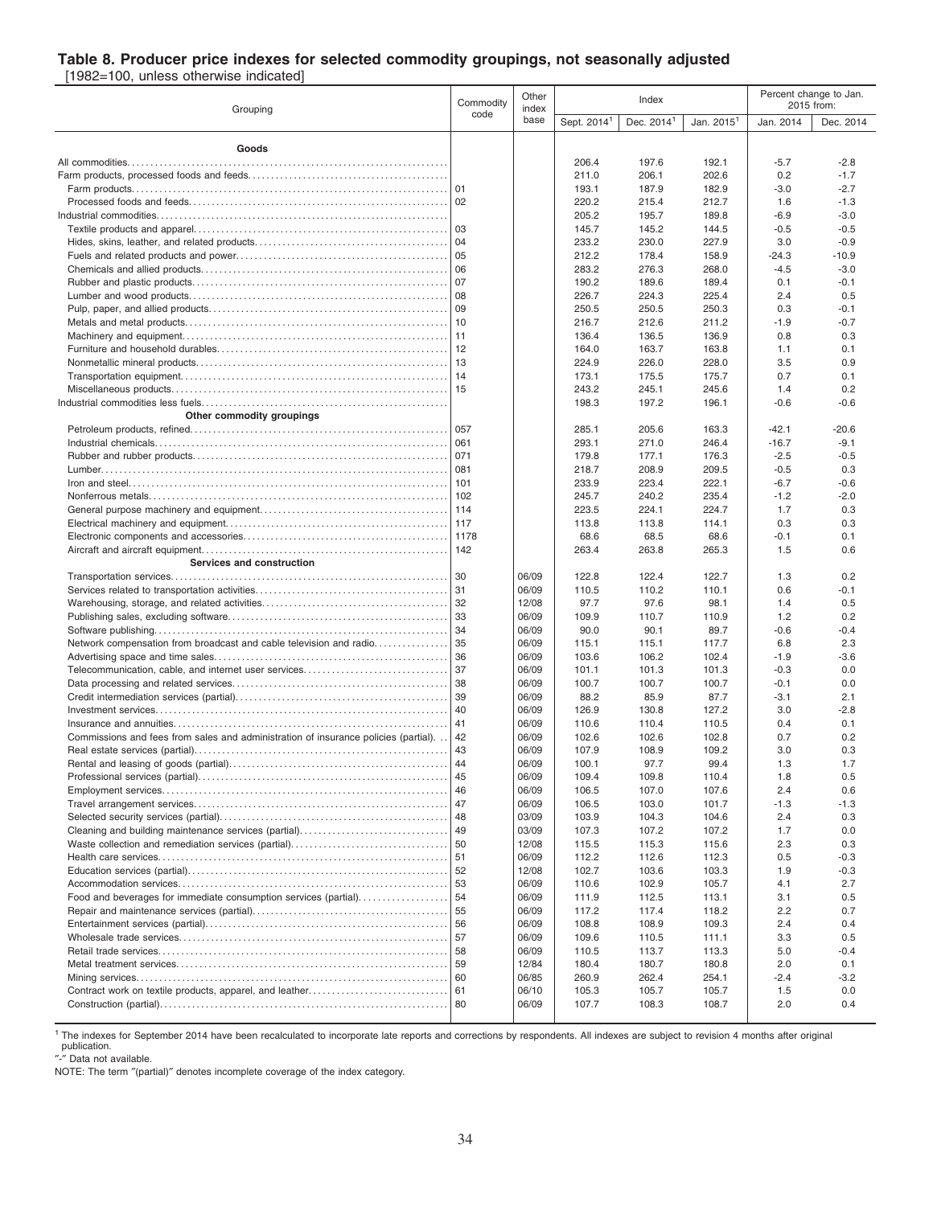## Table 8. Producer price indexes for selected commodity groupings, not seasonally adjusted

[1982=100, unless otherwise indicated]

| Grouping | Commodity code | Other index base | Index | | | Percent change to Jan. 2015 from: | |
|---|---|---|---|---|---|---|---|
| | | | Sept. 2014[1] | Dec. 2014[1] | Jan. 2015[1] | Jan. 2014 | Dec. 2014 |
| **Goods** | | | | | | | |
| All commodities | | | 206.4 | 197.6 | 192.1 | -5.7 | -2.8 |
| Farm products, processed foods and feeds | | | 211.0 | 206.1 | 202.6 | 0.2 | -1.7 |
| Farm products | 01 | | 193.1 | 187.9 | 182.9 | -3.0 | -2.7 |
| Processed foods and feeds | 02 | | 220.2 | 215.4 | 212.7 | 1.6 | -1.3 |
| Industrial commodities | | | 205.2 | 195.7 | 189.8 | -6.9 | -3.0 |
| Textile products and apparel | 03 | | 145.7 | 145.2 | 144.5 | -0.5 | -0.5 |
| Hides, skins, leather, and related products | 04 | | 233.2 | 230.0 | 227.9 | 3.0 | -0.9 |
| Fuels and related products and power | 05 | | 212.2 | 178.4 | 158.9 | -24.3 | -10.9 |
| Chemicals and allied products | 06 | | 283.2 | 276.3 | 268.0 | -4.5 | -3.0 |
| Rubber and plastic products | 07 | | 190.2 | 189.6 | 189.4 | 0.1 | -0.1 |
| Lumber and wood products | 08 | | 226.7 | 224.3 | 225.4 | 2.4 | 0.5 |
| Pulp, paper, and allied products | 09 | | 250.5 | 250.5 | 250.3 | 0.3 | -0.1 |
| Metals and metal products | 10 | | 216.7 | 212.6 | 211.2 | -1.9 | -0.7 |
| Machinery and equipment | 11 | | 136.4 | 136.5 | 136.9 | 0.8 | 0.3 |
| Furniture and household durables | 12 | | 164.0 | 163.7 | 163.8 | 1.1 | 0.1 |
| Nonmetallic mineral products | 13 | | 224.9 | 226.0 | 228.0 | 3.5 | 0.9 |
| Transportation equipment | 14 | | 173.1 | 175.5 | 175.7 | 0.7 | 0.1 |
| Miscellaneous products | 15 | | 243.2 | 245.1 | 245.6 | 1.4 | 0.2 |
| Industrial commodities less fuels | | | 198.3 | 197.2 | 196.1 | -0.6 | -0.6 |
| **Other commodity groupings** | | | | | | | |
| Petroleum products, refined | 057 | | 285.1 | 205.6 | 163.3 | -42.1 | -20.6 |
| Industrial chemicals | 061 | | 293.1 | 271.0 | 246.4 | -16.7 | -9.1 |
| Rubber and rubber products | 071 | | 179.8 | 177.1 | 176.3 | -2.5 | -0.5 |
| Lumber | 081 | | 218.7 | 208.9 | 209.5 | -0.5 | 0.3 |
| Iron and steel | 101 | | 233.9 | 223.4 | 222.1 | -6.7 | -0.6 |
| Nonferrous metals | 102 | | 245.7 | 240.2 | 235.4 | -1.2 | -2.0 |
| General purpose machinery and equipment | 114 | | 223.5 | 224.1 | 224.7 | 1.7 | 0.3 |
| Electrical machinery and equipment | 117 | | 113.8 | 113.8 | 114.1 | 0.3 | 0.3 |
| Electronic components and accessories | 1178 | | 68.6 | 68.5 | 68.6 | -0.1 | 0.1 |
| Aircraft and aircraft equipment | 142 | | 263.4 | 263.8 | 265.3 | 1.5 | 0.6 |
| **Services and construction** | | | | | | | |
| Transportation services | 30 | 06/09 | 122.8 | 122.4 | 122.7 | 1.3 | 0.2 |
| Services related to transportation activities | 31 | 06/09 | 110.5 | 110.2 | 110.1 | 0.6 | -0.1 |
| Warehousing, storage, and related activities | 32 | 12/08 | 97.7 | 97.6 | 98.1 | 1.4 | 0.5 |
| Publishing sales, excluding software | 33 | 06/09 | 109.9 | 110.7 | 110.9 | 1.2 | 0.2 |
| Software publishing | 34 | 06/09 | 90.0 | 90.1 | 89.7 | -0.6 | -0.4 |
| Network compensation from broadcast and cable television and radio | 35 | 06/09 | 115.1 | 115.1 | 117.7 | 6.8 | 2.3 |
| Advertising space and time sales | 36 | 06/09 | 103.6 | 106.2 | 102.4 | -1.9 | -3.6 |
| Telecommunication, cable, and internet user services | 37 | 06/09 | 101.1 | 101.3 | 101.3 | -0.3 | 0.0 |
| Data processing and related services | 38 | 06/09 | 100.7 | 100.7 | 100.7 | -0.1 | 0.0 |
| Credit intermediation services (partial) | 39 | 06/09 | 88.2 | 85.9 | 87.7 | -3.1 | 2.1 |
| Investment services | 40 | 06/09 | 126.9 | 130.8 | 127.2 | 3.0 | -2.8 |
| Insurance and annuities | 41 | 06/09 | 110.6 | 110.4 | 110.5 | 0.4 | 0.1 |
| Commissions and fees from sales and administration of insurance policies (partial) | 42 | 06/09 | 102.6 | 102.6 | 102.8 | 0.7 | 0.2 |
| Real estate services (partial) | 43 | 06/09 | 107.9 | 108.9 | 109.2 | 3.0 | 0.3 |
| Rental and leasing of goods (partial) | 44 | 06/09 | 100.1 | 97.7 | 99.4 | 1.3 | 1.7 |
| Professional services (partial) | 45 | 06/09 | 109.4 | 109.8 | 110.4 | 1.8 | 0.5 |
| Employment services | 46 | 06/09 | 106.5 | 107.0 | 107.6 | 2.4 | 0.6 |
| Travel arrangement services | 47 | 06/09 | 106.5 | 103.0 | 101.7 | -1.3 | -1.3 |
| Selected security services (partial) | 48 | 03/09 | 103.9 | 104.3 | 104.6 | 2.4 | 0.3 |
| Cleaning and building maintenance services (partial) | 49 | 03/09 | 107.3 | 107.2 | 107.2 | 1.7 | 0.0 |
| Waste collection and remediation services (partial) | 50 | 12/08 | 115.5 | 115.3 | 115.6 | 2.3 | 0.3 |
| Health care services | 51 | 06/09 | 112.2 | 112.6 | 112.3 | 0.5 | -0.3 |
| Education services (partial) | 52 | 12/08 | 102.7 | 103.6 | 103.3 | 1.9 | -0.3 |
| Accommodation services | 53 | 06/09 | 110.6 | 102.9 | 105.7 | 4.1 | 2.7 |
| Food and beverages for immediate consumption services (partial) | 54 | 06/09 | 111.9 | 112.5 | 113.1 | 3.1 | 0.5 |
| Repair and maintenance services (partial) | 55 | 06/09 | 117.2 | 117.4 | 118.2 | 2.2 | 0.7 |
| Entertainment services (partial) | 56 | 06/09 | 108.8 | 108.9 | 109.3 | 2.4 | 0.4 |
| Wholesale trade services | 57 | 06/09 | 109.6 | 110.5 | 111.1 | 3.3 | 0.5 |
| Retail trade services | 58 | 06/09 | 110.5 | 113.7 | 113.3 | 5.0 | -0.4 |
| Metal treatment services | 59 | 12/84 | 180.4 | 180.7 | 180.8 | 2.0 | 0.1 |
| Mining services | 60 | 06/85 | 260.9 | 262.4 | 254.1 | -2.4 | -3.2 |
| Contract work on textile products, apparel, and leather | 61 | 06/10 | 105.3 | 105.7 | 105.7 | 1.5 | 0.0 |
| Construction (partial) | 80 | 06/09 | 107.7 | 108.3 | 108.7 | 2.0 | 0.4 |

[1] The indexes for September 2014 have been recalculated to incorporate late reports and corrections by respondents. All indexes are subject to revision 4 months after original publication.

"-" Data not available.

NOTE: The term "(partial)" denotes incomplete coverage of the index category.